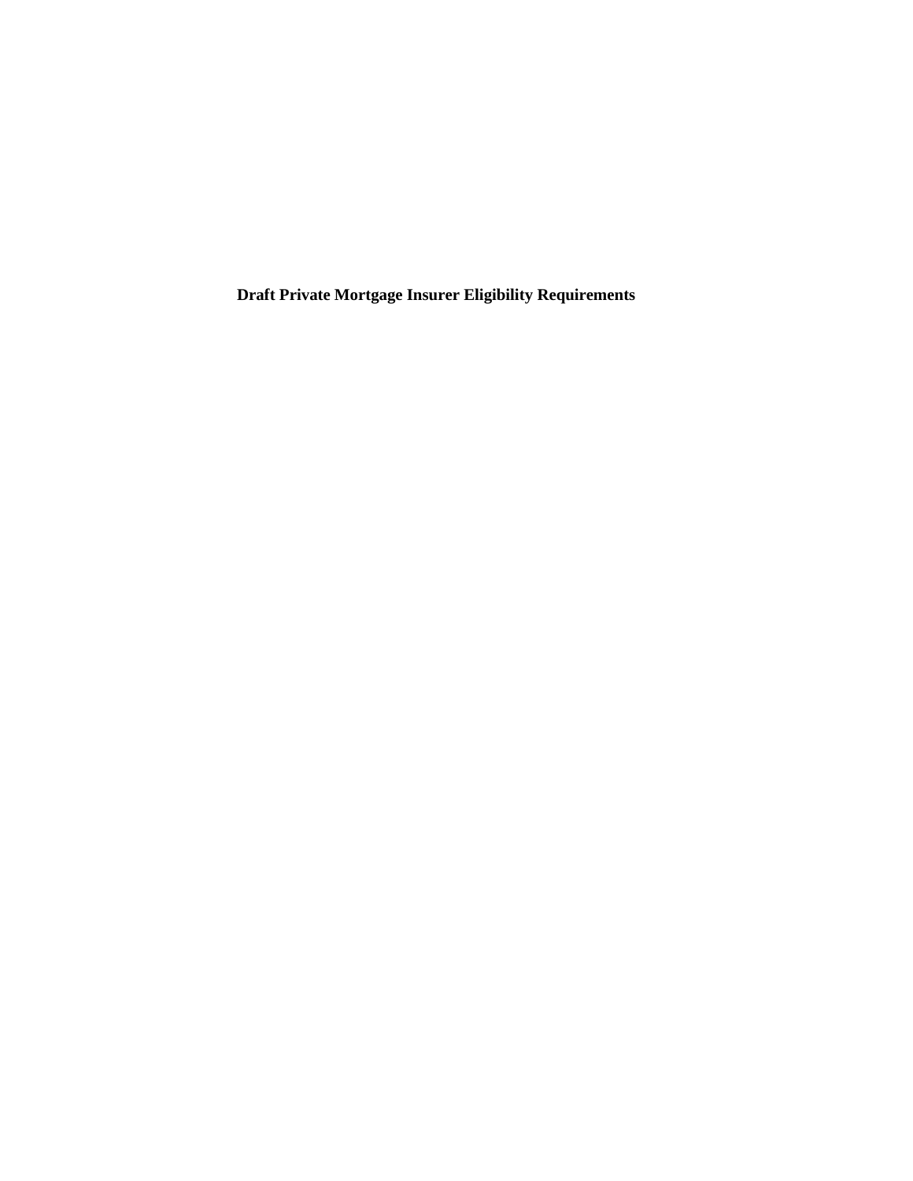# Draft Private Mortgage Insurer Eligibility Requirements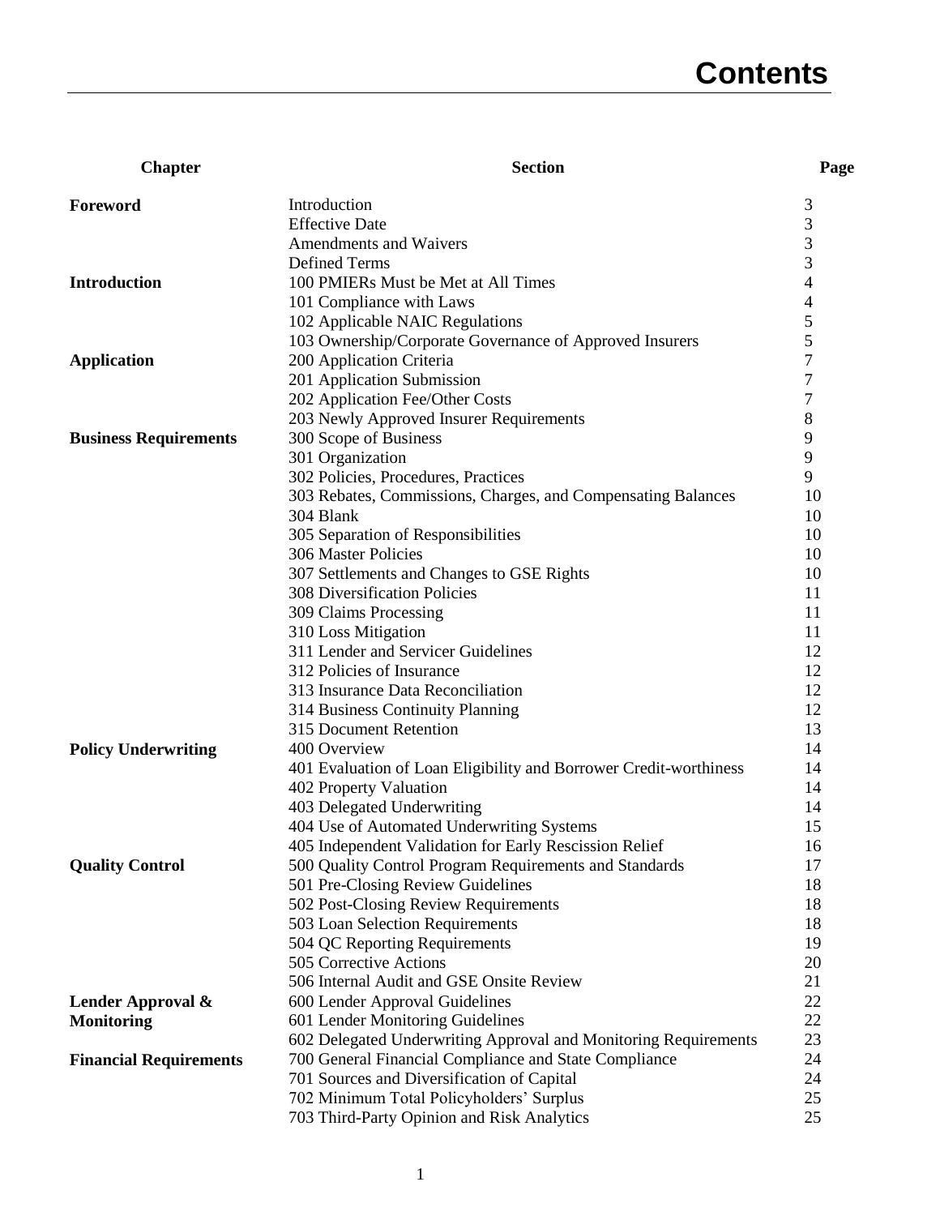# Contents

| Chapter | Section | Page |
|---|---|---|
| **Foreword** | Introduction | 3 |
| | Effective Date | 3 |
| | Amendments and Waivers | 3 |
| | Defined Terms | 3 |
| **Introduction** | 100 PMIERs Must be Met at All Times | 4 |
| | 101 Compliance with Laws | 4 |
| | 102 Applicable NAIC Regulations | 5 |
| | 103 Ownership/Corporate Governance of Approved Insurers | 5 |
| **Application** | 200 Application Criteria | 7 |
| | 201 Application Submission | 7 |
| | 202 Application Fee/Other Costs | 7 |
| | 203 Newly Approved Insurer Requirements | 8 |
| **Business Requirements** | 300 Scope of Business | 9 |
| | 301 Organization | 9 |
| | 302 Policies, Procedures, Practices | 9 |
| | 303 Rebates, Commissions, Charges, and Compensating Balances | 10 |
| | 304 Blank | 10 |
| | 305 Separation of Responsibilities | 10 |
| | 306 Master Policies | 10 |
| | 307 Settlements and Changes to GSE Rights | 10 |
| | 308 Diversification Policies | 11 |
| | 309 Claims Processing | 11 |
| | 310 Loss Mitigation | 11 |
| | 311 Lender and Servicer Guidelines | 12 |
| | 312 Policies of Insurance | 12 |
| | 313 Insurance Data Reconciliation | 12 |
| | 314 Business Continuity Planning | 12 |
| | 315 Document Retention | 13 |
| **Policy Underwriting** | 400 Overview | 14 |
| | 401 Evaluation of Loan Eligibility and Borrower Credit-worthiness | 14 |
| | 402 Property Valuation | 14 |
| | 403 Delegated Underwriting | 14 |
| | 404 Use of Automated Underwriting Systems | 15 |
| | 405 Independent Validation for Early Rescission Relief | 16 |
| **Quality Control** | 500 Quality Control Program Requirements and Standards | 17 |
| | 501 Pre-Closing Review Guidelines | 18 |
| | 502 Post-Closing Review Requirements | 18 |
| | 503 Loan Selection Requirements | 18 |
| | 504 QC Reporting Requirements | 19 |
| | 505 Corrective Actions | 20 |
| | 506 Internal Audit and GSE Onsite Review | 21 |
| **Lender Approval & Monitoring** | 600 Lender Approval Guidelines | 22 |
| | 601 Lender Monitoring Guidelines | 22 |
| | 602 Delegated Underwriting Approval and Monitoring Requirements | 23 |
| **Financial Requirements** | 700 General Financial Compliance and State Compliance | 24 |
| | 701 Sources and Diversification of Capital | 24 |
| | 702 Minimum Total Policyholders' Surplus | 25 |
| | 703 Third-Party Opinion and Risk Analytics | 25 |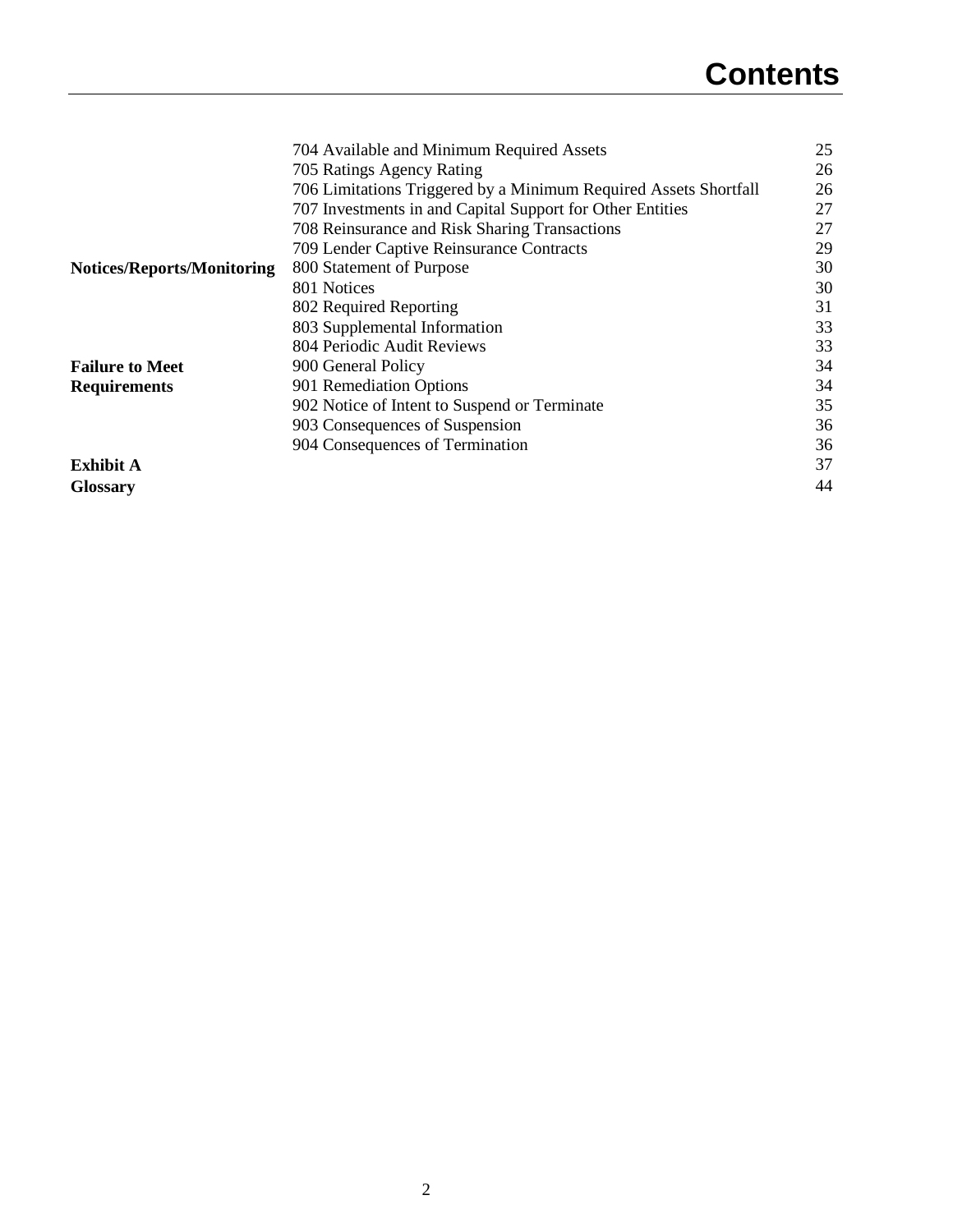# Contents

| | | |
|---|---|---|
| | 704 Available and Minimum Required Assets | 25 |
| | 705 Ratings Agency Rating | 26 |
| | 706 Limitations Triggered by a Minimum Required Assets Shortfall | 26 |
| | 707 Investments in and Capital Support for Other Entities | 27 |
| | 708 Reinsurance and Risk Sharing Transactions | 27 |
| | 709 Lender Captive Reinsurance Contracts | 29 |
| **Notices/Reports/Monitoring** | 800 Statement of Purpose | 30 |
| | 801 Notices | 30 |
| | 802 Required Reporting | 31 |
| | 803 Supplemental Information | 33 |
| | 804 Periodic Audit Reviews | 33 |
| **Failure to Meet Requirements** | 900 General Policy | 34 |
| | 901 Remediation Options | 34 |
| | 902 Notice of Intent to Suspend or Terminate | 35 |
| | 903 Consequences of Suspension | 36 |
| | 904 Consequences of Termination | 36 |
| **Exhibit A** | | 37 |
| **Glossary** | | 44 |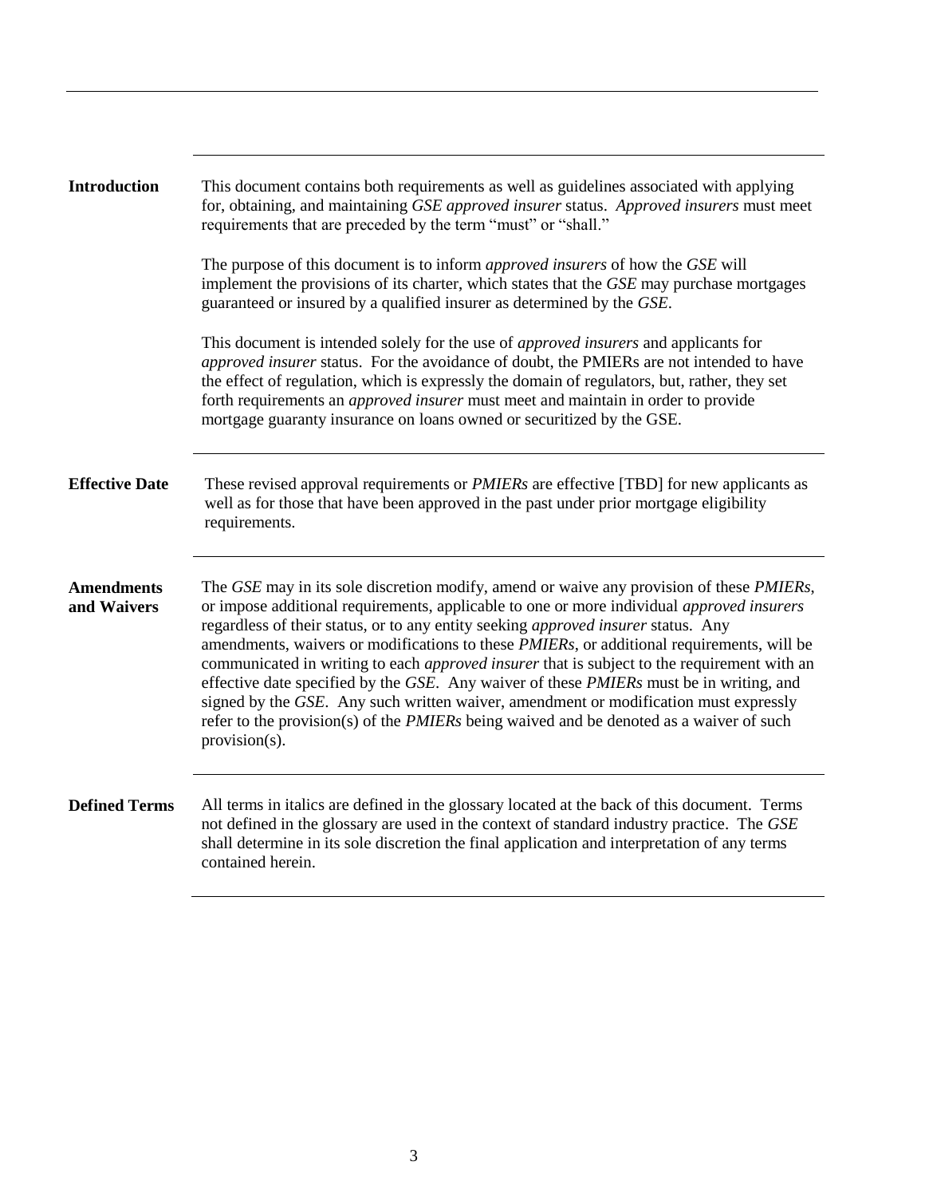## Introduction

This document contains both requirements as well as guidelines associated with applying for, obtaining, and maintaining *GSE approved insurer* status. *Approved insurers* must meet requirements that are preceded by the term "must" or "shall."

The purpose of this document is to inform *approved insurers* of how the *GSE* will implement the provisions of its charter, which states that the *GSE* may purchase mortgages guaranteed or insured by a qualified insurer as determined by the *GSE*.

This document is intended solely for the use of *approved insurers* and applicants for *approved insurer* status. For the avoidance of doubt, the PMIERs are not intended to have the effect of regulation, which is expressly the domain of regulators, but, rather, they set forth requirements an *approved insurer* must meet and maintain in order to provide mortgage guaranty insurance on loans owned or securitized by the GSE.

## Effective Date

These revised approval requirements or *PMIERs* are effective [TBD] for new applicants as well as for those that have been approved in the past under prior mortgage eligibility requirements.

## Amendments and Waivers

The *GSE* may in its sole discretion modify, amend or waive any provision of these *PMIERs*, or impose additional requirements, applicable to one or more individual *approved insurers* regardless of their status, or to any entity seeking *approved insurer* status. Any amendments, waivers or modifications to these *PMIERs*, or additional requirements, will be communicated in writing to each *approved insurer* that is subject to the requirement with an effective date specified by the *GSE*. Any waiver of these *PMIERs* must be in writing, and signed by the *GSE*. Any such written waiver, amendment or modification must expressly refer to the provision(s) of the *PMIERs* being waived and be denoted as a waiver of such provision(s).

## Defined Terms

All terms in italics are defined in the glossary located at the back of this document. Terms not defined in the glossary are used in the context of standard industry practice. The *GSE* shall determine in its sole discretion the final application and interpretation of any terms contained herein.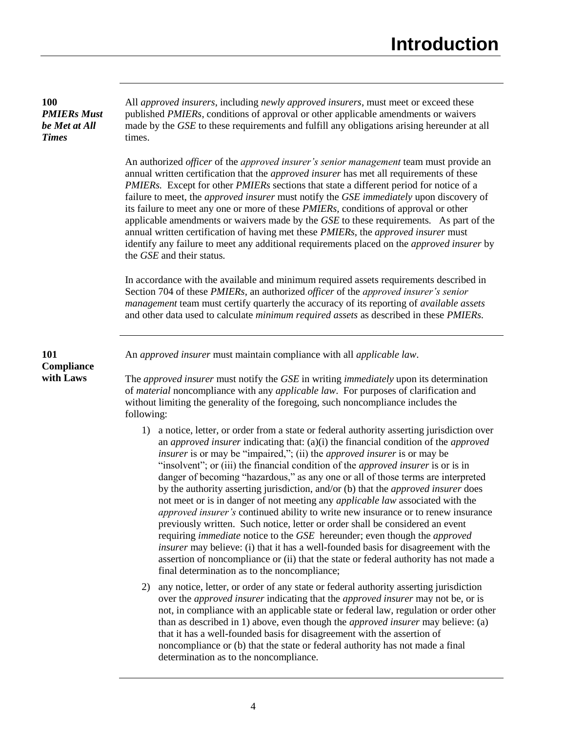# Introduction

**100**
***PMIERs Must be Met at All Times***

All *approved insurers*, including *newly approved insurers*, must meet or exceed these published *PMIERs*, conditions of approval or other applicable amendments or waivers made by the *GSE* to these requirements and fulfill any obligations arising hereunder at all times.

An authorized *officer* of the *approved insurer's senior management* team must provide an annual written certification that the *approved insurer* has met all requirements of these *PMIERs.* Except for other *PMIERs* sections that state a different period for notice of a failure to meet, the *approved insurer* must notify the *GSE immediately* upon discovery of its failure to meet any one or more of these *PMIERs*, conditions of approval or other applicable amendments or waivers made by the *GSE* to these requirements. As part of the annual written certification of having met these *PMIERs*, the *approved insurer* must identify any failure to meet any additional requirements placed on the *approved insurer* by the *GSE* and their status.

In accordance with the available and minimum required assets requirements described in Section 704 of these *PMIERs*, an authorized *officer* of the *approved insurer's senior management* team must certify quarterly the accuracy of its reporting of *available assets* and other data used to calculate *minimum required assets* as described in these *PMIERs*.

**101**
**Compliance with Laws**

An *approved insurer* must maintain compliance with all *applicable law*.

The *approved insurer* must notify the *GSE* in writing *immediately* upon its determination of *material* noncompliance with any *applicable law*. For purposes of clarification and without limiting the generality of the foregoing, such noncompliance includes the following:

1) a notice, letter, or order from a state or federal authority asserting jurisdiction over an *approved insurer* indicating that: (a)(i) the financial condition of the *approved insurer* is or may be "impaired,"; (ii) the *approved insurer* is or may be "insolvent"; or (iii) the financial condition of the *approved insurer* is or is in danger of becoming "hazardous," as any one or all of those terms are interpreted by the authority asserting jurisdiction, and/or (b) that the *approved insurer* does not meet or is in danger of not meeting any *applicable law* associated with the *approved insurer's* continued ability to write new insurance or to renew insurance previously written. Such notice, letter or order shall be considered an event requiring *immediate* notice to the *GSE* hereunder; even though the *approved insurer* may believe: (i) that it has a well-founded basis for disagreement with the assertion of noncompliance or (ii) that the state or federal authority has not made a final determination as to the noncompliance;

2) any notice, letter, or order of any state or federal authority asserting jurisdiction over the *approved insurer* indicating that the *approved insurer* may not be, or is not, in compliance with an applicable state or federal law, regulation or order other than as described in 1) above, even though the *approved insurer* may believe: (a) that it has a well-founded basis for disagreement with the assertion of noncompliance or (b) that the state or federal authority has not made a final determination as to the noncompliance.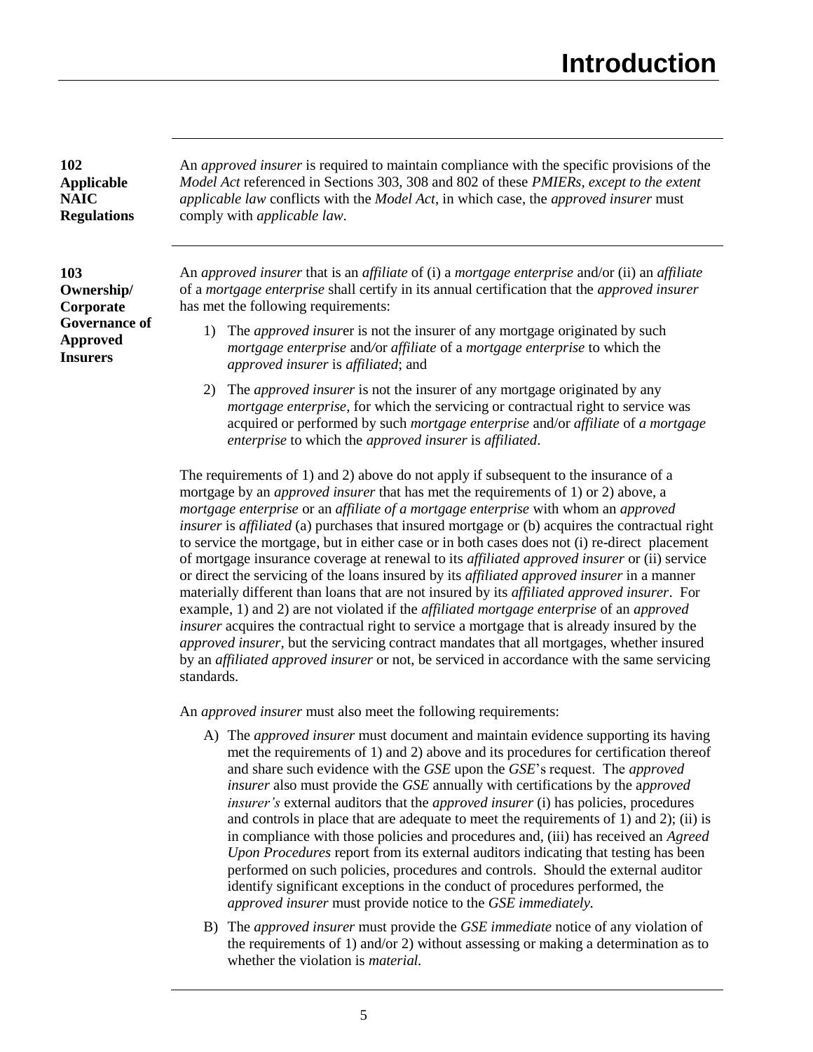# Introduction

## 102 Applicable NAIC Regulations

An *approved insurer* is required to maintain compliance with the specific provisions of the *Model Act* referenced in Sections 303, 308 and 802 of these *PMIERs, except to the extent applicable law* conflicts with the *Model Act*, in which case, the *approved insurer* must comply with *applicable law*.

## 103 Ownership/ Corporate Governance of Approved Insurers

An *approved insurer* that is an *affiliate* of (i) a *mortgage enterprise* and/or (ii) an *affiliate* of a *mortgage enterprise* shall certify in its annual certification that the *approved insurer* has met the following requirements:

1) The *approved insurer* is not the insurer of any mortgage originated by such *mortgage enterprise* and/or *affiliate* of a *mortgage enterprise* to which the *approved insurer* is *affiliated*; and

2) The *approved insurer* is not the insurer of any mortgage originated by any *mortgage enterprise*, for which the servicing or contractual right to service was acquired or performed by such *mortgage enterprise* and/or *affiliate* of *a mortgage enterprise* to which the *approved insurer* is *affiliated*.

The requirements of 1) and 2) above do not apply if subsequent to the insurance of a mortgage by an *approved insurer* that has met the requirements of 1) or 2) above, a *mortgage enterprise* or an *affiliate of a mortgage enterprise* with whom an *approved insurer* is *affiliated* (a) purchases that insured mortgage or (b) acquires the contractual right to service the mortgage, but in either case or in both cases does not (i) re-direct placement of mortgage insurance coverage at renewal to its *affiliated approved insurer* or (ii) service or direct the servicing of the loans insured by its *affiliated approved insurer* in a manner materially different than loans that are not insured by its *affiliated approved insurer*. For example, 1) and 2) are not violated if the *affiliated mortgage enterprise* of an *approved insurer* acquires the contractual right to service a mortgage that is already insured by the *approved insurer*, but the servicing contract mandates that all mortgages, whether insured by an *affiliated approved insurer* or not, be serviced in accordance with the same servicing standards.

An *approved insurer* must also meet the following requirements:

A) The *approved insurer* must document and maintain evidence supporting its having met the requirements of 1) and 2) above and its procedures for certification thereof and share such evidence with the *GSE* upon the *GSE*'s request. The *approved insurer* also must provide the *GSE* annually with certifications by the *approved insurer's* external auditors that the *approved insurer* (i) has policies, procedures and controls in place that are adequate to meet the requirements of 1) and 2); (ii) is in compliance with those policies and procedures and, (iii) has received an *Agreed Upon Procedures* report from its external auditors indicating that testing has been performed on such policies, procedures and controls. Should the external auditor identify significant exceptions in the conduct of procedures performed, the *approved insurer* must provide notice to the *GSE immediately.*

B) The *approved insurer* must provide the *GSE immediate* notice of any violation of the requirements of 1) and/or 2) without assessing or making a determination as to whether the violation is *material.*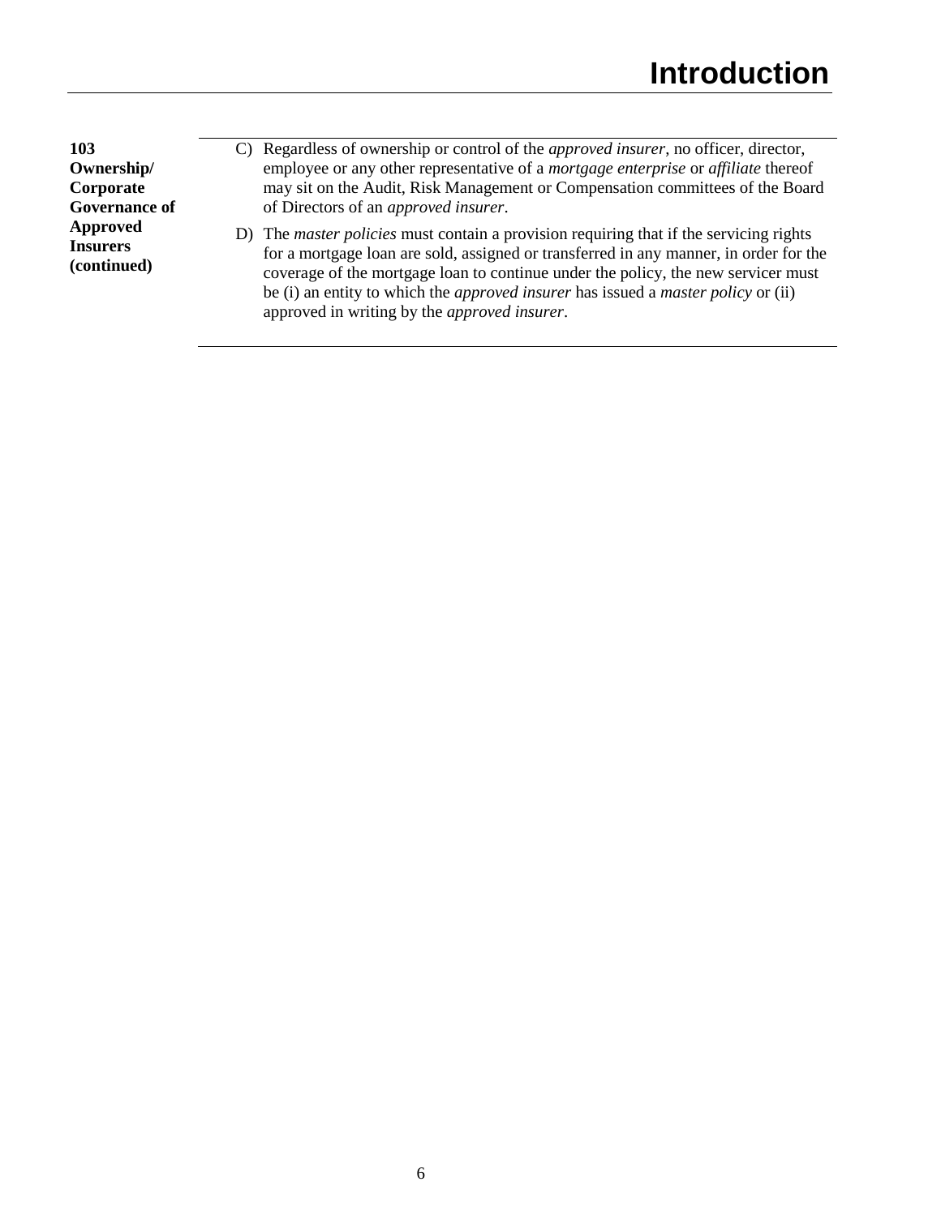**103 Ownership/ Corporate Governance of Approved Insurers (continued)**

C) Regardless of ownership or control of the *approved insurer*, no officer, director, employee or any other representative of a *mortgage enterprise* or *affiliate* thereof may sit on the Audit, Risk Management or Compensation committees of the Board of Directors of an *approved insurer*.

D) The *master policies* must contain a provision requiring that if the servicing rights for a mortgage loan are sold, assigned or transferred in any manner, in order for the coverage of the mortgage loan to continue under the policy, the new servicer must be (i) an entity to which the *approved insurer* has issued a *master policy* or (ii) approved in writing by the *approved insurer*.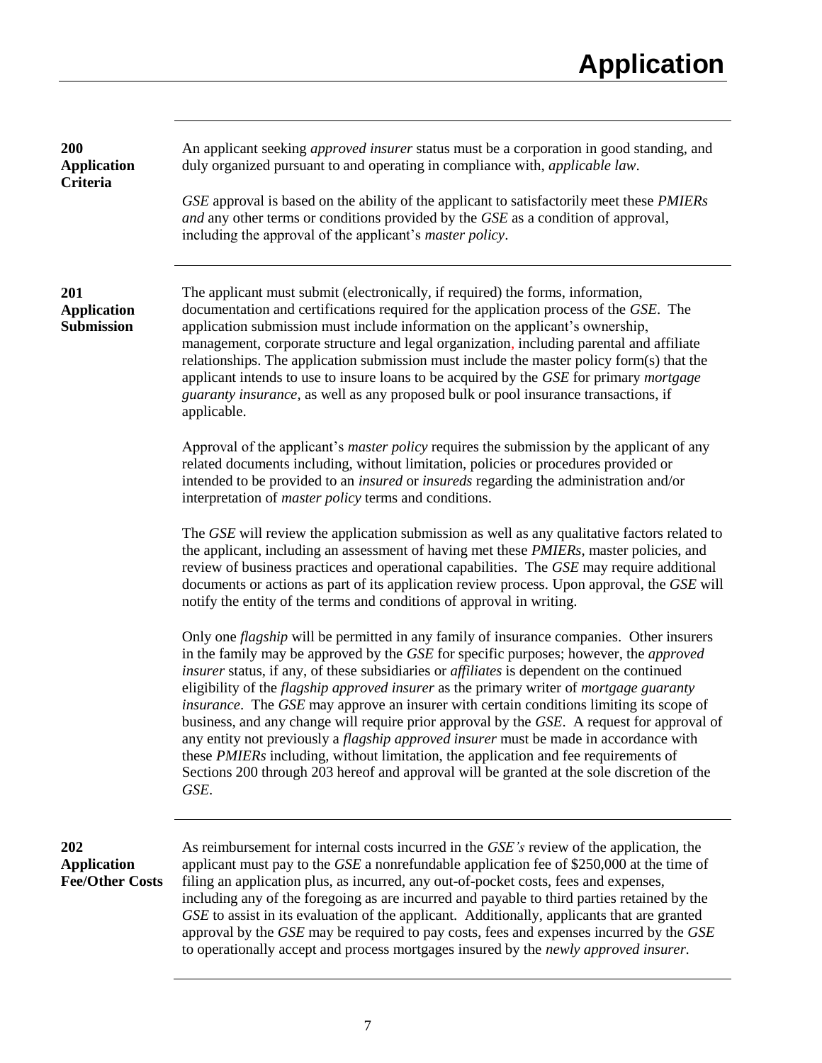# Application

## 200 Application Criteria

An applicant seeking *approved insurer* status must be a corporation in good standing, and duly organized pursuant to and operating in compliance with, *applicable law*.

*GSE* approval is based on the ability of the applicant to satisfactorily meet these *PMIERs and* any other terms or conditions provided by the *GSE* as a condition of approval, including the approval of the applicant's *master policy*.

## 201 Application Submission

The applicant must submit (electronically, if required) the forms, information, documentation and certifications required for the application process of the *GSE*. The application submission must include information on the applicant's ownership, management, corporate structure and legal organization, including parental and affiliate relationships. The application submission must include the master policy form(s) that the applicant intends to use to insure loans to be acquired by the *GSE* for primary *mortgage guaranty insurance*, as well as any proposed bulk or pool insurance transactions, if applicable.

Approval of the applicant's *master policy* requires the submission by the applicant of any related documents including, without limitation, policies or procedures provided or intended to be provided to an *insured* or *insureds* regarding the administration and/or interpretation of *master policy* terms and conditions.

The *GSE* will review the application submission as well as any qualitative factors related to the applicant, including an assessment of having met these *PMIERs*, master policies, and review of business practices and operational capabilities. The *GSE* may require additional documents or actions as part of its application review process. Upon approval, the *GSE* will notify the entity of the terms and conditions of approval in writing.

Only one *flagship* will be permitted in any family of insurance companies. Other insurers in the family may be approved by the *GSE* for specific purposes; however, the *approved insurer* status, if any, of these subsidiaries or *affiliates* is dependent on the continued eligibility of the *flagship approved insurer* as the primary writer of *mortgage guaranty insurance*. The *GSE* may approve an insurer with certain conditions limiting its scope of business, and any change will require prior approval by the *GSE*. A request for approval of any entity not previously a *flagship approved insurer* must be made in accordance with these *PMIERs* including, without limitation, the application and fee requirements of Sections 200 through 203 hereof and approval will be granted at the sole discretion of the *GSE*.

## 202 Application Fee/Other Costs

As reimbursement for internal costs incurred in the *GSE's* review of the application, the applicant must pay to the *GSE* a nonrefundable application fee of $250,000 at the time of filing an application plus, as incurred, any out-of-pocket costs, fees and expenses, including any of the foregoing as are incurred and payable to third parties retained by the *GSE* to assist in its evaluation of the applicant. Additionally, applicants that are granted approval by the *GSE* may be required to pay costs, fees and expenses incurred by the *GSE* to operationally accept and process mortgages insured by the *newly approved insurer*.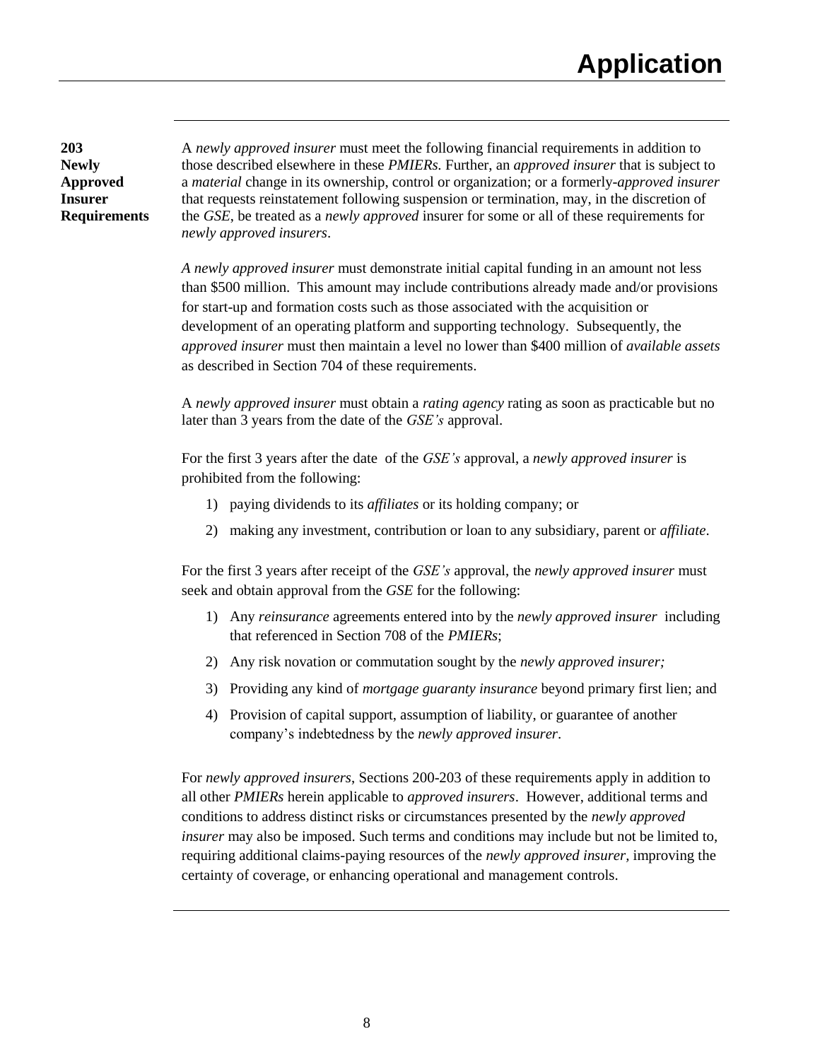## 203 Newly Approved Insurer Requirements

A *newly approved insurer* must meet the following financial requirements in addition to those described elsewhere in these *PMIERs*. Further, an *approved insurer* that is subject to a *material* change in its ownership, control or organization; or a formerly-*approved insurer* that requests reinstatement following suspension or termination, may, in the discretion of the *GSE*, be treated as a *newly approved* insurer for some or all of these requirements for *newly approved insurers*.

*A newly approved insurer* must demonstrate initial capital funding in an amount not less than $500 million. This amount may include contributions already made and/or provisions for start-up and formation costs such as those associated with the acquisition or development of an operating platform and supporting technology. Subsequently, the *approved insurer* must then maintain a level no lower than $400 million of *available assets* as described in Section 704 of these requirements.

A *newly approved insurer* must obtain a *rating agency* rating as soon as practicable but no later than 3 years from the date of the *GSE's* approval.

For the first 3 years after the date of the *GSE's* approval, a *newly approved insurer* is prohibited from the following:

1) paying dividends to its *affiliates* or its holding company; or
2) making any investment, contribution or loan to any subsidiary, parent or *affiliate*.

For the first 3 years after receipt of the *GSE's* approval, the *newly approved insurer* must seek and obtain approval from the *GSE* for the following:

1) Any *reinsurance* agreements entered into by the *newly approved insurer* including that referenced in Section 708 of the *PMIERs*;
2) Any risk novation or commutation sought by the *newly approved insurer;*
3) Providing any kind of *mortgage guaranty insurance* beyond primary first lien; and
4) Provision of capital support, assumption of liability, or guarantee of another company's indebtedness by the *newly approved insurer*.

For *newly approved insurers*, Sections 200-203 of these requirements apply in addition to all other *PMIERs* herein applicable to *approved insurers*. However, additional terms and conditions to address distinct risks or circumstances presented by the *newly approved insurer* may also be imposed. Such terms and conditions may include but not be limited to, requiring additional claims-paying resources of the *newly approved insurer,* improving the certainty of coverage, or enhancing operational and management controls.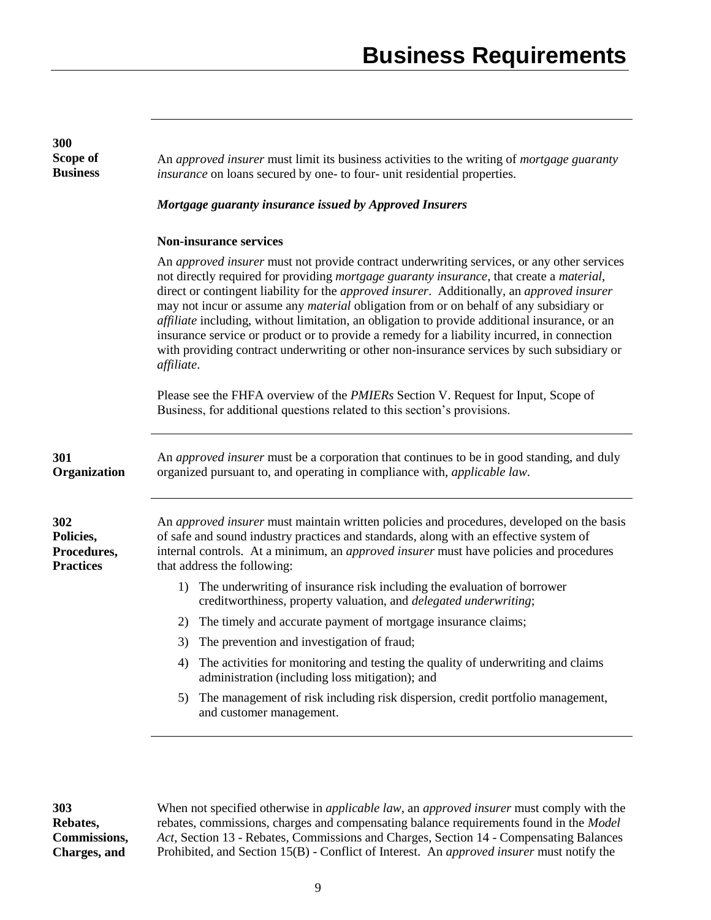# Business Requirements

### 300 Scope of Business

An *approved insurer* must limit its business activities to the writing of *mortgage guaranty insurance* on loans secured by one- to four- unit residential properties.

***Mortgage guaranty insurance issued by Approved Insurers***

**Non-insurance services**

An *approved insurer* must not provide contract underwriting services, or any other services not directly required for providing *mortgage guaranty insurance*, that create a *material*, direct or contingent liability for the *approved insurer*. Additionally, an *approved insurer* may not incur or assume any *material* obligation from or on behalf of any subsidiary or *affiliate* including, without limitation, an obligation to provide additional insurance, or an insurance service or product or to provide a remedy for a liability incurred, in connection with providing contract underwriting or other non-insurance services by such subsidiary or *affiliate*.

Please see the FHFA overview of the *PMIERs* Section V. Request for Input, Scope of Business, for additional questions related to this section's provisions.

### 301 Organization

An *approved insurer* must be a corporation that continues to be in good standing, and duly organized pursuant to, and operating in compliance with, *applicable law*.

### 302 Policies, Procedures, Practices

An *approved insurer* must maintain written policies and procedures, developed on the basis of safe and sound industry practices and standards, along with an effective system of internal controls. At a minimum, an *approved insurer* must have policies and procedures that address the following:

1) The underwriting of insurance risk including the evaluation of borrower creditworthiness, property valuation, and *delegated underwriting*;
2) The timely and accurate payment of mortgage insurance claims;
3) The prevention and investigation of fraud;
4) The activities for monitoring and testing the quality of underwriting and claims administration (including loss mitigation); and
5) The management of risk including risk dispersion, credit portfolio management, and customer management.

### 303 Rebates, Commissions, Charges, and

When not specified otherwise in *applicable law*, an *approved insurer* must comply with the rebates, commissions, charges and compensating balance requirements found in the *Model Act*, Section 13 - Rebates, Commissions and Charges, Section 14 - Compensating Balances Prohibited, and Section 15(B) - Conflict of Interest. An *approved insurer* must notify the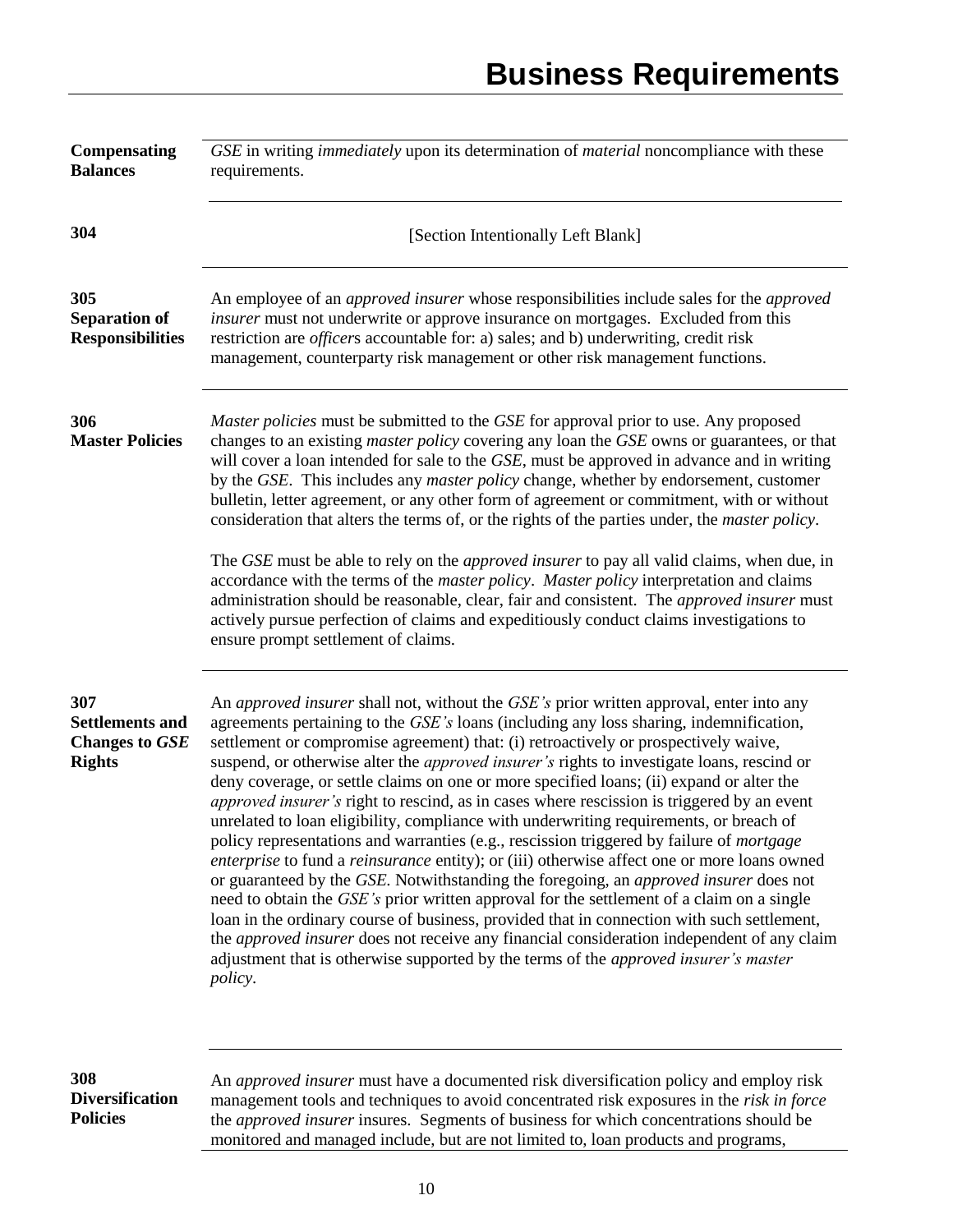**Compensating Balances**

*GSE* in writing *immediately* upon its determination of *material* noncompliance with these requirements.

**304**

[Section Intentionally Left Blank]

**305 Separation of Responsibilities**

An employee of an *approved insurer* whose responsibilities include sales for the *approved insurer* must not underwrite or approve insurance on mortgages. Excluded from this restriction are *officer*s accountable for: a) sales; and b) underwriting, credit risk management, counterparty risk management or other risk management functions.

**306 Master Policies**

*Master policies* must be submitted to the *GSE* for approval prior to use. Any proposed changes to an existing *master policy* covering any loan the *GSE* owns or guarantees, or that will cover a loan intended for sale to the *GSE*, must be approved in advance and in writing by the *GSE*. This includes any *master policy* change, whether by endorsement, customer bulletin, letter agreement, or any other form of agreement or commitment, with or without consideration that alters the terms of, or the rights of the parties under, the *master policy*.

The *GSE* must be able to rely on the *approved insurer* to pay all valid claims, when due, in accordance with the terms of the *master policy*. *Master policy* interpretation and claims administration should be reasonable, clear, fair and consistent. The *approved insurer* must actively pursue perfection of claims and expeditiously conduct claims investigations to ensure prompt settlement of claims.

**307 Settlements and Changes to *GSE* Rights**

An *approved insurer* shall not, without the *GSE's* prior written approval, enter into any agreements pertaining to the *GSE's* loans (including any loss sharing, indemnification, settlement or compromise agreement) that: (i) retroactively or prospectively waive, suspend, or otherwise alter the *approved insurer's* rights to investigate loans, rescind or deny coverage, or settle claims on one or more specified loans; (ii) expand or alter the *approved insurer's* right to rescind, as in cases where rescission is triggered by an event unrelated to loan eligibility, compliance with underwriting requirements, or breach of policy representations and warranties (e.g., rescission triggered by failure of *mortgage enterprise* to fund a *reinsurance* entity); or (iii) otherwise affect one or more loans owned or guaranteed by the *GSE*. Notwithstanding the foregoing, an *approved insurer* does not need to obtain the *GSE's* prior written approval for the settlement of a claim on a single loan in the ordinary course of business, provided that in connection with such settlement, the *approved insurer* does not receive any financial consideration independent of any claim adjustment that is otherwise supported by the terms of the *approved insurer's master policy*.

**308 Diversification Policies**

An *approved insurer* must have a documented risk diversification policy and employ risk management tools and techniques to avoid concentrated risk exposures in the *risk in force* the *approved insurer* insures. Segments of business for which concentrations should be monitored and managed include, but are not limited to, loan products and programs,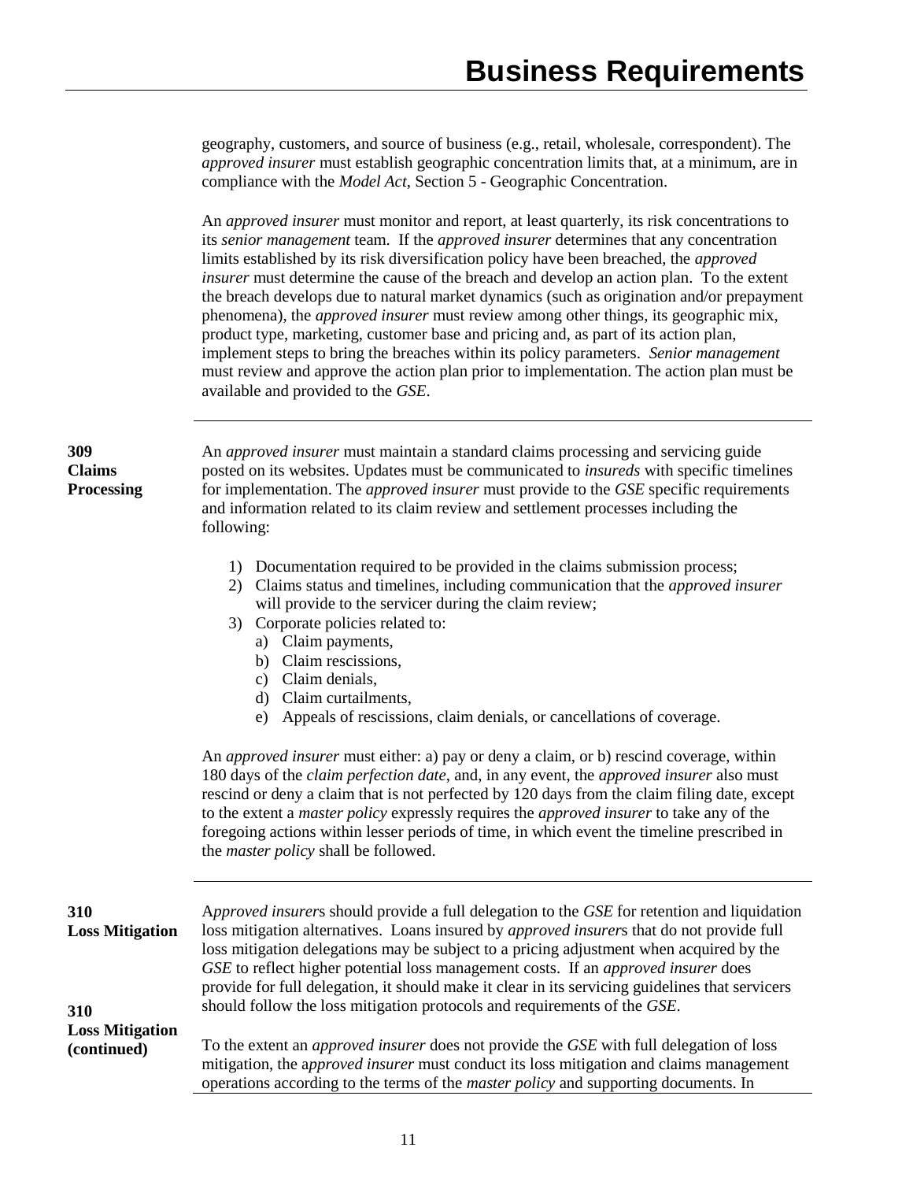geography, customers, and source of business (e.g., retail, wholesale, correspondent). The *approved insurer* must establish geographic concentration limits that, at a minimum, are in compliance with the *Model Act*, Section 5 - Geographic Concentration.

An *approved insurer* must monitor and report, at least quarterly, its risk concentrations to its *senior management* team. If the *approved insurer* determines that any concentration limits established by its risk diversification policy have been breached, the *approved insurer* must determine the cause of the breach and develop an action plan. To the extent the breach develops due to natural market dynamics (such as origination and/or prepayment phenomena), the *approved insurer* must review among other things, its geographic mix, product type, marketing, customer base and pricing and, as part of its action plan, implement steps to bring the breaches within its policy parameters. *Senior management* must review and approve the action plan prior to implementation. The action plan must be available and provided to the *GSE*.

---

### 309 Claims Processing

An *approved insurer* must maintain a standard claims processing and servicing guide posted on its websites. Updates must be communicated to *insureds* with specific timelines for implementation. The *approved insurer* must provide to the *GSE* specific requirements and information related to its claim review and settlement processes including the following:

1) Documentation required to be provided in the claims submission process;
2) Claims status and timelines, including communication that the *approved insurer* will provide to the servicer during the claim review;
3) Corporate policies related to:
   a) Claim payments,
   b) Claim rescissions,
   c) Claim denials,
   d) Claim curtailments,
   e) Appeals of rescissions, claim denials, or cancellations of coverage.

An *approved insurer* must either: a) pay or deny a claim, or b) rescind coverage, within 180 days of the *claim perfection date*, and, in any event, the *approved insurer* also must rescind or deny a claim that is not perfected by 120 days from the claim filing date, except to the extent a *master policy* expressly requires the *approved insurer* to take any of the foregoing actions within lesser periods of time, in which event the timeline prescribed in the *master policy* shall be followed.

---

### 310 Loss Mitigation

A*pproved insurer*s should provide a full delegation to the *GSE* for retention and liquidation loss mitigation alternatives. Loans insured by *approved insurer*s that do not provide full loss mitigation delegations may be subject to a pricing adjustment when acquired by the *GSE* to reflect higher potential loss management costs. If an *approved insurer* does provide for full delegation, it should make it clear in its servicing guidelines that servicers should follow the loss mitigation protocols and requirements of the *GSE*.

### 310 Loss Mitigation (continued)

To the extent an *approved insurer* does not provide the *GSE* with full delegation of loss mitigation, the a*pproved insurer* must conduct its loss mitigation and claims management operations according to the terms of the *master policy* and supporting documents. In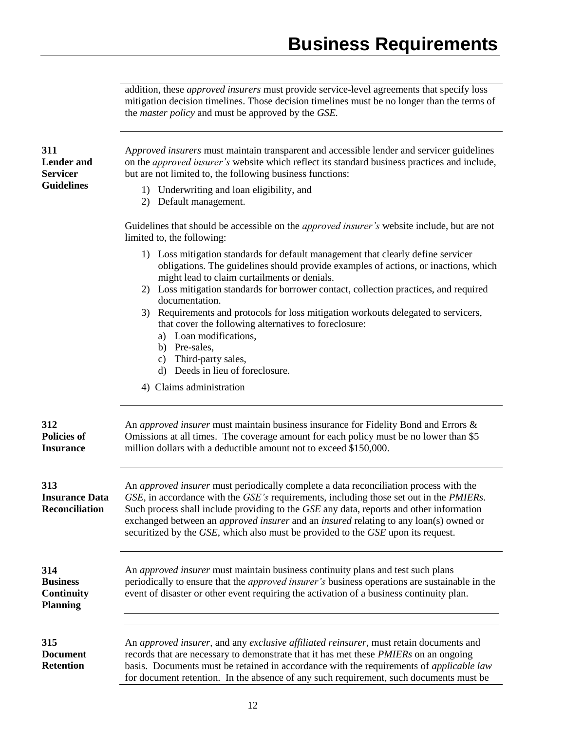addition, these *approved insurers* must provide service-level agreements that specify loss mitigation decision timelines. Those decision timelines must be no longer than the terms of the *master policy* and must be approved by the *GSE.*

### 311 Lender and Servicer Guidelines

A*pproved insurers* must maintain transparent and accessible lender and servicer guidelines on the *approved insurer's* website which reflect its standard business practices and include, but are not limited to, the following business functions:

1) Underwriting and loan eligibility, and
2) Default management.

Guidelines that should be accessible on the *approved insurer's* website include, but are not limited to, the following:

1) Loss mitigation standards for default management that clearly define servicer obligations. The guidelines should provide examples of actions, or inactions, which might lead to claim curtailments or denials.
2) Loss mitigation standards for borrower contact, collection practices, and required documentation.
3) Requirements and protocols for loss mitigation workouts delegated to servicers, that cover the following alternatives to foreclosure:
   a) Loan modifications,
   b) Pre-sales,
   c) Third-party sales,
   d) Deeds in lieu of foreclosure.
4) Claims administration

### 312 Policies of Insurance

An *approved insurer* must maintain business insurance for Fidelity Bond and Errors & Omissions at all times. The coverage amount for each policy must be no lower than $5 million dollars with a deductible amount not to exceed $150,000.

### 313 Insurance Data Reconciliation

An *approved insurer* must periodically complete a data reconciliation process with the *GSE,* in accordance with the *GSE's* requirements, including those set out in the *PMIERs*. Such process shall include providing to the *GSE* any data, reports and other information exchanged between an *approved insurer* and an *insured* relating to any loan(s) owned or securitized by the *GSE*, which also must be provided to the *GSE* upon its request.

### 314 Business Continuity Planning

An *approved insurer* must maintain business continuity plans and test such plans periodically to ensure that the *approved insurer's* business operations are sustainable in the event of disaster or other event requiring the activation of a business continuity plan.

### 315 Document Retention

An *approved insurer*, and any *exclusive affiliated reinsurer*, must retain documents and records that are necessary to demonstrate that it has met these *PMIERs* on an ongoing basis. Documents must be retained in accordance with the requirements of *applicable law* for document retention. In the absence of any such requirement, such documents must be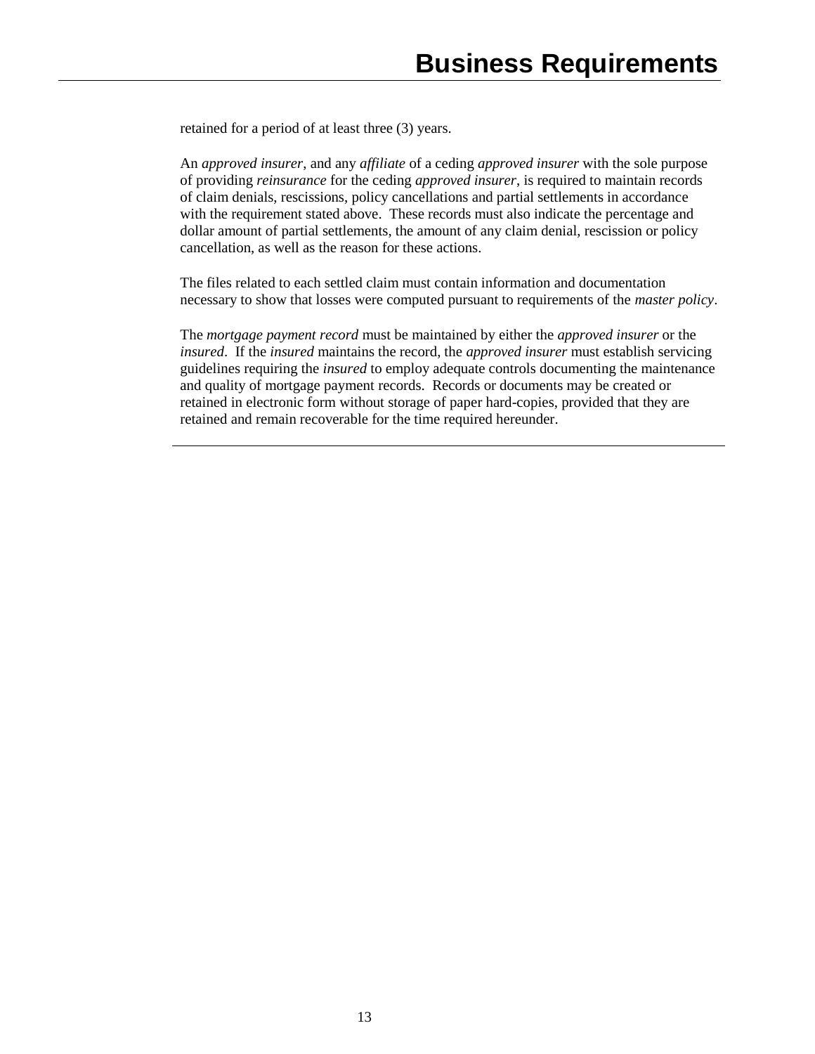retained for a period of at least three (3) years.

An *approved insurer*, and any *affiliate* of a ceding *approved insurer* with the sole purpose of providing *reinsurance* for the ceding *approved insurer*, is required to maintain records of claim denials, rescissions, policy cancellations and partial settlements in accordance with the requirement stated above. These records must also indicate the percentage and dollar amount of partial settlements, the amount of any claim denial, rescission or policy cancellation, as well as the reason for these actions.

The files related to each settled claim must contain information and documentation necessary to show that losses were computed pursuant to requirements of the *master policy*.

The *mortgage payment record* must be maintained by either the *approved insurer* or the *insured*. If the *insured* maintains the record, the *approved insurer* must establish servicing guidelines requiring the *insured* to employ adequate controls documenting the maintenance and quality of mortgage payment records. Records or documents may be created or retained in electronic form without storage of paper hard-copies, provided that they are retained and remain recoverable for the time required hereunder.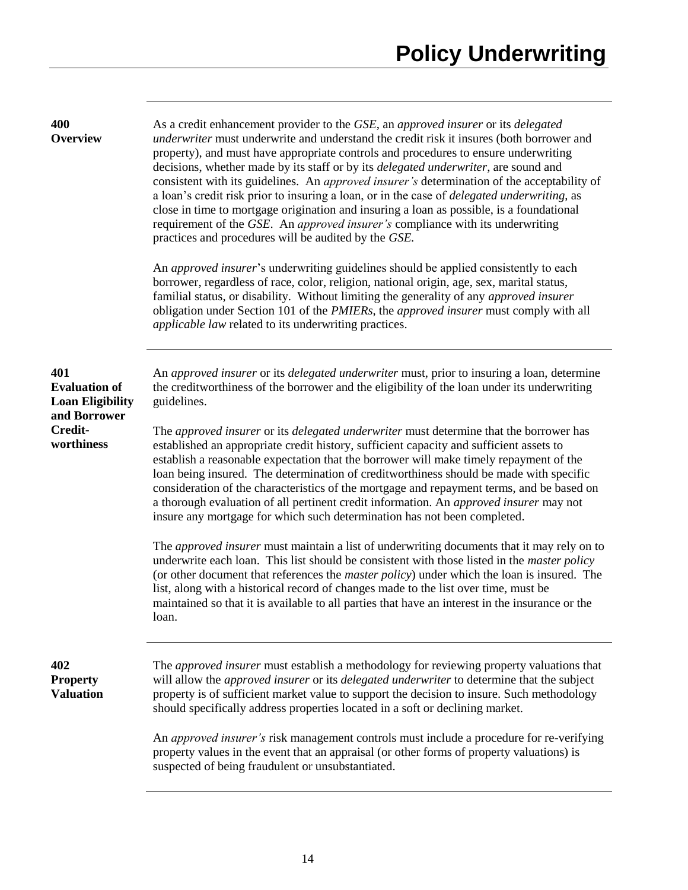# Policy Underwriting

## 400 Overview

As a credit enhancement provider to the *GSE*, an *approved insurer* or its *delegated underwriter* must underwrite and understand the credit risk it insures (both borrower and property), and must have appropriate controls and procedures to ensure underwriting decisions, whether made by its staff or by its *delegated underwriter*, are sound and consistent with its guidelines. An *approved insurer's* determination of the acceptability of a loan's credit risk prior to insuring a loan, or in the case of *delegated underwriting*, as close in time to mortgage origination and insuring a loan as possible, is a foundational requirement of the *GSE*. An *approved insurer's* compliance with its underwriting practices and procedures will be audited by the *GSE.*

An *approved insurer*'s underwriting guidelines should be applied consistently to each borrower, regardless of race, color, religion, national origin, age, sex, marital status, familial status, or disability. Without limiting the generality of any *approved insurer* obligation under Section 101 of the *PMIERs*, the *approved insurer* must comply with all *applicable law* related to its underwriting practices.

## 401 Evaluation of Loan Eligibility and Borrower Credit-worthiness

An *approved insurer* or its *delegated underwriter* must, prior to insuring a loan, determine the creditworthiness of the borrower and the eligibility of the loan under its underwriting guidelines.

The *approved insurer* or its *delegated underwriter* must determine that the borrower has established an appropriate credit history, sufficient capacity and sufficient assets to establish a reasonable expectation that the borrower will make timely repayment of the loan being insured. The determination of creditworthiness should be made with specific consideration of the characteristics of the mortgage and repayment terms, and be based on a thorough evaluation of all pertinent credit information. An *approved insurer* may not insure any mortgage for which such determination has not been completed.

The *approved insurer* must maintain a list of underwriting documents that it may rely on to underwrite each loan. This list should be consistent with those listed in the *master policy* (or other document that references the *master policy*) under which the loan is insured. The list, along with a historical record of changes made to the list over time, must be maintained so that it is available to all parties that have an interest in the insurance or the loan.

## 402 Property Valuation

The *approved insurer* must establish a methodology for reviewing property valuations that will allow the *approved insurer* or its *delegated underwriter* to determine that the subject property is of sufficient market value to support the decision to insure. Such methodology should specifically address properties located in a soft or declining market.

An *approved insurer's* risk management controls must include a procedure for re-verifying property values in the event that an appraisal (or other forms of property valuations) is suspected of being fraudulent or unsubstantiated.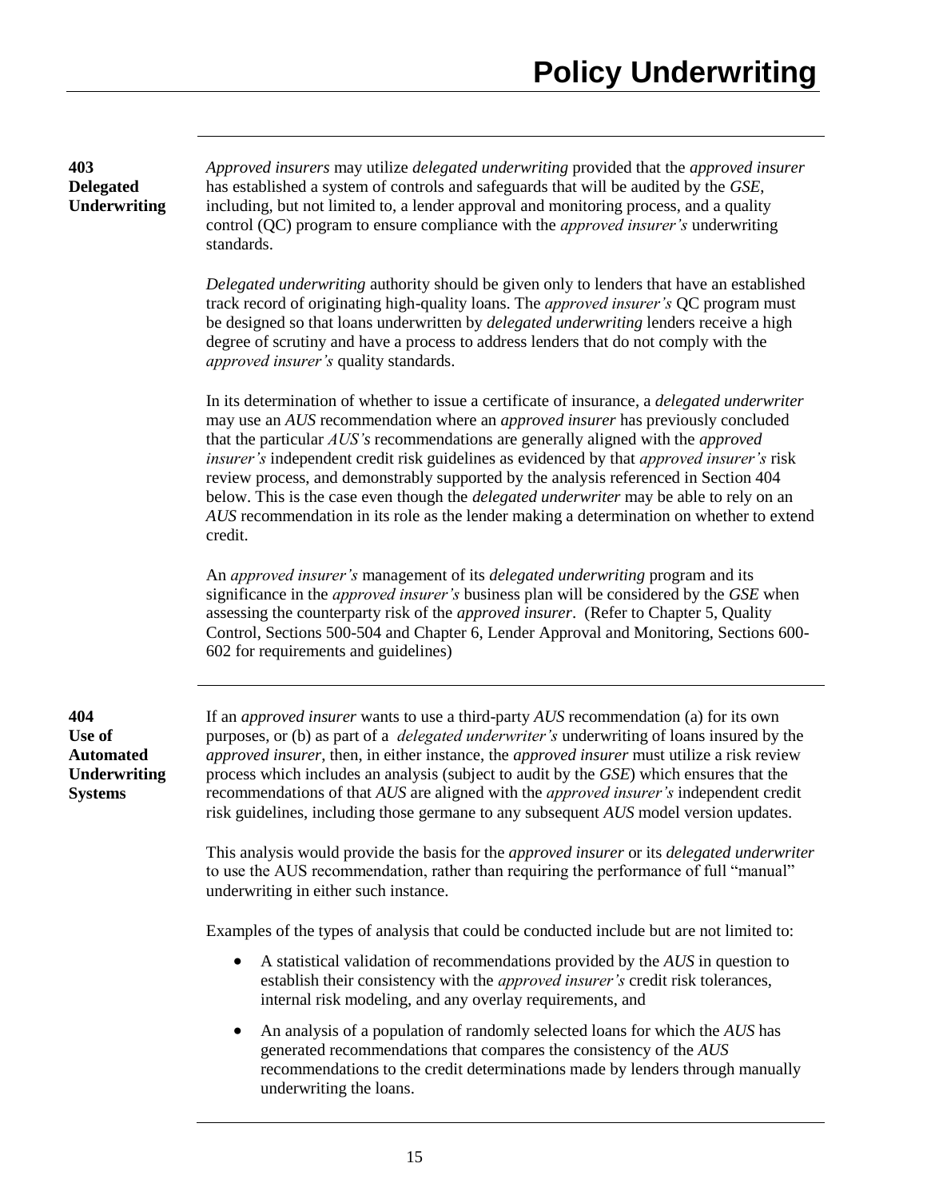## 403 Delegated Underwriting

*Approved insurers* may utilize *delegated underwriting* provided that the *approved insurer* has established a system of controls and safeguards that will be audited by the *GSE*, including, but not limited to, a lender approval and monitoring process, and a quality control (QC) program to ensure compliance with the *approved insurer's* underwriting standards.

*Delegated underwriting* authority should be given only to lenders that have an established track record of originating high-quality loans. The *approved insurer's* QC program must be designed so that loans underwritten by *delegated underwriting* lenders receive a high degree of scrutiny and have a process to address lenders that do not comply with the *approved insurer's* quality standards.

In its determination of whether to issue a certificate of insurance, a *delegated underwriter* may use an *AUS* recommendation where an *approved insurer* has previously concluded that the particular *AUS's* recommendations are generally aligned with the *approved insurer's* independent credit risk guidelines as evidenced by that *approved insurer's* risk review process, and demonstrably supported by the analysis referenced in Section 404 below. This is the case even though the *delegated underwriter* may be able to rely on an *AUS* recommendation in its role as the lender making a determination on whether to extend credit.

An *approved insurer's* management of its *delegated underwriting* program and its significance in the *approved insurer's* business plan will be considered by the *GSE* when assessing the counterparty risk of the *approved insurer*. (Refer to Chapter 5, Quality Control, Sections 500-504 and Chapter 6, Lender Approval and Monitoring, Sections 600-602 for requirements and guidelines)

## 404 Use of Automated Underwriting Systems

If an *approved insurer* wants to use a third-party *AUS* recommendation (a) for its own purposes, or (b) as part of a *delegated underwriter's* underwriting of loans insured by the *approved insurer*, then, in either instance, the *approved insurer* must utilize a risk review process which includes an analysis (subject to audit by the *GSE*) which ensures that the recommendations of that *AUS* are aligned with the *approved insurer's* independent credit risk guidelines, including those germane to any subsequent *AUS* model version updates.

This analysis would provide the basis for the *approved insurer* or its *delegated underwriter* to use the AUS recommendation, rather than requiring the performance of full "manual" underwriting in either such instance.

Examples of the types of analysis that could be conducted include but are not limited to:

- A statistical validation of recommendations provided by the *AUS* in question to establish their consistency with the *approved insurer's* credit risk tolerances, internal risk modeling, and any overlay requirements, and
- An analysis of a population of randomly selected loans for which the *AUS* has generated recommendations that compares the consistency of the *AUS* recommendations to the credit determinations made by lenders through manually underwriting the loans.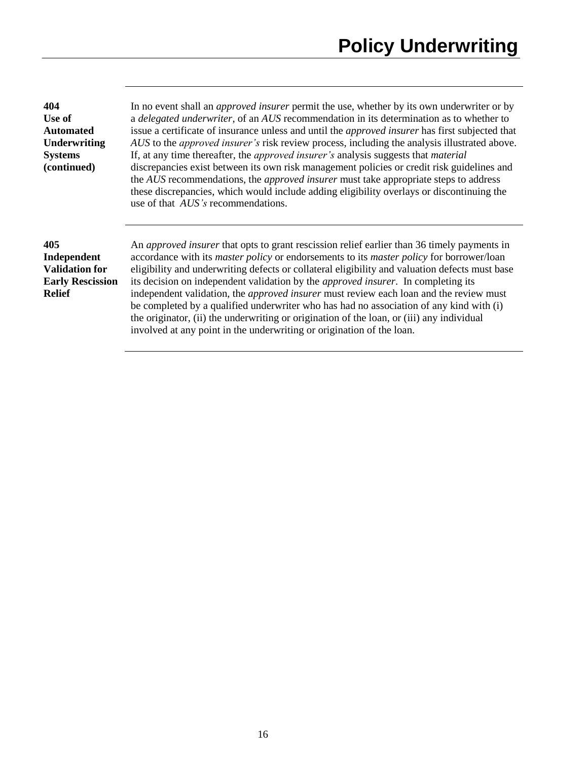## 404 Use of Automated Underwriting Systems (continued)

In no event shall an *approved insurer* permit the use, whether by its own underwriter or by a *delegated underwriter*, of an *AUS* recommendation in its determination as to whether to issue a certificate of insurance unless and until the *approved insurer* has first subjected that *AUS* to the *approved insurer's* risk review process, including the analysis illustrated above. If, at any time thereafter, the *approved insurer's* analysis suggests that *material* discrepancies exist between its own risk management policies or credit risk guidelines and the *AUS* recommendations, the *approved insurer* must take appropriate steps to address these discrepancies, which would include adding eligibility overlays or discontinuing the use of that *AUS's* recommendations.

## 405 Independent Validation for Early Rescission Relief

An *approved insurer* that opts to grant rescission relief earlier than 36 timely payments in accordance with its *master policy* or endorsements to its *master policy* for borrower/loan eligibility and underwriting defects or collateral eligibility and valuation defects must base its decision on independent validation by the *approved insurer*. In completing its independent validation, the *approved insurer* must review each loan and the review must be completed by a qualified underwriter who has had no association of any kind with (i) the originator, (ii) the underwriting or origination of the loan, or (iii) any individual involved at any point in the underwriting or origination of the loan.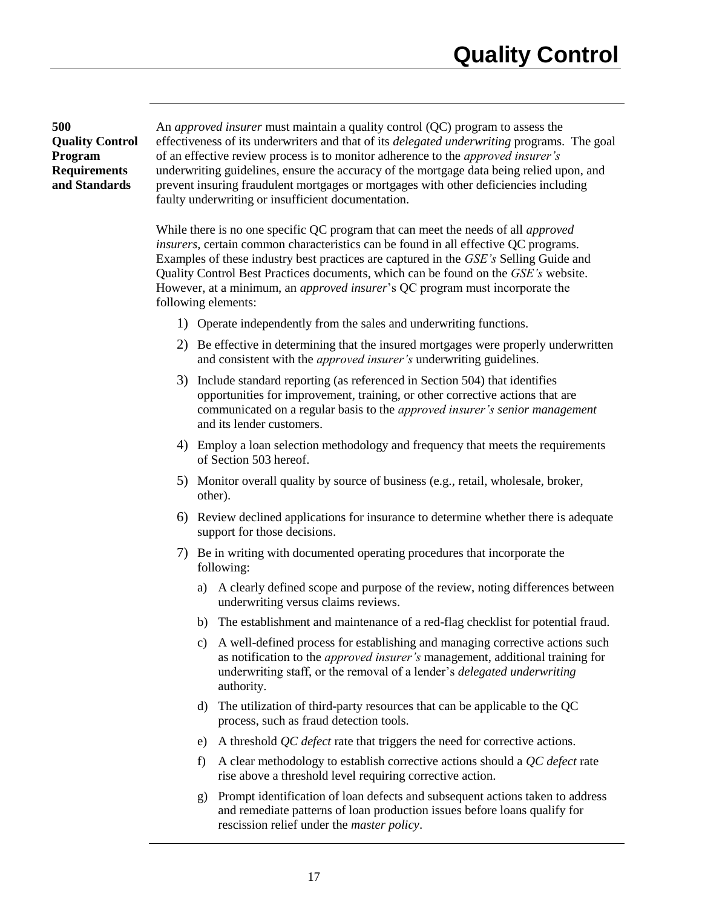# Quality Control

### 500 Quality Control Program Requirements and Standards

An *approved insurer* must maintain a quality control (QC) program to assess the effectiveness of its underwriters and that of its *delegated underwriting* programs. The goal of an effective review process is to monitor adherence to the *approved insurer's* underwriting guidelines, ensure the accuracy of the mortgage data being relied upon, and prevent insuring fraudulent mortgages or mortgages with other deficiencies including faulty underwriting or insufficient documentation.

While there is no one specific QC program that can meet the needs of all *approved insurers*, certain common characteristics can be found in all effective QC programs. Examples of these industry best practices are captured in the *GSE's* Selling Guide and Quality Control Best Practices documents, which can be found on the *GSE's* website. However, at a minimum, an *approved insurer*'s QC program must incorporate the following elements:

1) Operate independently from the sales and underwriting functions.
2) Be effective in determining that the insured mortgages were properly underwritten and consistent with the *approved insurer's* underwriting guidelines.
3) Include standard reporting (as referenced in Section 504) that identifies opportunities for improvement, training, or other corrective actions that are communicated on a regular basis to the *approved insurer's senior management* and its lender customers.
4) Employ a loan selection methodology and frequency that meets the requirements of Section 503 hereof.
5) Monitor overall quality by source of business (e.g., retail, wholesale, broker, other).
6) Review declined applications for insurance to determine whether there is adequate support for those decisions.
7) Be in writing with documented operating procedures that incorporate the following:
   a) A clearly defined scope and purpose of the review, noting differences between underwriting versus claims reviews.
   b) The establishment and maintenance of a red-flag checklist for potential fraud.
   c) A well-defined process for establishing and managing corrective actions such as notification to the *approved insurer's* management, additional training for underwriting staff, or the removal of a lender's *delegated underwriting* authority.
   d) The utilization of third-party resources that can be applicable to the QC process, such as fraud detection tools.
   e) A threshold *QC defect* rate that triggers the need for corrective actions.
   f) A clear methodology to establish corrective actions should a *QC defect* rate rise above a threshold level requiring corrective action.
   g) Prompt identification of loan defects and subsequent actions taken to address and remediate patterns of loan production issues before loans qualify for rescission relief under the *master policy*.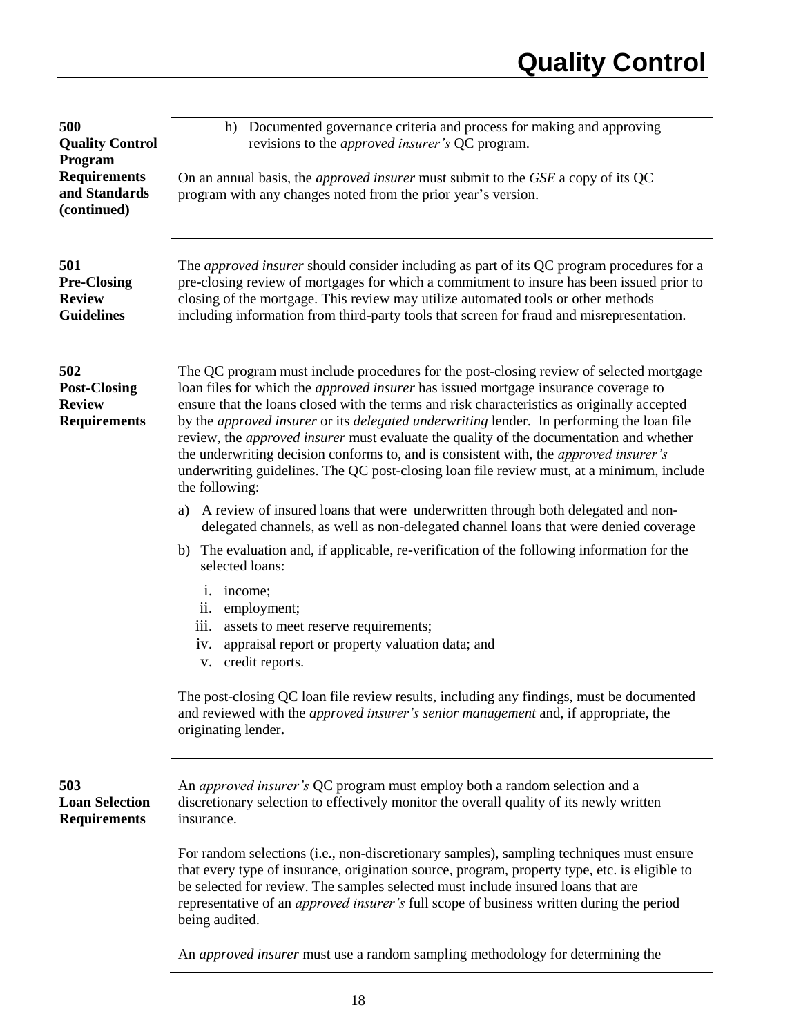## 500 Quality Control Program Requirements and Standards (continued)

h) Documented governance criteria and process for making and approving revisions to the *approved insurer's* QC program.

On an annual basis, the *approved insurer* must submit to the *GSE* a copy of its QC program with any changes noted from the prior year's version.

## 501 Pre-Closing Review Guidelines

The *approved insurer* should consider including as part of its QC program procedures for a pre-closing review of mortgages for which a commitment to insure has been issued prior to closing of the mortgage. This review may utilize automated tools or other methods including information from third-party tools that screen for fraud and misrepresentation.

## 502 Post-Closing Review Requirements

The QC program must include procedures for the post-closing review of selected mortgage loan files for which the *approved insurer* has issued mortgage insurance coverage to ensure that the loans closed with the terms and risk characteristics as originally accepted by the *approved insurer* or its *delegated underwriting* lender. In performing the loan file review, the *approved insurer* must evaluate the quality of the documentation and whether the underwriting decision conforms to, and is consistent with, the *approved insurer's* underwriting guidelines. The QC post-closing loan file review must, at a minimum, include the following:

a) A review of insured loans that were underwritten through both delegated and non-delegated channels, as well as non-delegated channel loans that were denied coverage

b) The evaluation and, if applicable, re-verification of the following information for the selected loans:

   i. income;
   ii. employment;
   iii. assets to meet reserve requirements;
   iv. appraisal report or property valuation data; and
   v. credit reports.

The post-closing QC loan file review results, including any findings, must be documented and reviewed with the *approved insurer's senior management* and, if appropriate, the originating lender**.**

## 503 Loan Selection Requirements

An *approved insurer's* QC program must employ both a random selection and a discretionary selection to effectively monitor the overall quality of its newly written insurance.

For random selections (i.e., non-discretionary samples), sampling techniques must ensure that every type of insurance, origination source, program, property type, etc. is eligible to be selected for review. The samples selected must include insured loans that are representative of an *approved insurer's* full scope of business written during the period being audited.

An *approved insurer* must use a random sampling methodology for determining the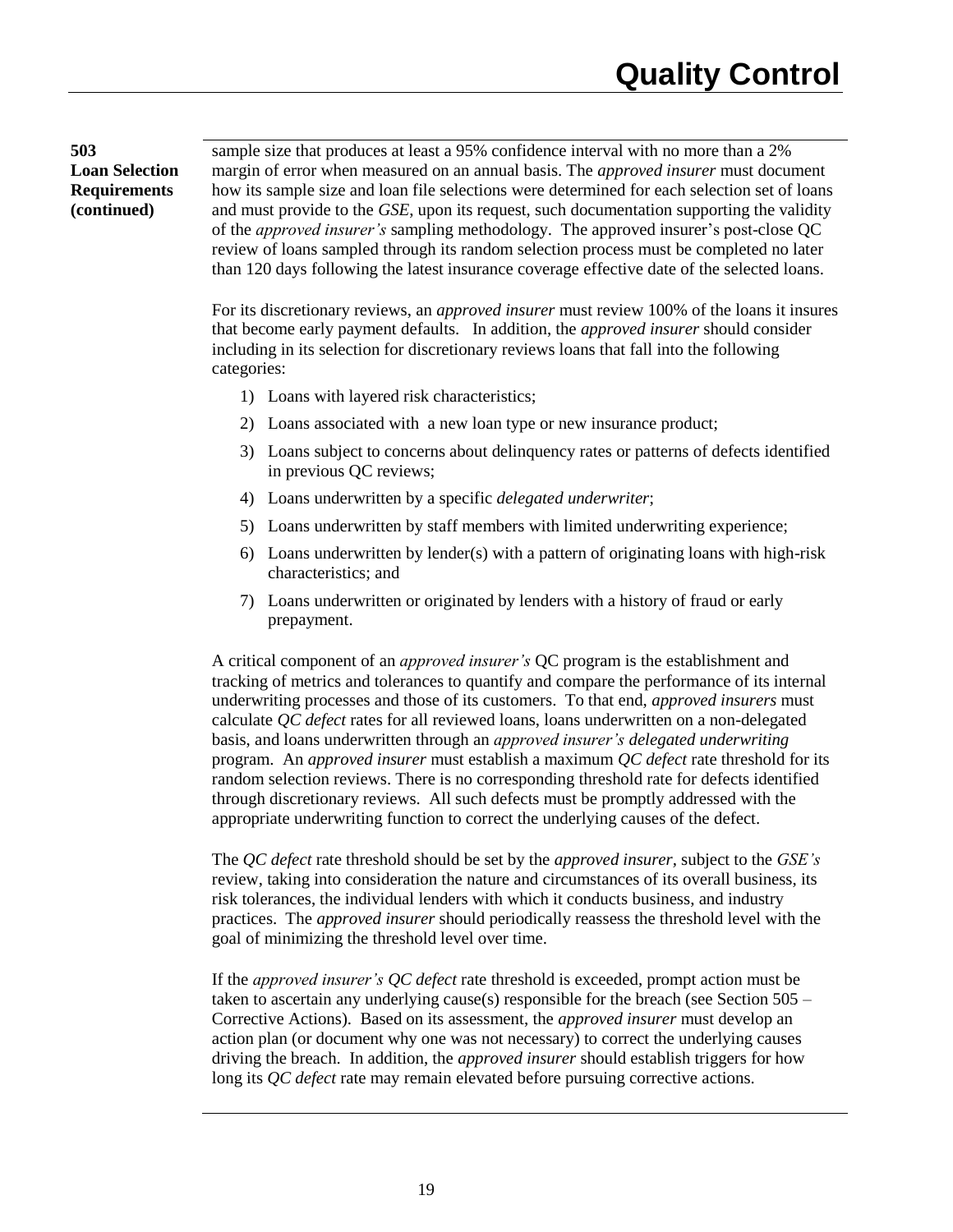**503**
**Loan Selection Requirements (continued)**

sample size that produces at least a 95% confidence interval with no more than a 2% margin of error when measured on an annual basis. The *approved insurer* must document how its sample size and loan file selections were determined for each selection set of loans and must provide to the *GSE*, upon its request, such documentation supporting the validity of the *approved insurer's* sampling methodology. The approved insurer's post-close QC review of loans sampled through its random selection process must be completed no later than 120 days following the latest insurance coverage effective date of the selected loans.

For its discretionary reviews, an *approved insurer* must review 100% of the loans it insures that become early payment defaults. In addition, the *approved insurer* should consider including in its selection for discretionary reviews loans that fall into the following categories:

1) Loans with layered risk characteristics;
2) Loans associated with a new loan type or new insurance product;
3) Loans subject to concerns about delinquency rates or patterns of defects identified in previous QC reviews;
4) Loans underwritten by a specific *delegated underwriter*;
5) Loans underwritten by staff members with limited underwriting experience;
6) Loans underwritten by lender(s) with a pattern of originating loans with high-risk characteristics; and
7) Loans underwritten or originated by lenders with a history of fraud or early prepayment.

A critical component of an *approved insurer's* QC program is the establishment and tracking of metrics and tolerances to quantify and compare the performance of its internal underwriting processes and those of its customers. To that end, *approved insurers* must calculate *QC defect* rates for all reviewed loans, loans underwritten on a non-delegated basis, and loans underwritten through an *approved insurer's delegated underwriting* program. An *approved insurer* must establish a maximum *QC defect* rate threshold for its random selection reviews. There is no corresponding threshold rate for defects identified through discretionary reviews. All such defects must be promptly addressed with the appropriate underwriting function to correct the underlying causes of the defect.

The *QC defect* rate threshold should be set by the *approved insurer*, subject to the *GSE's* review, taking into consideration the nature and circumstances of its overall business, its risk tolerances, the individual lenders with which it conducts business, and industry practices. The *approved insurer* should periodically reassess the threshold level with the goal of minimizing the threshold level over time.

If the *approved insurer's QC defect* rate threshold is exceeded, prompt action must be taken to ascertain any underlying cause(s) responsible for the breach (see Section 505 – Corrective Actions). Based on its assessment, the *approved insurer* must develop an action plan (or document why one was not necessary) to correct the underlying causes driving the breach. In addition, the *approved insurer* should establish triggers for how long its *QC defect* rate may remain elevated before pursuing corrective actions.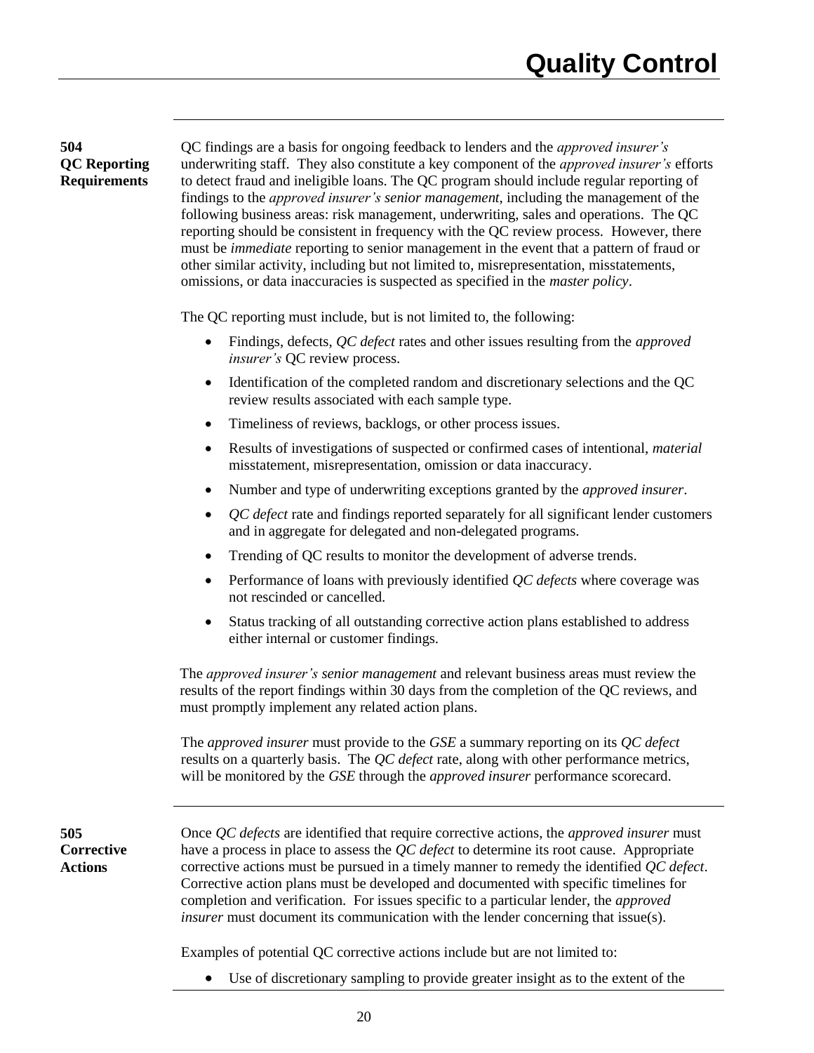### 504 QC Reporting Requirements

QC findings are a basis for ongoing feedback to lenders and the *approved insurer's* underwriting staff. They also constitute a key component of the *approved insurer's* efforts to detect fraud and ineligible loans. The QC program should include regular reporting of findings to the *approved insurer's senior management*, including the management of the following business areas: risk management, underwriting, sales and operations. The QC reporting should be consistent in frequency with the QC review process. However, there must be *immediate* reporting to senior management in the event that a pattern of fraud or other similar activity, including but not limited to, misrepresentation, misstatements, omissions, or data inaccuracies is suspected as specified in the *master policy*.

The QC reporting must include, but is not limited to, the following:

- Findings, defects, *QC defect* rates and other issues resulting from the *approved insurer's* QC review process.
- Identification of the completed random and discretionary selections and the QC review results associated with each sample type.
- Timeliness of reviews, backlogs, or other process issues.
- Results of investigations of suspected or confirmed cases of intentional, *material* misstatement, misrepresentation, omission or data inaccuracy.
- Number and type of underwriting exceptions granted by the *approved insurer*.
- *QC defect* rate and findings reported separately for all significant lender customers and in aggregate for delegated and non-delegated programs.
- Trending of QC results to monitor the development of adverse trends.
- Performance of loans with previously identified *QC defects* where coverage was not rescinded or cancelled.
- Status tracking of all outstanding corrective action plans established to address either internal or customer findings.

The *approved insurer's senior management* and relevant business areas must review the results of the report findings within 30 days from the completion of the QC reviews, and must promptly implement any related action plans.

The *approved insurer* must provide to the *GSE* a summary reporting on its *QC defect* results on a quarterly basis. The *QC defect* rate, along with other performance metrics, will be monitored by the *GSE* through the *approved insurer* performance scorecard.

### 505 Corrective Actions

Once *QC defects* are identified that require corrective actions, the *approved insurer* must have a process in place to assess the *QC defect* to determine its root cause. Appropriate corrective actions must be pursued in a timely manner to remedy the identified *QC defect*. Corrective action plans must be developed and documented with specific timelines for completion and verification. For issues specific to a particular lender, the *approved insurer* must document its communication with the lender concerning that issue(s).

Examples of potential QC corrective actions include but are not limited to:

- Use of discretionary sampling to provide greater insight as to the extent of the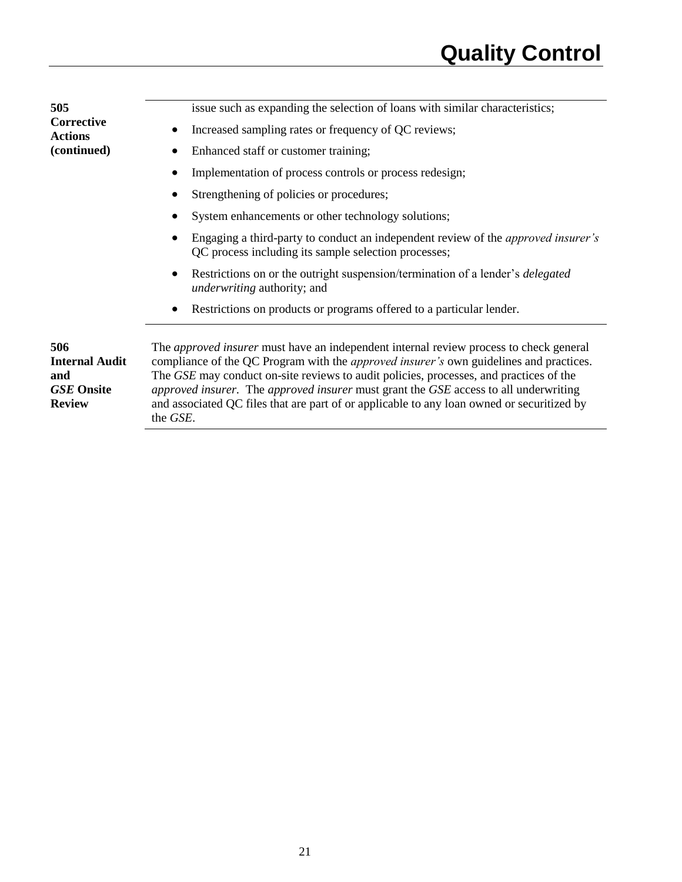**505 Corrective Actions (continued)**

issue such as expanding the selection of loans with similar characteristics;

- Increased sampling rates or frequency of QC reviews;
- Enhanced staff or customer training;
- Implementation of process controls or process redesign;
- Strengthening of policies or procedures;
- System enhancements or other technology solutions;
- Engaging a third-party to conduct an independent review of the *approved insurer's* QC process including its sample selection processes;
- Restrictions on or the outright suspension/termination of a lender's *delegated underwriting* authority; and
- Restrictions on products or programs offered to a particular lender.

**506 Internal Audit and *GSE* Onsite Review**

The *approved insurer* must have an independent internal review process to check general compliance of the QC Program with the *approved insurer's* own guidelines and practices. The *GSE* may conduct on-site reviews to audit policies, processes, and practices of the *approved insurer*. The *approved insurer* must grant the *GSE* access to all underwriting and associated QC files that are part of or applicable to any loan owned or securitized by the *GSE*.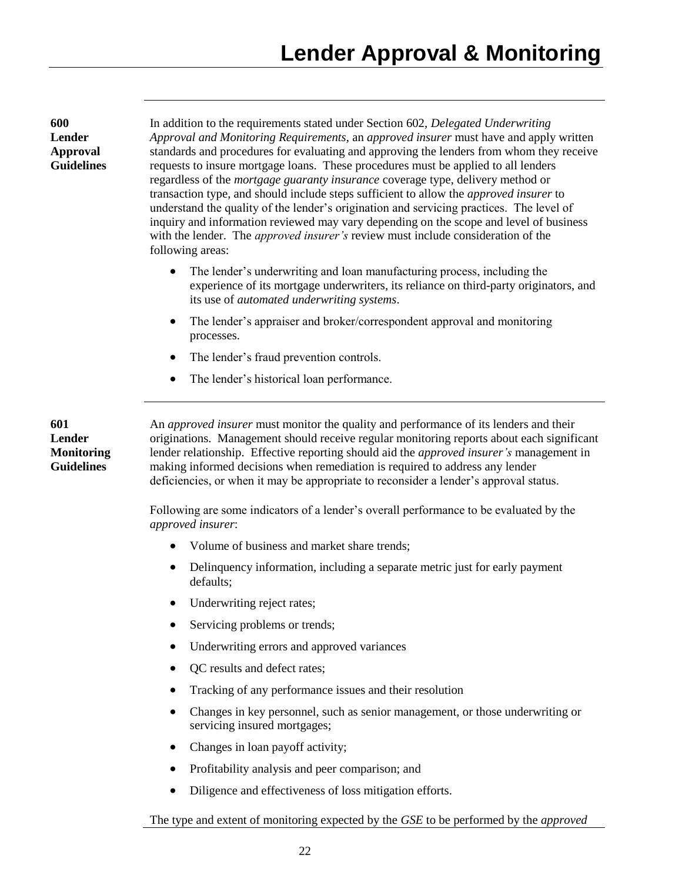# Lender Approval & Monitoring

## 600 Lender Approval Guidelines

In addition to the requirements stated under Section 602, *Delegated Underwriting Approval and Monitoring Requirements*, an *approved insurer* must have and apply written standards and procedures for evaluating and approving the lenders from whom they receive requests to insure mortgage loans. These procedures must be applied to all lenders regardless of the *mortgage guaranty insurance* coverage type, delivery method or transaction type, and should include steps sufficient to allow the *approved insurer* to understand the quality of the lender's origination and servicing practices. The level of inquiry and information reviewed may vary depending on the scope and level of business with the lender. The *approved insurer's* review must include consideration of the following areas:

- The lender's underwriting and loan manufacturing process, including the experience of its mortgage underwriters, its reliance on third-party originators, and its use of *automated underwriting systems*.
- The lender's appraiser and broker/correspondent approval and monitoring processes.
- The lender's fraud prevention controls.
- The lender's historical loan performance.

## 601 Lender Monitoring Guidelines

An *approved insurer* must monitor the quality and performance of its lenders and their originations. Management should receive regular monitoring reports about each significant lender relationship. Effective reporting should aid the *approved insurer's* management in making informed decisions when remediation is required to address any lender deficiencies, or when it may be appropriate to reconsider a lender's approval status.

Following are some indicators of a lender's overall performance to be evaluated by the *approved insurer*:

- Volume of business and market share trends;
- Delinquency information, including a separate metric just for early payment defaults;
- Underwriting reject rates;
- Servicing problems or trends;
- Underwriting errors and approved variances
- QC results and defect rates;
- Tracking of any performance issues and their resolution
- Changes in key personnel, such as senior management, or those underwriting or servicing insured mortgages;
- Changes in loan payoff activity;
- Profitability analysis and peer comparison; and
- Diligence and effectiveness of loss mitigation efforts.

The type and extent of monitoring expected by the *GSE* to be performed by the *approved*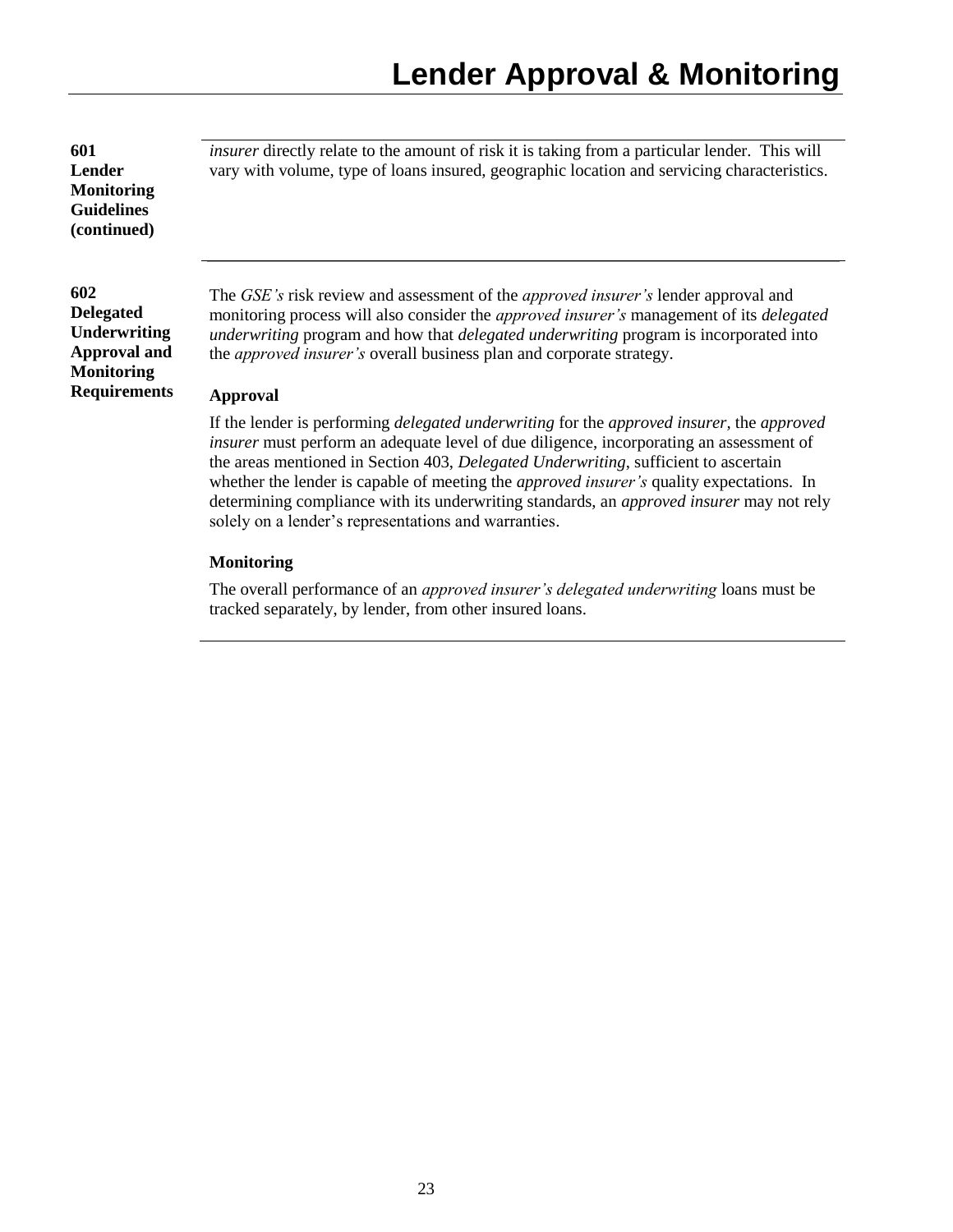**601 Lender Monitoring Guidelines (continued)**

*insurer* directly relate to the amount of risk it is taking from a particular lender. This will vary with volume, type of loans insured, geographic location and servicing characteristics.

---

**602 Delegated Underwriting Approval and Monitoring Requirements**

The *GSE's* risk review and assessment of the *approved insurer's* lender approval and monitoring process will also consider the *approved insurer's* management of its *delegated underwriting* program and how that *delegated underwriting* program is incorporated into the *approved insurer's* overall business plan and corporate strategy.

**Approval**

If the lender is performing *delegated underwriting* for the *approved insurer*, the *approved insurer* must perform an adequate level of due diligence, incorporating an assessment of the areas mentioned in Section 403, *Delegated Underwriting*, sufficient to ascertain whether the lender is capable of meeting the *approved insurer's* quality expectations. In determining compliance with its underwriting standards, an *approved insurer* may not rely solely on a lender's representations and warranties.

**Monitoring**

The overall performance of an *approved insurer's delegated underwriting* loans must be tracked separately, by lender, from other insured loans.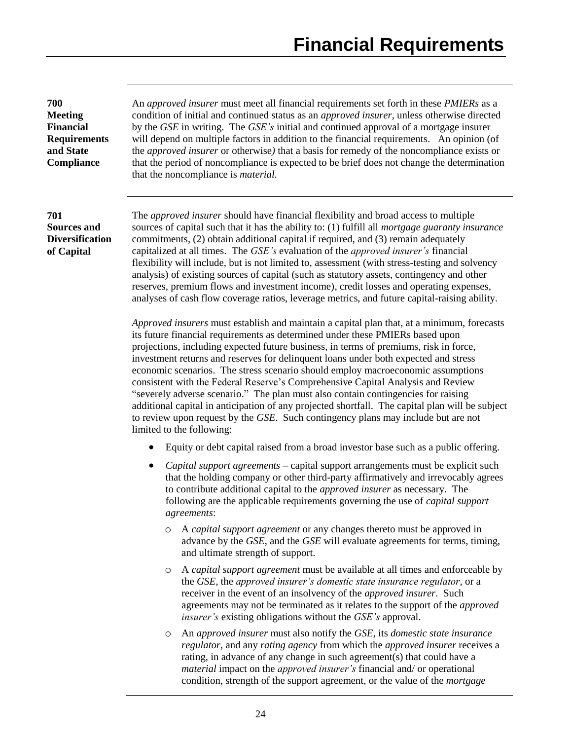# Financial Requirements

## 700 Meeting Financial Requirements and State Compliance

An *approved insurer* must meet all financial requirements set forth in these *PMIERs* as a condition of initial and continued status as an *approved insurer*, unless otherwise directed by the *GSE* in writing. The *GSE's* initial and continued approval of a mortgage insurer will depend on multiple factors in addition to the financial requirements. An opinion (of the *approved insurer* or otherwise) that a basis for remedy of the noncompliance exists or that the period of noncompliance is expected to be brief does not change the determination that the noncompliance is *material*.

## 701 Sources and Diversification of Capital

The *approved insurer* should have financial flexibility and broad access to multiple sources of capital such that it has the ability to: (1) fulfill all *mortgage guaranty insurance* commitments, (2) obtain additional capital if required, and (3) remain adequately capitalized at all times. The *GSE's* evaluation of the *approved insurer's* financial flexibility will include, but is not limited to, assessment (with stress-testing and solvency analysis) of existing sources of capital (such as statutory assets, contingency and other reserves, premium flows and investment income), credit losses and operating expenses, analyses of cash flow coverage ratios, leverage metrics, and future capital-raising ability.

*Approved insurers* must establish and maintain a capital plan that, at a minimum, forecasts its future financial requirements as determined under these PMIERs based upon projections, including expected future business, in terms of premiums, risk in force, investment returns and reserves for delinquent loans under both expected and stress economic scenarios. The stress scenario should employ macroeconomic assumptions consistent with the Federal Reserve's Comprehensive Capital Analysis and Review "severely adverse scenario." The plan must also contain contingencies for raising additional capital in anticipation of any projected shortfall. The capital plan will be subject to review upon request by the *GSE*. Such contingency plans may include but are not limited to the following:

- Equity or debt capital raised from a broad investor base such as a public offering.
- *Capital support agreements* – capital support arrangements must be explicit such that the holding company or other third-party affirmatively and irrevocably agrees to contribute additional capital to the *approved insurer* as necessary. The following are the applicable requirements governing the use of *capital support agreements*:
  - A *capital support agreement* or any changes thereto must be approved in advance by the *GSE*, and the *GSE* will evaluate agreements for terms, timing, and ultimate strength of support.
  - A *capital support agreement* must be available at all times and enforceable by the *GSE*, the *approved insurer's domestic state insurance regulator*, or a receiver in the event of an insolvency of the *approved insurer*. Such agreements may not be terminated as it relates to the support of the *approved insurer's* existing obligations without the *GSE's* approval.
  - An *approved insurer* must also notify the *GSE*, its *domestic state insurance regulator*, and any *rating agency* from which the *approved insurer* receives a rating, in advance of any change in such agreement(s) that could have a *material* impact on the *approved insurer's* financial and/ or operational condition, strength of the support agreement, or the value of the *mortgage*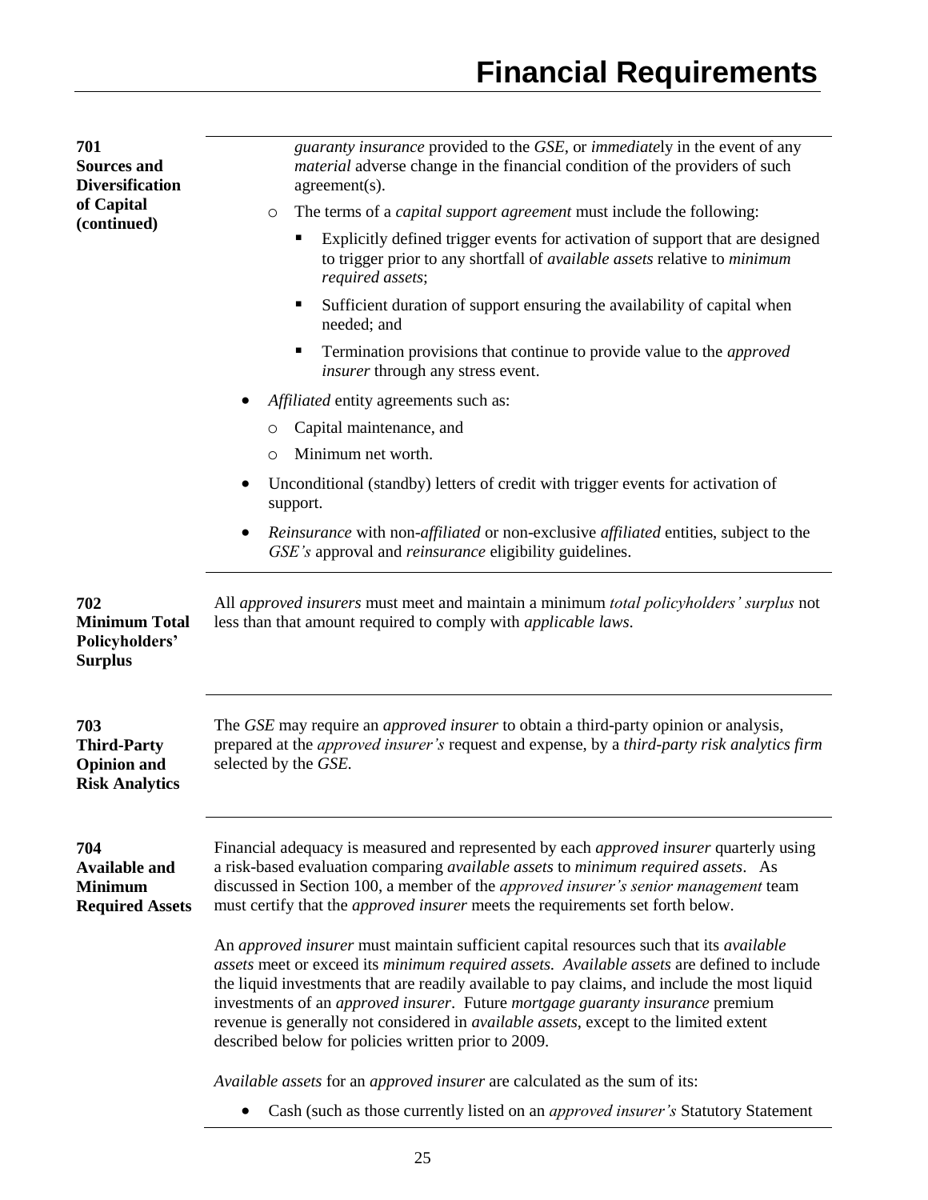### 701 Sources and Diversification of Capital (continued)

*guaranty insurance* provided to the *GSE*, or *immediate*ly in the event of any *material* adverse change in the financial condition of the providers of such agreement(s).

- The terms of a *capital support agreement* must include the following:
  - Explicitly defined trigger events for activation of support that are designed to trigger prior to any shortfall of *available assets* relative to *minimum required assets*;
  - Sufficient duration of support ensuring the availability of capital when needed; and
  - Termination provisions that continue to provide value to the *approved insurer* through any stress event.

- *Affiliated* entity agreements such as:
  - Capital maintenance, and
  - Minimum net worth.
- Unconditional (standby) letters of credit with trigger events for activation of support.
- *Reinsurance* with non-*affiliated* or non-exclusive *affiliated* entities, subject to the *GSE's* approval and *reinsurance* eligibility guidelines.

### 702 Minimum Total Policyholders' Surplus

All *approved insurers* must meet and maintain a minimum *total policyholders' surplus* not less than that amount required to comply with *applicable laws*.

### 703 Third-Party Opinion and Risk Analytics

The *GSE* may require an *approved insurer* to obtain a third-party opinion or analysis, prepared at the *approved insurer's* request and expense, by a *third-party risk analytics firm* selected by the *GSE*.

### 704 Available and Minimum Required Assets

Financial adequacy is measured and represented by each *approved insurer* quarterly using a risk-based evaluation comparing *available assets* to *minimum required assets*. As discussed in Section 100, a member of the *approved insurer's senior management* team must certify that the *approved insurer* meets the requirements set forth below.

An *approved insurer* must maintain sufficient capital resources such that its *available assets* meet or exceed its *minimum required assets*. *Available assets* are defined to include the liquid investments that are readily available to pay claims, and include the most liquid investments of an *approved insurer*. Future *mortgage guaranty insurance* premium revenue is generally not considered in *available assets*, except to the limited extent described below for policies written prior to 2009.

*Available assets* for an *approved insurer* are calculated as the sum of its:

- Cash (such as those currently listed on an *approved insurer's* Statutory Statement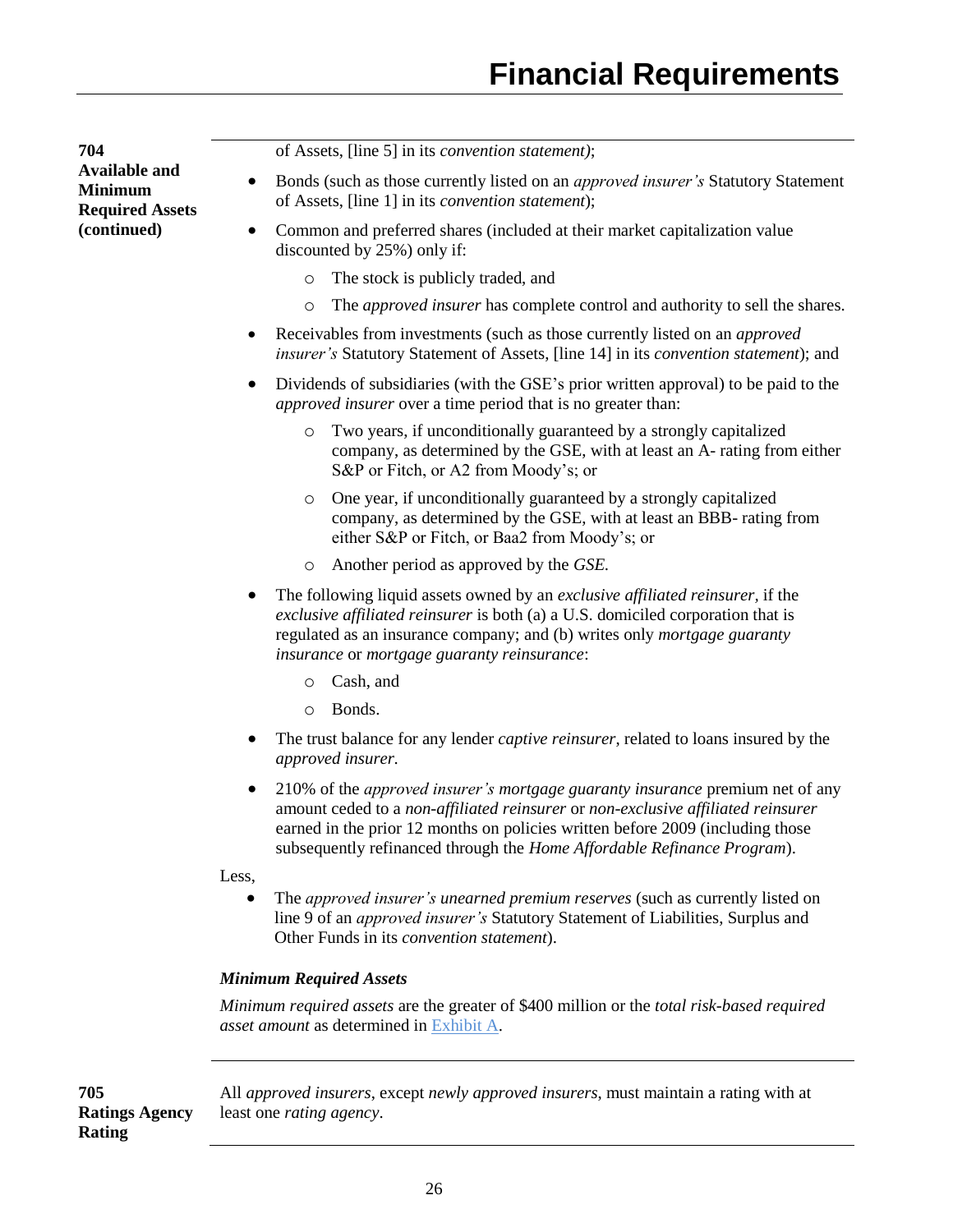**704 Available and Minimum Required Assets (continued)**

of Assets, [line 5] in its *convention statement)*;

- Bonds (such as those currently listed on an *approved insurer's* Statutory Statement of Assets, [line 1] in its *convention statement*);
- Common and preferred shares (included at their market capitalization value discounted by 25%) only if:
  - The stock is publicly traded, and
  - The *approved insurer* has complete control and authority to sell the shares.
- Receivables from investments (such as those currently listed on an *approved insurer's* Statutory Statement of Assets, [line 14] in its *convention statement*); and
- Dividends of subsidiaries (with the GSE's prior written approval) to be paid to the *approved insurer* over a time period that is no greater than:
  - Two years, if unconditionally guaranteed by a strongly capitalized company, as determined by the GSE, with at least an A- rating from either S&P or Fitch, or A2 from Moody's; or
  - One year, if unconditionally guaranteed by a strongly capitalized company, as determined by the GSE, with at least an BBB- rating from either S&P or Fitch, or Baa2 from Moody's; or
  - Another period as approved by the *GSE.*
- The following liquid assets owned by an *exclusive affiliated reinsurer*, if the *exclusive affiliated reinsurer* is both (a) a U.S. domiciled corporation that is regulated as an insurance company; and (b) writes only *mortgage guaranty insurance* or *mortgage guaranty reinsurance*:
  - Cash, and
  - Bonds.
- The trust balance for any lender *captive reinsurer*, related to loans insured by the *approved insurer.*
- 210% of the *approved insurer's mortgage guaranty insurance* premium net of any amount ceded to a *non-affiliated reinsurer* or *non-exclusive affiliated reinsurer* earned in the prior 12 months on policies written before 2009 (including those subsequently refinanced through the *Home Affordable Refinance Program*).

Less,

- The *approved insurer's unearned premium reserves* (such as currently listed on line 9 of an *approved insurer's* Statutory Statement of Liabilities, Surplus and Other Funds in its *convention statement*).

***Minimum Required Assets***

*Minimum required assets* are the greater of $400 million or the *total risk-based required asset amount* as determined in Exhibit A.

**705 Ratings Agency Rating**

All *approved insurers*, except *newly approved insurers*, must maintain a rating with at least one *rating agency*.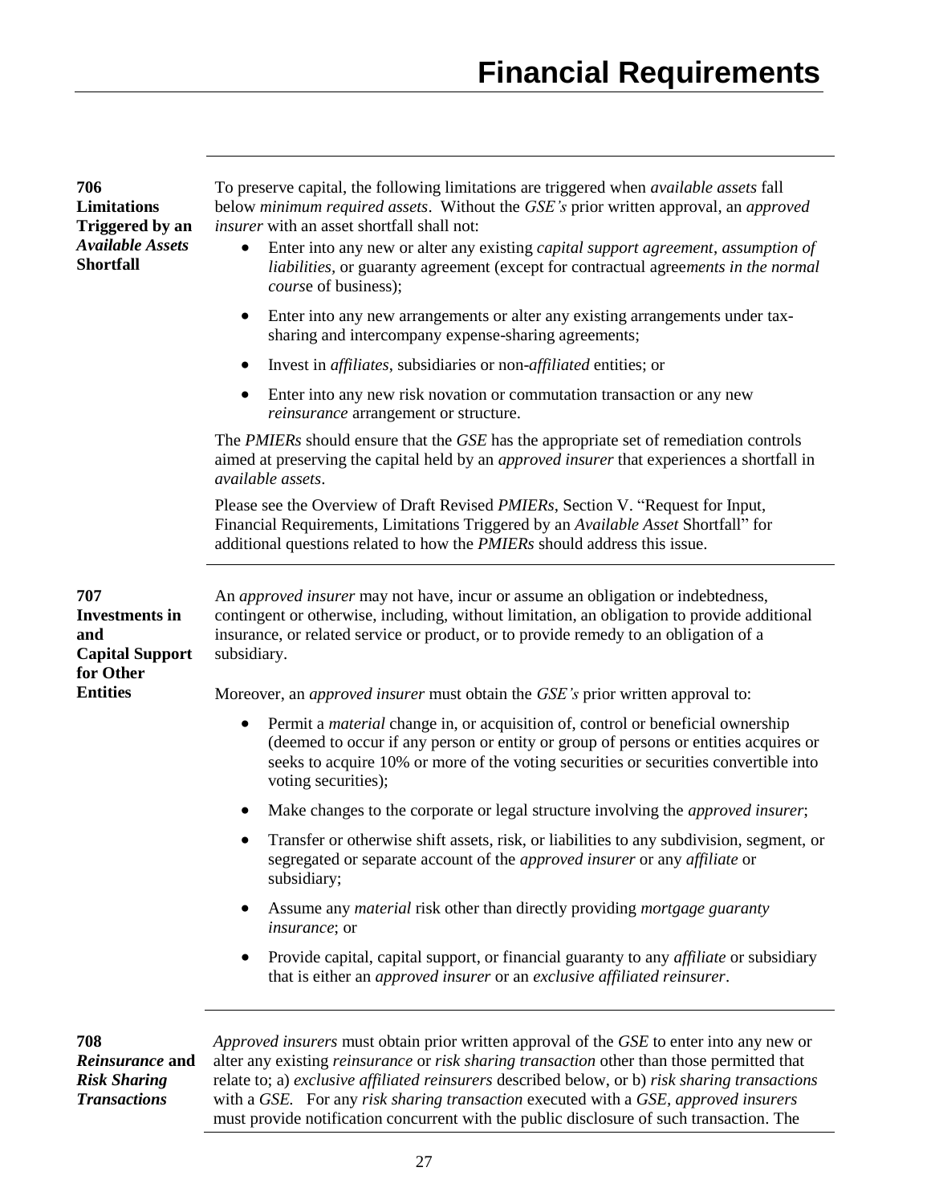# Financial Requirements

**706 Limitations Triggered by an *Available Assets* Shortfall**

To preserve capital, the following limitations are triggered when *available assets* fall below *minimum required assets*. Without the *GSE's* prior written approval, an *approved insurer* with an asset shortfall shall not:

- Enter into any new or alter any existing *capital support agreement*, *assumption of liabilities*, or guaranty agreement (except for contractual agree*ments in the normal cours*e of business);
- Enter into any new arrangements or alter any existing arrangements under tax-sharing and intercompany expense-sharing agreements;
- Invest in *affiliates*, subsidiaries or non-*affiliated* entities; or
- Enter into any new risk novation or commutation transaction or any new *reinsurance* arrangement or structure.

The *PMIERs* should ensure that the *GSE* has the appropriate set of remediation controls aimed at preserving the capital held by an *approved insurer* that experiences a shortfall in *available assets*.

Please see the Overview of Draft Revised *PMIERs*, Section V. "Request for Input, Financial Requirements, Limitations Triggered by an *Available Asset* Shortfall" for additional questions related to how the *PMIERs* should address this issue.

**707 Investments in and Capital Support for Other Entities**

An *approved insurer* may not have, incur or assume an obligation or indebtedness, contingent or otherwise, including, without limitation, an obligation to provide additional insurance, or related service or product, or to provide remedy to an obligation of a subsidiary.

Moreover, an *approved insurer* must obtain the *GSE's* prior written approval to:

- Permit a *material* change in, or acquisition of, control or beneficial ownership (deemed to occur if any person or entity or group of persons or entities acquires or seeks to acquire 10% or more of the voting securities or securities convertible into voting securities);
- Make changes to the corporate or legal structure involving the *approved insurer*;
- Transfer or otherwise shift assets, risk, or liabilities to any subdivision, segment, or segregated or separate account of the *approved insurer* or any *affiliate* or subsidiary;
- Assume any *material* risk other than directly providing *mortgage guaranty insurance*; or
- Provide capital, capital support, or financial guaranty to any *affiliate* or subsidiary that is either an *approved insurer* or an *exclusive affiliated reinsurer*.

**708 *Reinsurance* and *Risk Sharing Transactions***

*Approved insurers* must obtain prior written approval of the *GSE* to enter into any new or alter any existing *reinsurance* or *risk sharing transaction* other than those permitted that relate to; a) *exclusive affiliated reinsurers* described below, or b) *risk sharing transactions* with a *GSE*. For any *risk sharing transaction* executed with a *GSE*, *approved insurers* must provide notification concurrent with the public disclosure of such transaction. The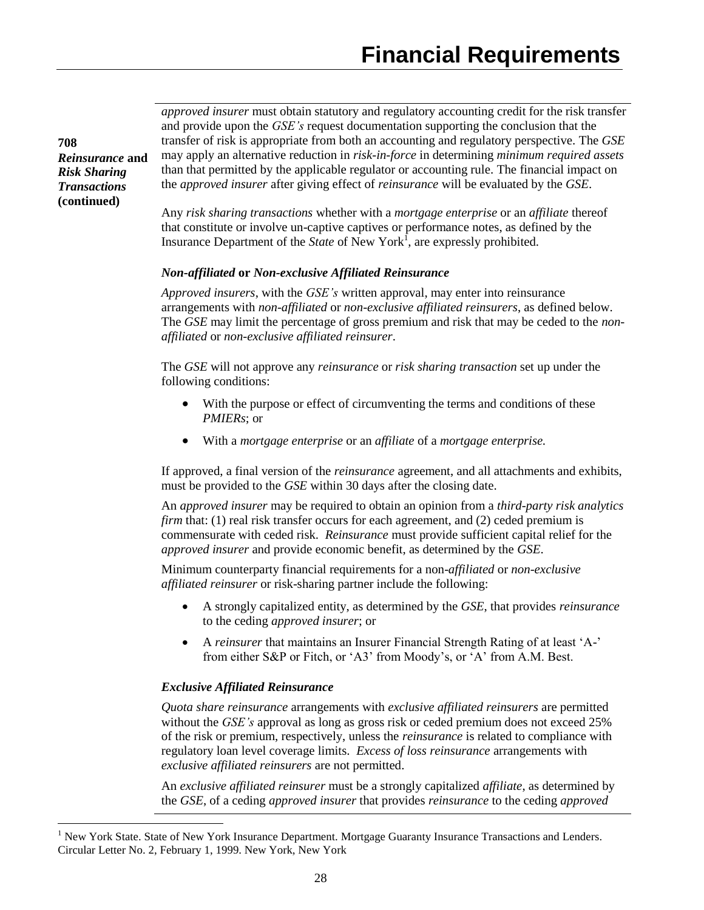**708**
***Reinsurance* and *Risk Sharing Transactions* (continued)**

*approved insurer* must obtain statutory and regulatory accounting credit for the risk transfer and provide upon the *GSE's* request documentation supporting the conclusion that the transfer of risk is appropriate from both an accounting and regulatory perspective. The *GSE* may apply an alternative reduction in *risk-in-force* in determining *minimum required assets* than that permitted by the applicable regulator or accounting rule. The financial impact on the *approved insurer* after giving effect of *reinsurance* will be evaluated by the *GSE*.

Any *risk sharing transactions* whether with a *mortgage enterprise* or an *affiliate* thereof that constitute or involve un-captive captives or performance notes, as defined by the Insurance Department of the *State* of New York[1], are expressly prohibited.

### *Non-affiliated* or *Non-exclusive Affiliated Reinsurance*

*Approved insurers*, with the *GSE's* written approval, may enter into reinsurance arrangements with *non-affiliated* or *non-exclusive affiliated reinsurers*, as defined below. The *GSE* may limit the percentage of gross premium and risk that may be ceded to the *non-affiliated* or *non-exclusive affiliated reinsurer*.

The *GSE* will not approve any *reinsurance* or *risk sharing transaction* set up under the following conditions:

- With the purpose or effect of circumventing the terms and conditions of these *PMIERs*; or
- With a *mortgage enterprise* or an *affiliate* of a *mortgage enterprise.*

If approved, a final version of the *reinsurance* agreement, and all attachments and exhibits, must be provided to the *GSE* within 30 days after the closing date.

An *approved insurer* may be required to obtain an opinion from a *third-party risk analytics firm* that: (1) real risk transfer occurs for each agreement, and (2) ceded premium is commensurate with ceded risk. *Reinsurance* must provide sufficient capital relief for the *approved insurer* and provide economic benefit, as determined by the *GSE*.

Minimum counterparty financial requirements for a non-*affiliated* or *non-exclusive affiliated reinsurer* or risk-sharing partner include the following:

- A strongly capitalized entity, as determined by the *GSE*, that provides *reinsurance* to the ceding *approved insurer*; or
- A *reinsurer* that maintains an Insurer Financial Strength Rating of at least 'A-' from either S&P or Fitch, or 'A3' from Moody's, or 'A' from A.M. Best.

### *Exclusive Affiliated Reinsurance*

*Quota share reinsurance* arrangements with *exclusive affiliated reinsurers* are permitted without the *GSE's* approval as long as gross risk or ceded premium does not exceed 25% of the risk or premium, respectively, unless the *reinsurance* is related to compliance with regulatory loan level coverage limits. *Excess of loss reinsurance* arrangements with *exclusive affiliated reinsurers* are not permitted.

An *exclusive affiliated reinsurer* must be a strongly capitalized *affiliate*, as determined by the *GSE*, of a ceding *approved insurer* that provides *reinsurance* to the ceding *approved*

[1] New York State. State of New York Insurance Department. Mortgage Guaranty Insurance Transactions and Lenders. Circular Letter No. 2, February 1, 1999. New York, New York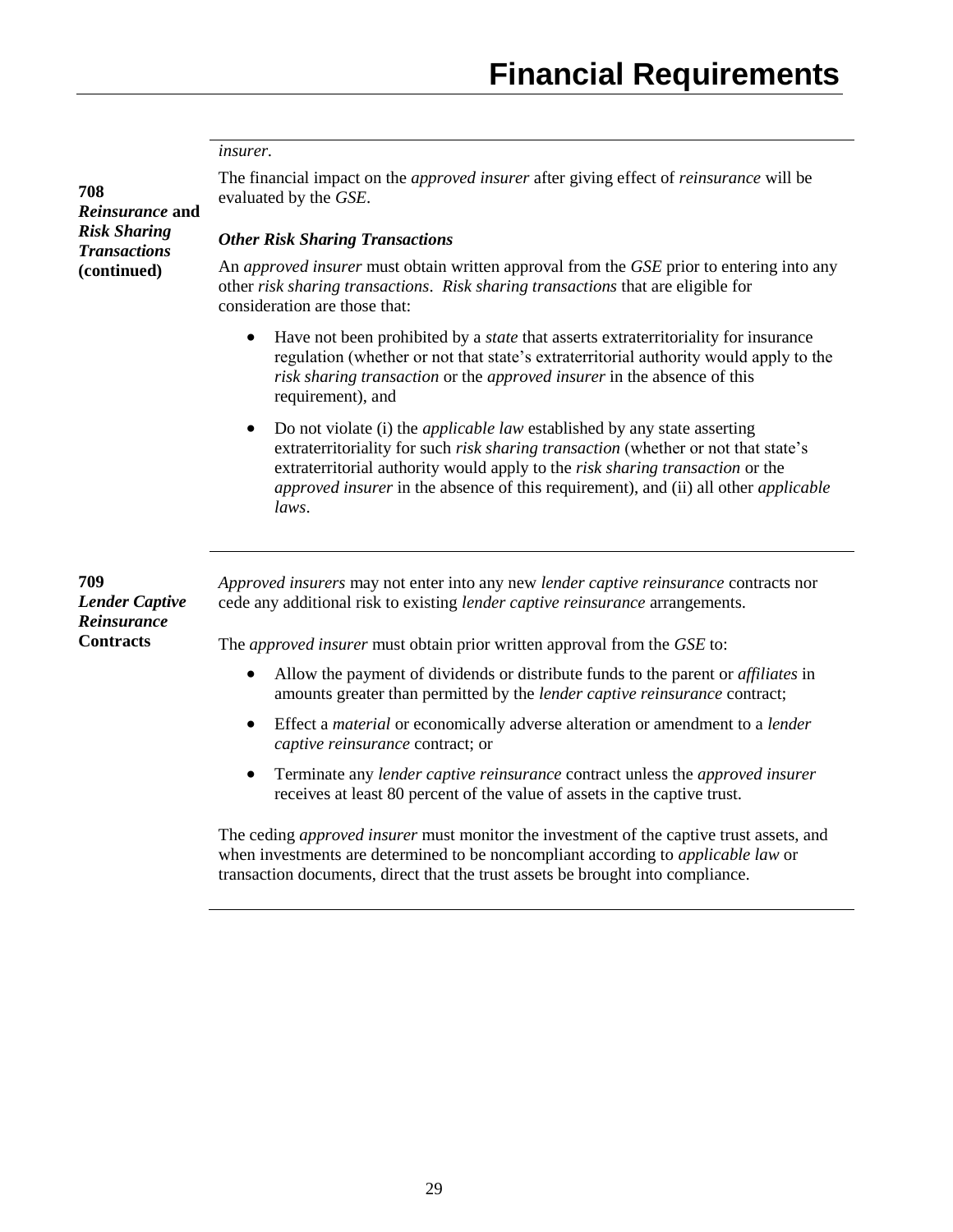*insurer.*

**708**
***Reinsurance* and *Risk Sharing Transactions* (continued)**

The financial impact on the *approved insurer* after giving effect of *reinsurance* will be evaluated by the *GSE*.

***Other Risk Sharing Transactions***

An *approved insurer* must obtain written approval from the *GSE* prior to entering into any other *risk sharing transactions*. *Risk sharing transactions* that are eligible for consideration are those that:

- Have not been prohibited by a *state* that asserts extraterritoriality for insurance regulation (whether or not that state's extraterritorial authority would apply to the *risk sharing transaction* or the *approved insurer* in the absence of this requirement), and
- Do not violate (i) the *applicable law* established by any state asserting extraterritoriality for such *risk sharing transaction* (whether or not that state's extraterritorial authority would apply to the *risk sharing transaction* or the *approved insurer* in the absence of this requirement), and (ii) all other *applicable laws*.

**709**
***Lender Captive Reinsurance* Contracts**

*Approved insurers* may not enter into any new *lender captive reinsurance* contracts nor cede any additional risk to existing *lender captive reinsurance* arrangements.

The *approved insurer* must obtain prior written approval from the *GSE* to:

- Allow the payment of dividends or distribute funds to the parent or *affiliates* in amounts greater than permitted by the *lender captive reinsurance* contract;
- Effect a *material* or economically adverse alteration or amendment to a *lender captive reinsurance* contract; or
- Terminate any *lender captive reinsurance* contract unless the *approved insurer* receives at least 80 percent of the value of assets in the captive trust.

The ceding *approved insurer* must monitor the investment of the captive trust assets, and when investments are determined to be noncompliant according to *applicable law* or transaction documents, direct that the trust assets be brought into compliance.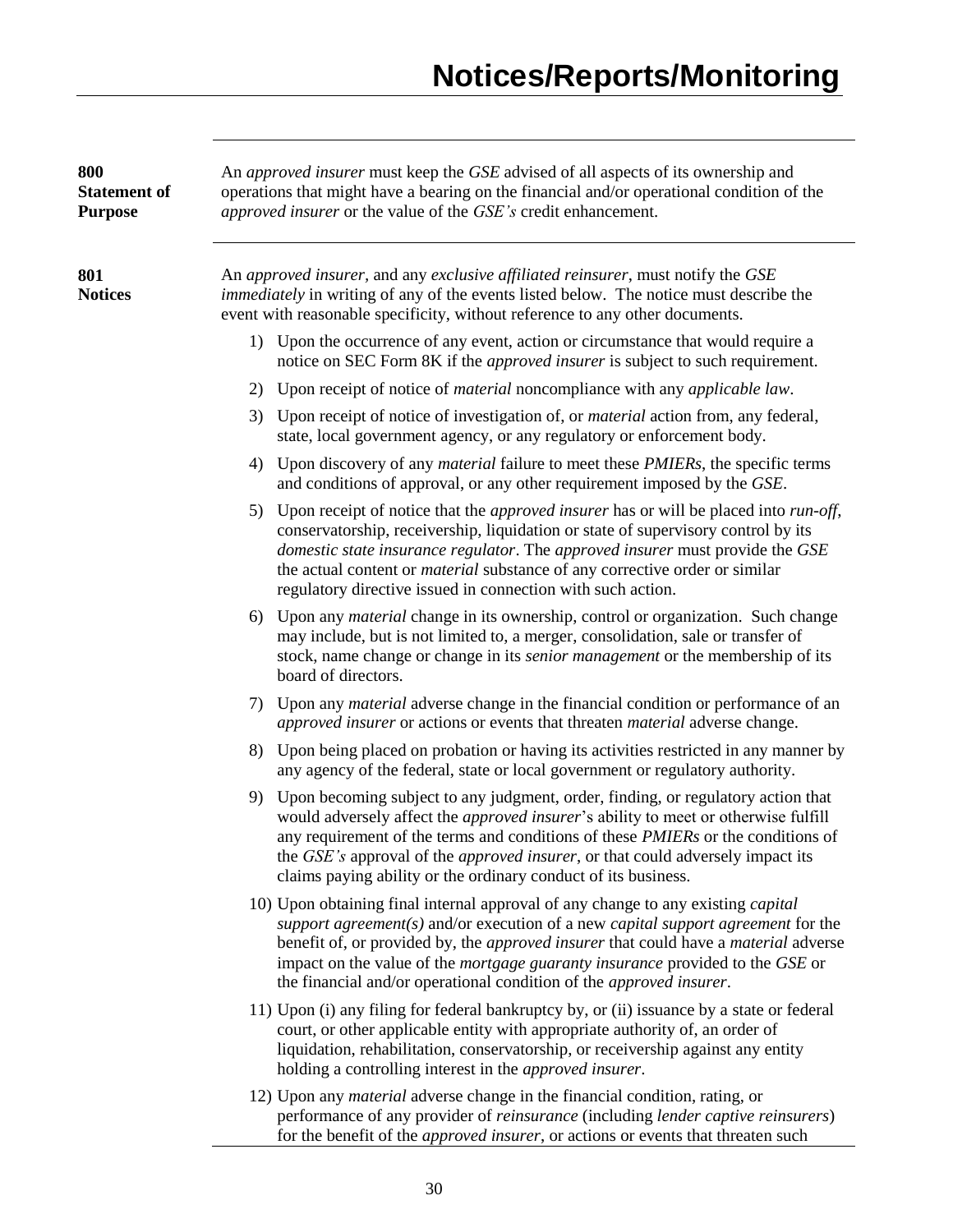# Notices/Reports/Monitoring

**800 Statement of Purpose**

An *approved insurer* must keep the *GSE* advised of all aspects of its ownership and operations that might have a bearing on the financial and/or operational condition of the *approved insurer* or the value of the *GSE's* credit enhancement.

**801 Notices**

An *approved insurer*, and any *exclusive affiliated reinsurer*, must notify the *GSE immediately* in writing of any of the events listed below. The notice must describe the event with reasonable specificity, without reference to any other documents.

1) Upon the occurrence of any event, action or circumstance that would require a notice on SEC Form 8K if the *approved insurer* is subject to such requirement.
2) Upon receipt of notice of *material* noncompliance with any *applicable law*.
3) Upon receipt of notice of investigation of, or *material* action from, any federal, state, local government agency, or any regulatory or enforcement body.
4) Upon discovery of any *material* failure to meet these *PMIERs*, the specific terms and conditions of approval, or any other requirement imposed by the *GSE*.
5) Upon receipt of notice that the *approved insurer* has or will be placed into *run-off*, conservatorship, receivership, liquidation or state of supervisory control by its *domestic state insurance regulator*. The *approved insurer* must provide the *GSE* the actual content or *material* substance of any corrective order or similar regulatory directive issued in connection with such action.
6) Upon any *material* change in its ownership, control or organization. Such change may include, but is not limited to, a merger, consolidation, sale or transfer of stock, name change or change in its *senior management* or the membership of its board of directors.
7) Upon any *material* adverse change in the financial condition or performance of an *approved insurer* or actions or events that threaten *material* adverse change.
8) Upon being placed on probation or having its activities restricted in any manner by any agency of the federal, state or local government or regulatory authority.
9) Upon becoming subject to any judgment, order, finding, or regulatory action that would adversely affect the *approved insurer*'s ability to meet or otherwise fulfill any requirement of the terms and conditions of these *PMIERs* or the conditions of the *GSE's* approval of the *approved insurer*, or that could adversely impact its claims paying ability or the ordinary conduct of its business.
10) Upon obtaining final internal approval of any change to any existing *capital support agreement(s)* and/or execution of a new *capital support agreement* for the benefit of, or provided by, the *approved insurer* that could have a *material* adverse impact on the value of the *mortgage guaranty insurance* provided to the *GSE* or the financial and/or operational condition of the *approved insurer*.
11) Upon (i) any filing for federal bankruptcy by, or (ii) issuance by a state or federal court, or other applicable entity with appropriate authority of, an order of liquidation, rehabilitation, conservatorship, or receivership against any entity holding a controlling interest in the *approved insurer*.
12) Upon any *material* adverse change in the financial condition, rating, or performance of any provider of *reinsurance* (including *lender captive reinsurers*) for the benefit of the *approved insurer*, or actions or events that threaten such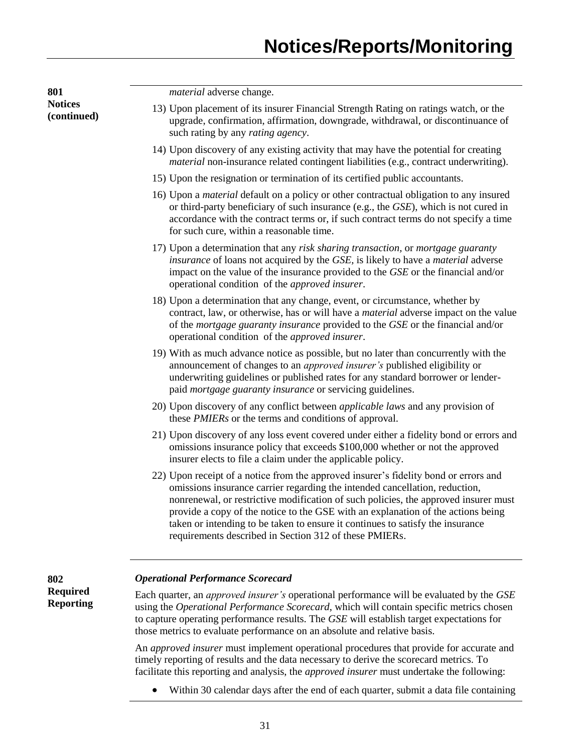**801 Notices (continued)**

*material* adverse change.

13) Upon placement of its insurer Financial Strength Rating on ratings watch, or the upgrade, confirmation, affirmation, downgrade, withdrawal, or discontinuance of such rating by any *rating agency*.

14) Upon discovery of any existing activity that may have the potential for creating *material* non-insurance related contingent liabilities (e.g., contract underwriting).

15) Upon the resignation or termination of its certified public accountants.

16) Upon a *material* default on a policy or other contractual obligation to any insured or third-party beneficiary of such insurance (e.g., the *GSE*), which is not cured in accordance with the contract terms or, if such contract terms do not specify a time for such cure, within a reasonable time.

17) Upon a determination that any *risk sharing transaction,* or *mortgage guaranty insurance* of loans not acquired by the *GSE,* is likely to have a *material* adverse impact on the value of the insurance provided to the *GSE* or the financial and/or operational condition of the *approved insurer*.

18) Upon a determination that any change, event, or circumstance, whether by contract, law, or otherwise, has or will have a *material* adverse impact on the value of the *mortgage guaranty insurance* provided to the *GSE* or the financial and/or operational condition of the *approved insurer*.

19) With as much advance notice as possible, but no later than concurrently with the announcement of changes to an *approved insurer's* published eligibility or underwriting guidelines or published rates for any standard borrower or lender-paid *mortgage guaranty insurance* or servicing guidelines.

20) Upon discovery of any conflict between *applicable laws* and any provision of these *PMIERs* or the terms and conditions of approval.

21) Upon discovery of any loss event covered under either a fidelity bond or errors and omissions insurance policy that exceeds $100,000 whether or not the approved insurer elects to file a claim under the applicable policy.

22) Upon receipt of a notice from the approved insurer's fidelity bond or errors and omissions insurance carrier regarding the intended cancellation, reduction, nonrenewal, or restrictive modification of such policies, the approved insurer must provide a copy of the notice to the GSE with an explanation of the actions being taken or intending to be taken to ensure it continues to satisfy the insurance requirements described in Section 312 of these PMIERs.

**802 Required Reporting**

***Operational Performance Scorecard***

Each quarter, an *approved insurer's* operational performance will be evaluated by the *GSE* using the *Operational Performance Scorecard*, which will contain specific metrics chosen to capture operating performance results. The *GSE* will establish target expectations for those metrics to evaluate performance on an absolute and relative basis.

An *approved insurer* must implement operational procedures that provide for accurate and timely reporting of results and the data necessary to derive the scorecard metrics. To facilitate this reporting and analysis, the *approved insurer* must undertake the following:

- Within 30 calendar days after the end of each quarter, submit a data file containing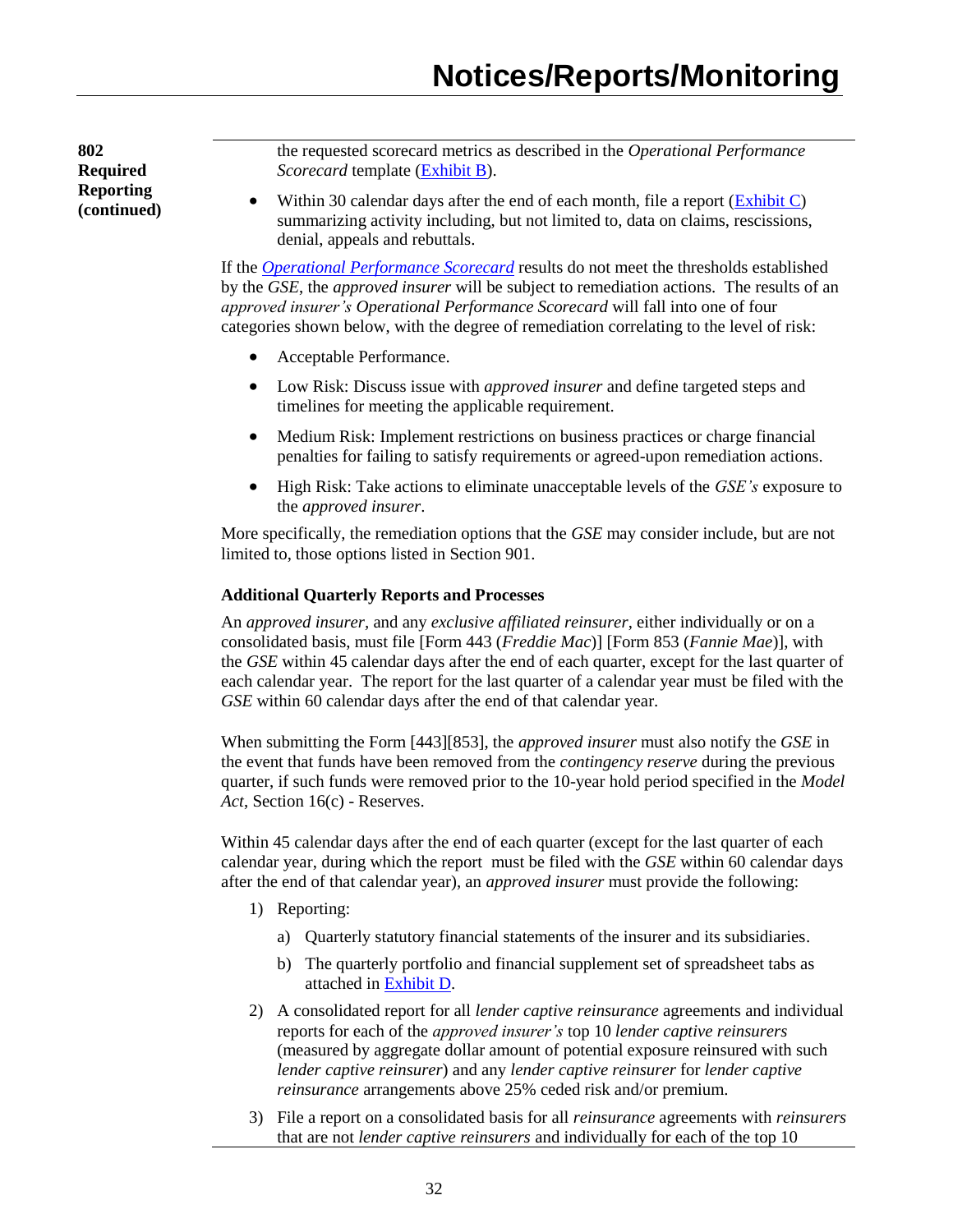**802 Required Reporting (continued)**

the requested scorecard metrics as described in the *Operational Performance Scorecard* template (Exhibit B).

- Within 30 calendar days after the end of each month, file a report (Exhibit C) summarizing activity including, but not limited to, data on claims, rescissions, denial, appeals and rebuttals.

If the *Operational Performance Scorecard* results do not meet the thresholds established by the *GSE*, the *approved insurer* will be subject to remediation actions. The results of an *approved insurer's Operational Performance Scorecard* will fall into one of four categories shown below, with the degree of remediation correlating to the level of risk:

- Acceptable Performance.
- Low Risk: Discuss issue with *approved insurer* and define targeted steps and timelines for meeting the applicable requirement.
- Medium Risk: Implement restrictions on business practices or charge financial penalties for failing to satisfy requirements or agreed-upon remediation actions.
- High Risk: Take actions to eliminate unacceptable levels of the *GSE's* exposure to the *approved insurer*.

More specifically, the remediation options that the *GSE* may consider include, but are not limited to, those options listed in Section 901.

**Additional Quarterly Reports and Processes**

An *approved insurer*, and any *exclusive affiliated reinsurer*, either individually or on a consolidated basis, must file [Form 443 (*Freddie Mac*)] [Form 853 (*Fannie Mae*)], with the *GSE* within 45 calendar days after the end of each quarter, except for the last quarter of each calendar year. The report for the last quarter of a calendar year must be filed with the *GSE* within 60 calendar days after the end of that calendar year.

When submitting the Form [443][853], the *approved insurer* must also notify the *GSE* in the event that funds have been removed from the *contingency reserve* during the previous quarter, if such funds were removed prior to the 10-year hold period specified in the *Model Act*, Section 16(c) - Reserves.

Within 45 calendar days after the end of each quarter (except for the last quarter of each calendar year, during which the report must be filed with the *GSE* within 60 calendar days after the end of that calendar year), an *approved insurer* must provide the following:

1) Reporting:
   a) Quarterly statutory financial statements of the insurer and its subsidiaries.
   b) The quarterly portfolio and financial supplement set of spreadsheet tabs as attached in Exhibit D.
2) A consolidated report for all *lender captive reinsurance* agreements and individual reports for each of the *approved insurer's* top 10 *lender captive reinsurers* (measured by aggregate dollar amount of potential exposure reinsured with such *lender captive reinsurer*) and any *lender captive reinsurer* for *lender captive reinsurance* arrangements above 25% ceded risk and/or premium.
3) File a report on a consolidated basis for all *reinsurance* agreements with *reinsurers* that are not *lender captive reinsurers* and individually for each of the top 10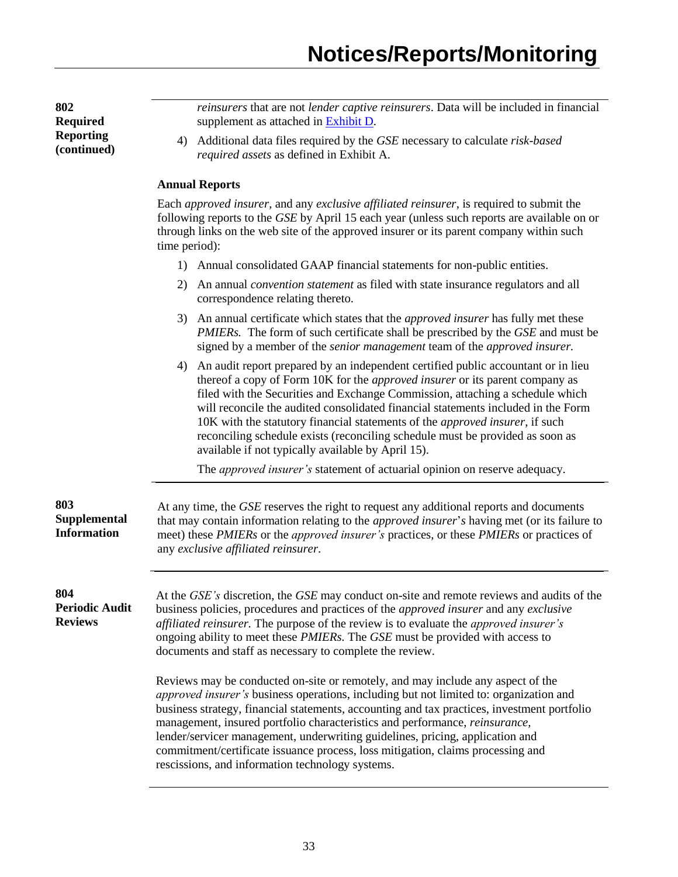## 802 Required Reporting (continued)

*reinsurers* that are not *lender captive reinsurers*. Data will be included in financial supplement as attached in Exhibit D.

4) Additional data files required by the *GSE* necessary to calculate *risk-based required assets* as defined in Exhibit A.

**Annual Reports**

Each *approved insurer*, and any *exclusive affiliated reinsurer*, is required to submit the following reports to the *GSE* by April 15 each year (unless such reports are available on or through links on the web site of the approved insurer or its parent company within such time period):

1) Annual consolidated GAAP financial statements for non-public entities.
2) An annual *convention statement* as filed with state insurance regulators and all correspondence relating thereto.
3) An annual certificate which states that the *approved insurer* has fully met these *PMIERs.* The form of such certificate shall be prescribed by the *GSE* and must be signed by a member of the *senior management* team of the *approved insurer.*
4) An audit report prepared by an independent certified public accountant or in lieu thereof a copy of Form 10K for the *approved insurer* or its parent company as filed with the Securities and Exchange Commission, attaching a schedule which will reconcile the audited consolidated financial statements included in the Form 10K with the statutory financial statements of the *approved insurer*, if such reconciling schedule exists (reconciling schedule must be provided as soon as available if not typically available by April 15).

   The *approved insurer's* statement of actuarial opinion on reserve adequacy.

## 803 Supplemental Information

At any time, the *GSE* reserves the right to request any additional reports and documents that may contain information relating to the *approved insurer*'*s* having met (or its failure to meet) these *PMIERs* or the *approved insurer's* practices, or these *PMIERs* or practices of any *exclusive affiliated reinsurer*.

## 804 Periodic Audit Reviews

At the *GSE's* discretion, the *GSE* may conduct on-site and remote reviews and audits of the business policies, procedures and practices of the *approved insurer* and any *exclusive affiliated reinsurer.* The purpose of the review is to evaluate the *approved insurer's* ongoing ability to meet these *PMIERs.* The *GSE* must be provided with access to documents and staff as necessary to complete the review.

Reviews may be conducted on-site or remotely, and may include any aspect of the *approved insurer's* business operations, including but not limited to: organization and business strategy, financial statements, accounting and tax practices, investment portfolio management, insured portfolio characteristics and performance, *reinsurance,* lender/servicer management, underwriting guidelines, pricing, application and commitment/certificate issuance process, loss mitigation, claims processing and rescissions, and information technology systems.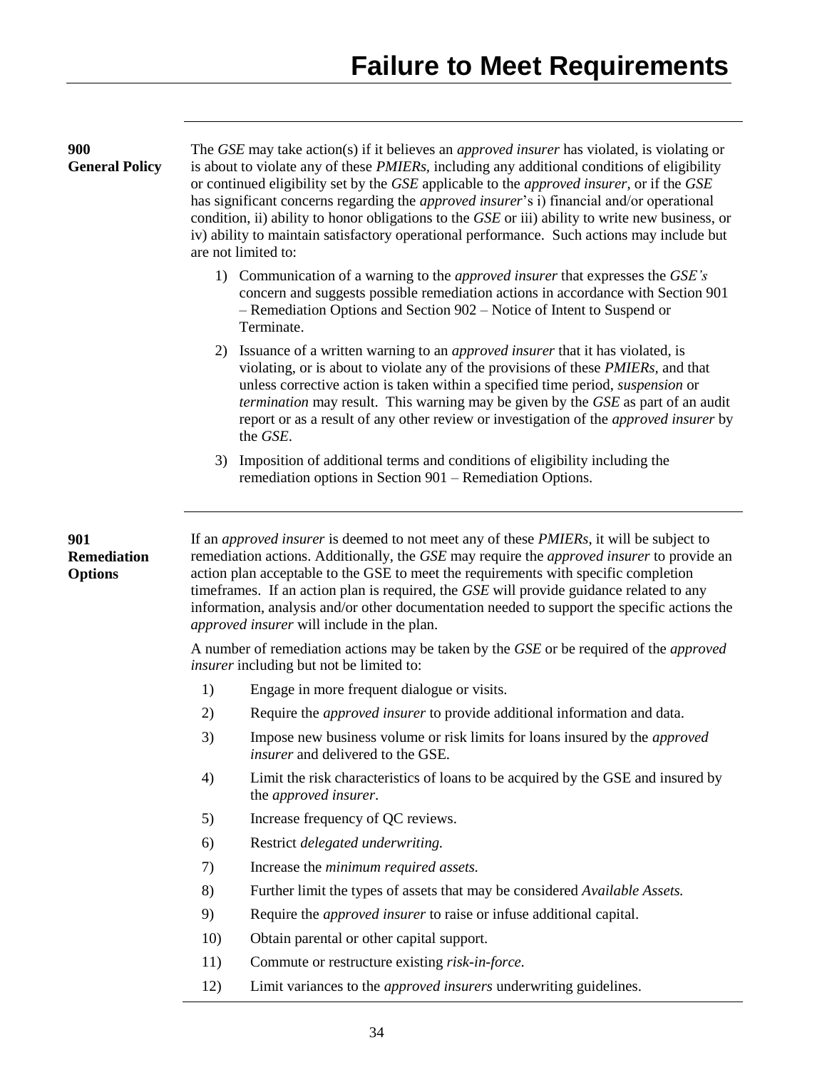# Failure to Meet Requirements

## 900 General Policy

The *GSE* may take action(s) if it believes an *approved insurer* has violated, is violating or is about to violate any of these *PMIERs*, including any additional conditions of eligibility or continued eligibility set by the *GSE* applicable to the *approved insurer*, or if the *GSE* has significant concerns regarding the *approved insurer*'s i) financial and/or operational condition, ii) ability to honor obligations to the *GSE* or iii) ability to write new business, or iv) ability to maintain satisfactory operational performance. Such actions may include but are not limited to:

1) Communication of a warning to the *approved insurer* that expresses the *GSE's* concern and suggests possible remediation actions in accordance with Section 901 – Remediation Options and Section 902 – Notice of Intent to Suspend or Terminate.
2) Issuance of a written warning to an *approved insurer* that it has violated, is violating, or is about to violate any of the provisions of these *PMIERs*, and that unless corrective action is taken within a specified time period, *suspension* or *termination* may result. This warning may be given by the *GSE* as part of an audit report or as a result of any other review or investigation of the *approved insurer* by the *GSE*.
3) Imposition of additional terms and conditions of eligibility including the remediation options in Section 901 – Remediation Options.

## 901 Remediation Options

If an *approved insurer* is deemed to not meet any of these *PMIERs*, it will be subject to remediation actions. Additionally, the *GSE* may require the *approved insurer* to provide an action plan acceptable to the GSE to meet the requirements with specific completion timeframes. If an action plan is required, the *GSE* will provide guidance related to any information, analysis and/or other documentation needed to support the specific actions the *approved insurer* will include in the plan.

A number of remediation actions may be taken by the *GSE* or be required of the *approved insurer* including but not limited to:

1) Engage in more frequent dialogue or visits.
2) Require the *approved insurer* to provide additional information and data.
3) Impose new business volume or risk limits for loans insured by the *approved insurer* and delivered to the GSE.
4) Limit the risk characteristics of loans to be acquired by the GSE and insured by the *approved insurer*.
5) Increase frequency of QC reviews.
6) Restrict *delegated underwriting.*
7) Increase the *minimum required assets.*
8) Further limit the types of assets that may be considered *Available Assets.*
9) Require the *approved insurer* to raise or infuse additional capital.
10) Obtain parental or other capital support.
11) Commute or restructure existing *risk-in-force.*
12) Limit variances to the *approved insurers* underwriting guidelines.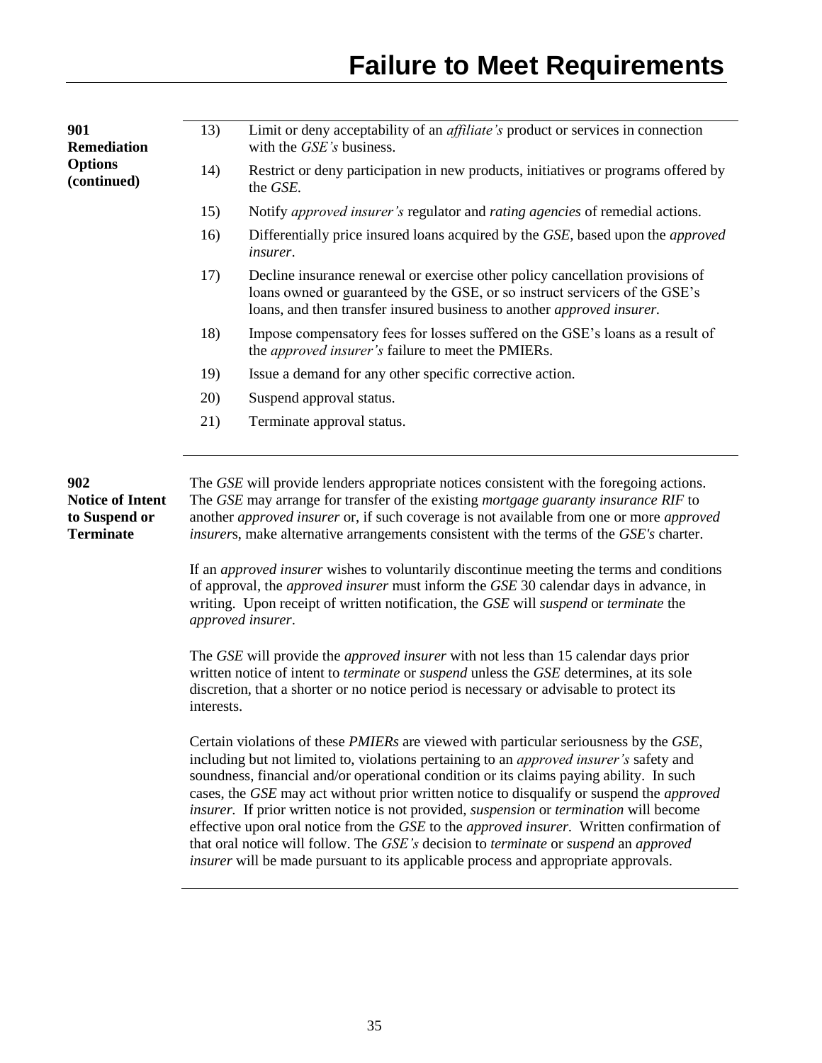# Failure to Meet Requirements

**901 Remediation Options (continued)**

13) Limit or deny acceptability of an *affiliate's* product or services in connection with the *GSE's* business.

14) Restrict or deny participation in new products, initiatives or programs offered by the *GSE*.

15) Notify *approved insurer's* regulator and *rating agencies* of remedial actions.

16) Differentially price insured loans acquired by the *GSE*, based upon the *approved insurer*.

17) Decline insurance renewal or exercise other policy cancellation provisions of loans owned or guaranteed by the GSE, or so instruct servicers of the GSE's loans, and then transfer insured business to another *approved insurer.*

18) Impose compensatory fees for losses suffered on the GSE's loans as a result of the *approved insurer's* failure to meet the PMIERs.

19) Issue a demand for any other specific corrective action.

20) Suspend approval status.

21) Terminate approval status.

**902 Notice of Intent to Suspend or Terminate**

The *GSE* will provide lenders appropriate notices consistent with the foregoing actions. The *GSE* may arrange for transfer of the existing *mortgage guaranty insurance RIF* to another *approved insurer* or, if such coverage is not available from one or more *approved insurer*s, make alternative arrangements consistent with the terms of the *GSE's* charter.

If an *approved insurer* wishes to voluntarily discontinue meeting the terms and conditions of approval, the *approved insurer* must inform the *GSE* 30 calendar days in advance, in writing. Upon receipt of written notification, the *GSE* will *suspend* or *terminate* the *approved insurer*.

The *GSE* will provide the *approved insurer* with not less than 15 calendar days prior written notice of intent to *terminate* or *suspend* unless the *GSE* determines, at its sole discretion, that a shorter or no notice period is necessary or advisable to protect its interests.

Certain violations of these *PMIERs* are viewed with particular seriousness by the *GSE*, including but not limited to, violations pertaining to an *approved insurer's* safety and soundness, financial and/or operational condition or its claims paying ability. In such cases, the *GSE* may act without prior written notice to disqualify or suspend the *approved insurer.* If prior written notice is not provided, *suspension* or *termination* will become effective upon oral notice from the *GSE* to the *approved insurer.* Written confirmation of that oral notice will follow. The *GSE's* decision to *terminate* or *suspend* an *approved insurer* will be made pursuant to its applicable process and appropriate approvals.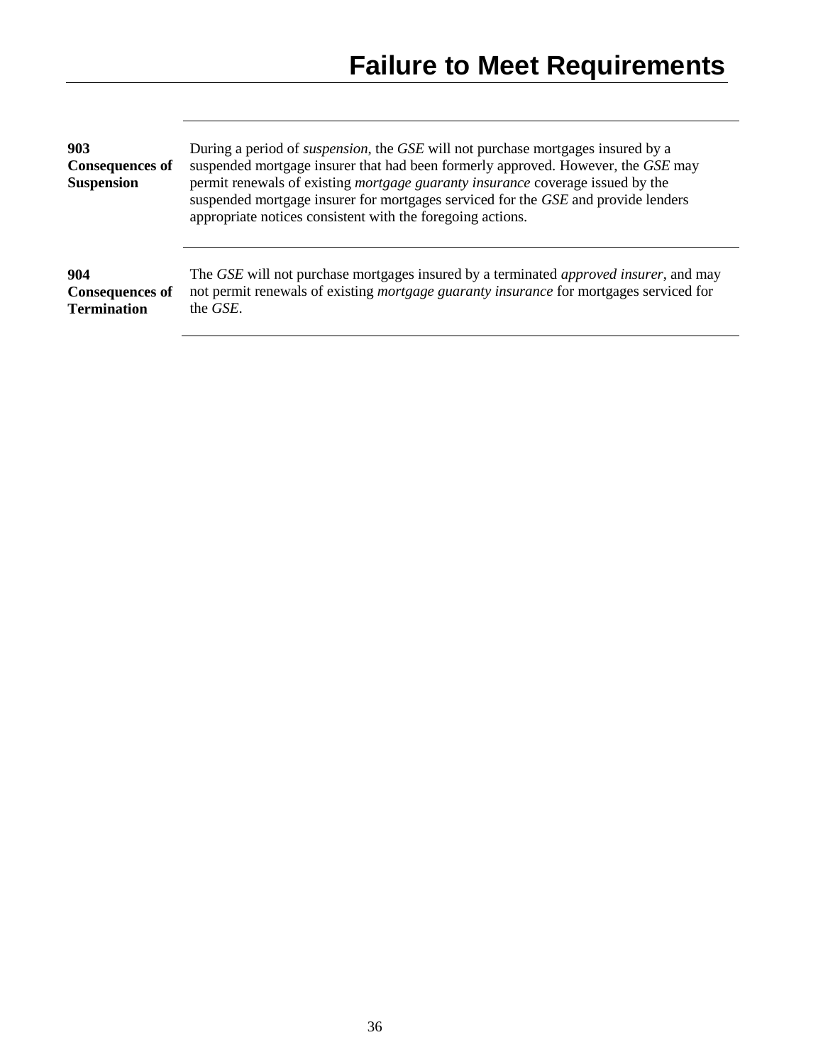# Failure to Meet Requirements

**903 Consequences of Suspension**

During a period of *suspension*, the *GSE* will not purchase mortgages insured by a suspended mortgage insurer that had been formerly approved. However, the *GSE* may permit renewals of existing *mortgage guaranty insurance* coverage issued by the suspended mortgage insurer for mortgages serviced for the *GSE* and provide lenders appropriate notices consistent with the foregoing actions.

**904 Consequences of Termination**

The *GSE* will not purchase mortgages insured by a terminated *approved insurer*, and may not permit renewals of existing *mortgage guaranty insurance* for mortgages serviced for the *GSE*.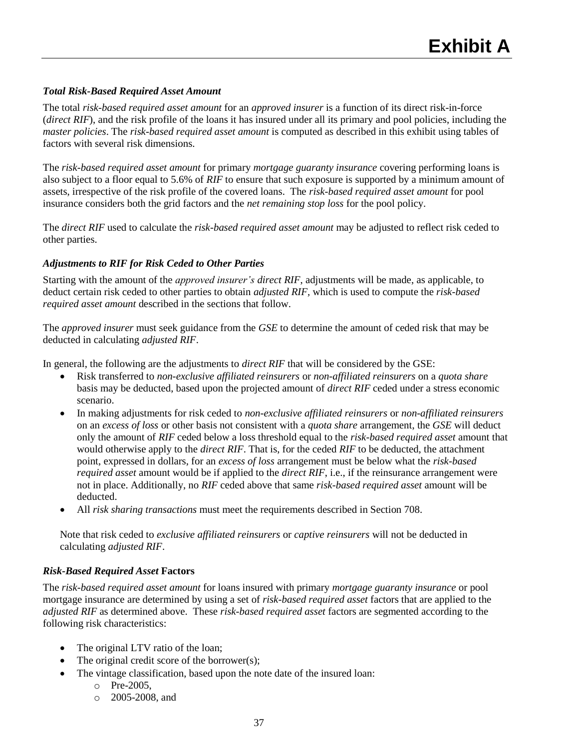# Exhibit A

### *Total Risk-Based Required Asset Amount*

The total *risk-based required asset amount* for an *approved insurer* is a function of its direct risk-in-force (*direct RIF*), and the risk profile of the loans it has insured under all its primary and pool policies, including the *master policies*. The *risk-based required asset amount* is computed as described in this exhibit using tables of factors with several risk dimensions.

The *risk-based required asset amount* for primary *mortgage guaranty insurance* covering performing loans is also subject to a floor equal to 5.6% of *RIF* to ensure that such exposure is supported by a minimum amount of assets, irrespective of the risk profile of the covered loans. The *risk-based required asset amount* for pool insurance considers both the grid factors and the *net remaining stop loss* for the pool policy.

The *direct RIF* used to calculate the *risk-based required asset amount* may be adjusted to reflect risk ceded to other parties.

### *Adjustments to RIF for Risk Ceded to Other Parties*

Starting with the amount of the *approved insurer's direct RIF*, adjustments will be made, as applicable, to deduct certain risk ceded to other parties to obtain *adjusted RIF,* which is used to compute the *risk-based required asset amount* described in the sections that follow.

The *approved insurer* must seek guidance from the *GSE* to determine the amount of ceded risk that may be deducted in calculating *adjusted RIF*.

In general, the following are the adjustments to *direct RIF* that will be considered by the GSE:

- Risk transferred to *non-exclusive affiliated reinsurers* or *non-affiliated reinsurers* on a *quota share* basis may be deducted, based upon the projected amount of *direct RIF* ceded under a stress economic scenario.
- In making adjustments for risk ceded to *non-exclusive affiliated reinsurers* or *non-affiliated reinsurers* on an *excess of loss* or other basis not consistent with a *quota share* arrangement, the *GSE* will deduct only the amount of *RIF* ceded below a loss threshold equal to the *risk-based required asset* amount that would otherwise apply to the *direct RIF*. That is, for the ceded *RIF* to be deducted, the attachment point, expressed in dollars, for an *excess of loss* arrangement must be below what the *risk-based required asset* amount would be if applied to the *direct RIF*, i.e., if the reinsurance arrangement were not in place. Additionally, no *RIF* ceded above that same *risk-based required asset* amount will be deducted.
- All *risk sharing transactions* must meet the requirements described in Section 708.

Note that risk ceded to *exclusive affiliated reinsurers* or *captive reinsurers* will not be deducted in calculating *adjusted RIF*.

### ***Risk-Based Required Asset* Factors**

The *risk-based required asset amount* for loans insured with primary *mortgage guaranty insurance* or pool mortgage insurance are determined by using a set of *risk-based required asset* factors that are applied to the *adjusted RIF* as determined above. These *risk-based required asset* factors are segmented according to the following risk characteristics:

- The original LTV ratio of the loan;
- The original credit score of the borrower(s);
- The vintage classification, based upon the note date of the insured loan:
    - Pre-2005,
    - 2005-2008, and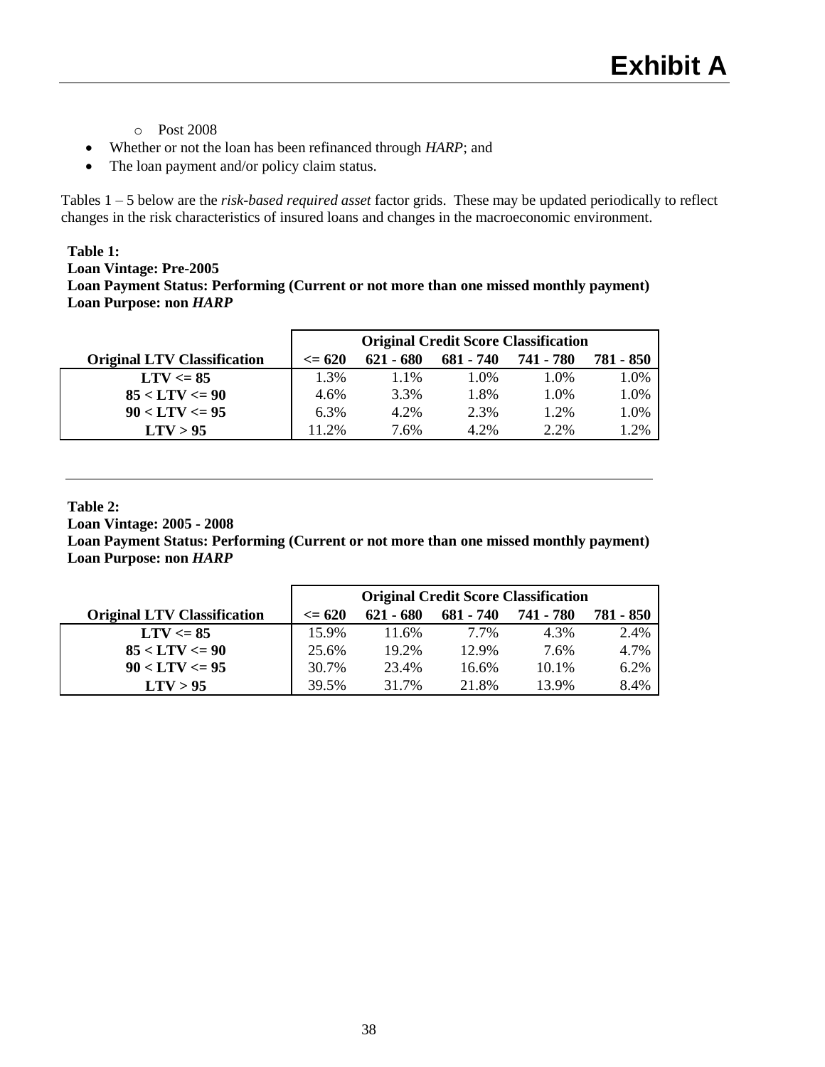# Exhibit A

  - Post 2008
- Whether or not the loan has been refinanced through *HARP*; and
- The loan payment and/or policy claim status.

Tables 1 – 5 below are the *risk-based required asset* factor grids. These may be updated periodically to reflect changes in the risk characteristics of insured loans and changes in the macroeconomic environment.

**Table 1:**
**Loan Vintage: Pre-2005**
**Loan Payment Status: Performing (Current or not more than one missed monthly payment)**
**Loan Purpose: non *HARP***

| | Original Credit Score Classification | | | | |
|---|---|---|---|---|---|
| **Original LTV Classification** | **<= 620** | **621 - 680** | **681 - 740** | **741 - 780** | **781 - 850** |
| **LTV <= 85** | 1.3% | 1.1% | 1.0% | 1.0% | 1.0% |
| **85 < LTV <= 90** | 4.6% | 3.3% | 1.8% | 1.0% | 1.0% |
| **90 < LTV <= 95** | 6.3% | 4.2% | 2.3% | 1.2% | 1.0% |
| **LTV > 95** | 11.2% | 7.6% | 4.2% | 2.2% | 1.2% |

---

**Table 2:**
**Loan Vintage: 2005 - 2008**
**Loan Payment Status: Performing (Current or not more than one missed monthly payment)**
**Loan Purpose: non *HARP***

| | Original Credit Score Classification | | | | |
|---|---|---|---|---|---|
| **Original LTV Classification** | **<= 620** | **621 - 680** | **681 - 740** | **741 - 780** | **781 - 850** |
| **LTV <= 85** | 15.9% | 11.6% | 7.7% | 4.3% | 2.4% |
| **85 < LTV <= 90** | 25.6% | 19.2% | 12.9% | 7.6% | 4.7% |
| **90 < LTV <= 95** | 30.7% | 23.4% | 16.6% | 10.1% | 6.2% |
| **LTV > 95** | 39.5% | 31.7% | 21.8% | 13.9% | 8.4% |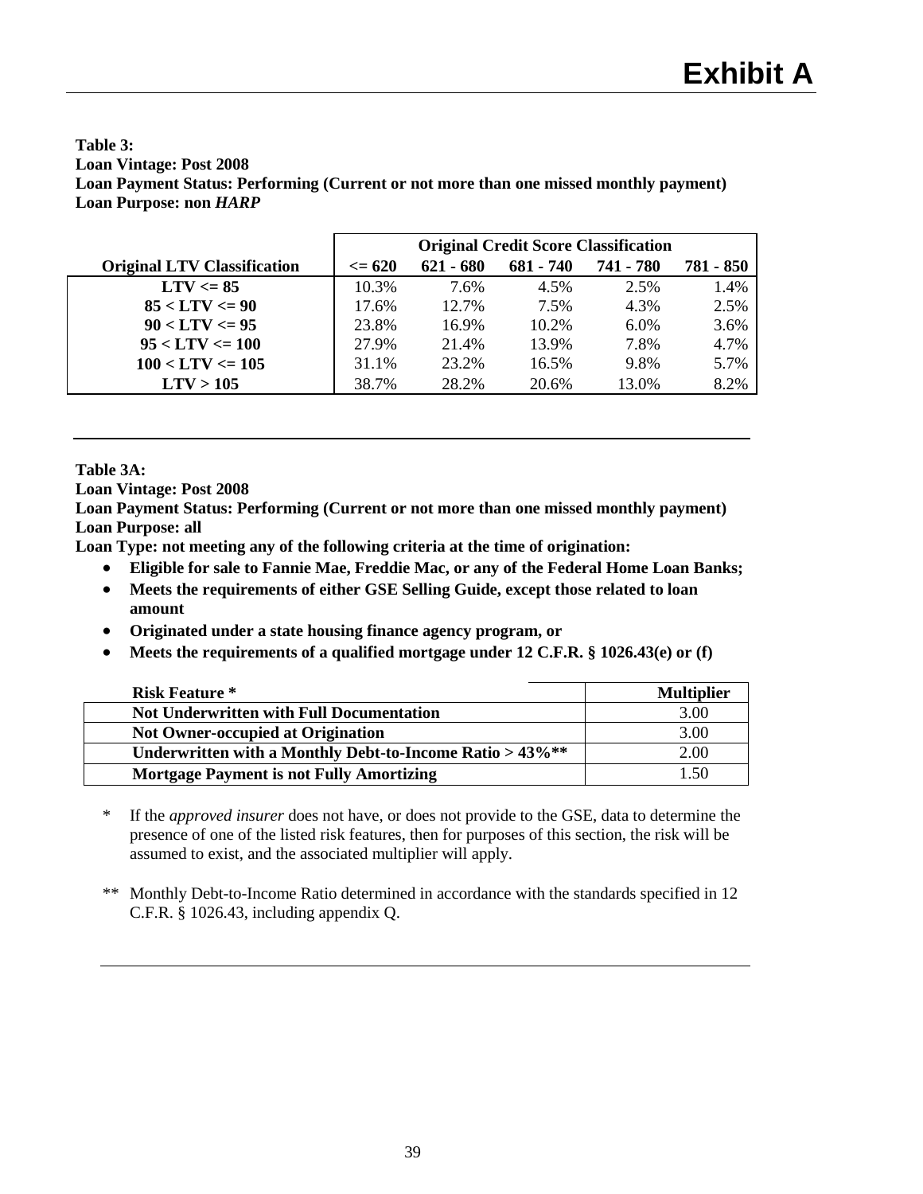# Exhibit A

**Table 3:**
**Loan Vintage: Post 2008**
**Loan Payment Status: Performing (Current or not more than one missed monthly payment)**
**Loan Purpose: non *HARP***

| | Original Credit Score Classification | | | | |
|---|---|---|---|---|---|
| **Original LTV Classification** | **<= 620** | **621 - 680** | **681 - 740** | **741 - 780** | **781 - 850** |
| **LTV <= 85** | 10.3% | 7.6% | 4.5% | 2.5% | 1.4% |
| **85 < LTV <= 90** | 17.6% | 12.7% | 7.5% | 4.3% | 2.5% |
| **90 < LTV <= 95** | 23.8% | 16.9% | 10.2% | 6.0% | 3.6% |
| **95 < LTV <= 100** | 27.9% | 21.4% | 13.9% | 7.8% | 4.7% |
| **100 < LTV <= 105** | 31.1% | 23.2% | 16.5% | 9.8% | 5.7% |
| **LTV > 105** | 38.7% | 28.2% | 20.6% | 13.0% | 8.2% |

---

**Table 3A:**
**Loan Vintage: Post 2008**
**Loan Payment Status: Performing (Current or not more than one missed monthly payment)**
**Loan Purpose: all**
**Loan Type: not meeting any of the following criteria at the time of origination:**

- **Eligible for sale to Fannie Mae, Freddie Mac, or any of the Federal Home Loan Banks;**
- **Meets the requirements of either GSE Selling Guide, except those related to loan amount**
- **Originated under a state housing finance agency program, or**
- **Meets the requirements of a qualified mortgage under 12 C.F.R. § 1026.43(e) or (f)**

| Risk Feature * | Multiplier |
|---|---|
| **Not Underwritten with Full Documentation** | 3.00 |
| **Not Owner-occupied at Origination** | 3.00 |
| **Underwritten with a Monthly Debt-to-Income Ratio > 43%\*\*** | 2.00 |
| **Mortgage Payment is not Fully Amortizing** | 1.50 |

\* If the *approved insurer* does not have, or does not provide to the GSE, data to determine the presence of one of the listed risk features, then for purposes of this section, the risk will be assumed to exist, and the associated multiplier will apply.

\*\* Monthly Debt-to-Income Ratio determined in accordance with the standards specified in 12 C.F.R. § 1026.43, including appendix Q.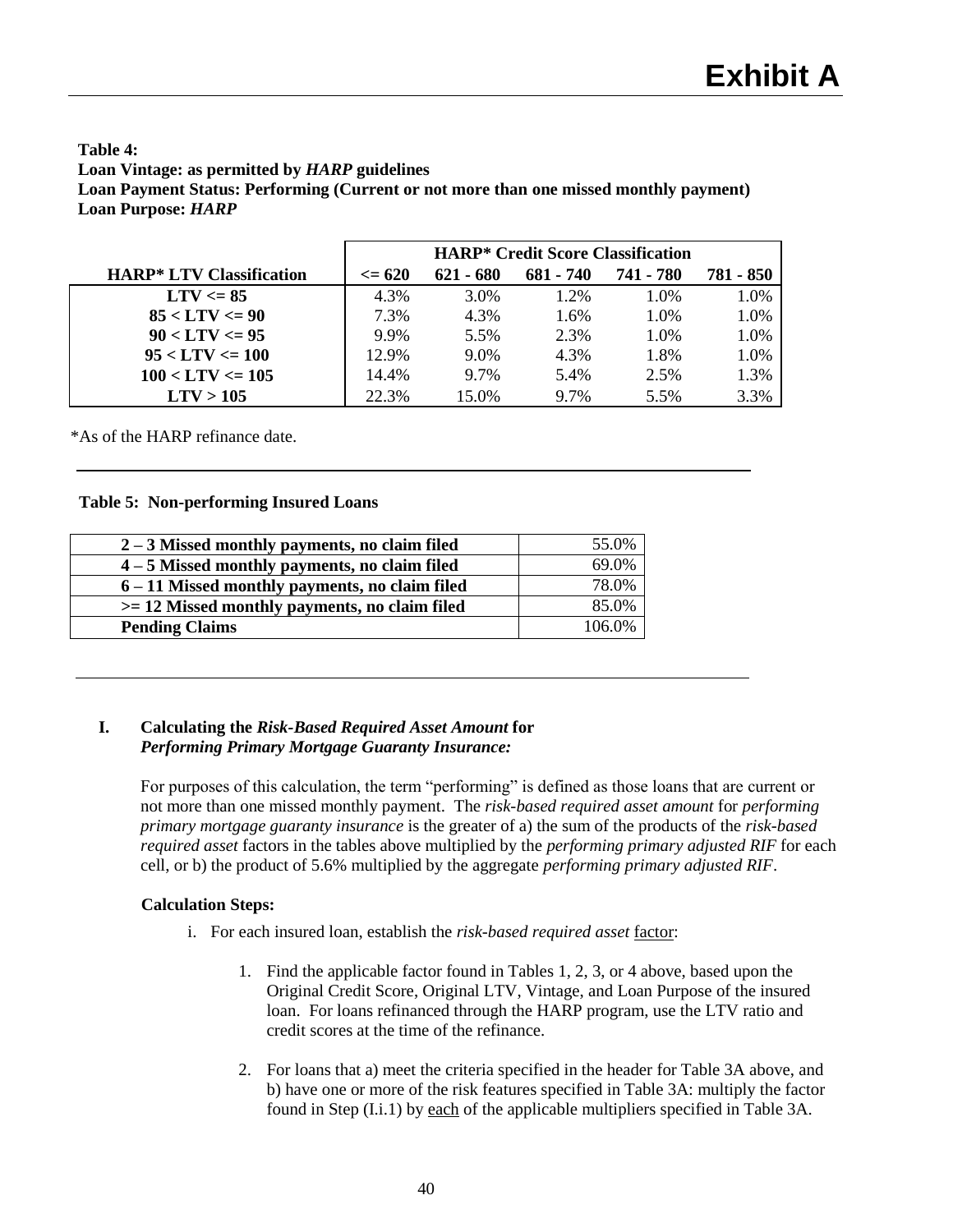# Exhibit A

**Table 4:**
**Loan Vintage: as permitted by *HARP* guidelines**
**Loan Payment Status: Performing (Current or not more than one missed monthly payment)**
**Loan Purpose: *HARP***

| | HARP* Credit Score Classification | | | | |
|---|---|---|---|---|---|
| **HARP* LTV Classification** | **<= 620** | **621 - 680** | **681 - 740** | **741 - 780** | **781 - 850** |
| **LTV <= 85** | 4.3% | 3.0% | 1.2% | 1.0% | 1.0% |
| **85 < LTV <= 90** | 7.3% | 4.3% | 1.6% | 1.0% | 1.0% |
| **90 < LTV <= 95** | 9.9% | 5.5% | 2.3% | 1.0% | 1.0% |
| **95 < LTV <= 100** | 12.9% | 9.0% | 4.3% | 1.8% | 1.0% |
| **100 < LTV <= 105** | 14.4% | 9.7% | 5.4% | 2.5% | 1.3% |
| **LTV > 105** | 22.3% | 15.0% | 9.7% | 5.5% | 3.3% |

*As of the HARP refinance date.

---

**Table 5: Non-performing Insured Loans**

| | |
|---|---|
| **2 – 3 Missed monthly payments, no claim filed** | 55.0% |
| **4 – 5 Missed monthly payments, no claim filed** | 69.0% |
| **6 – 11 Missed monthly payments, no claim filed** | 78.0% |
| **>= 12 Missed monthly payments, no claim filed** | 85.0% |
| **Pending Claims** | 106.0% |

---

## I. Calculating the *Risk-Based Required Asset Amount* for *Performing Primary Mortgage Guaranty Insurance:*

For purposes of this calculation, the term "performing" is defined as those loans that are current or not more than one missed monthly payment. The *risk-based required asset amount* for *performing primary mortgage guaranty insurance* is the greater of a) the sum of the products of the *risk-based required asset* factors in the tables above multiplied by the *performing primary adjusted RIF* for each cell, or b) the product of 5.6% multiplied by the aggregate *performing primary adjusted RIF*.

**Calculation Steps:**

i. For each insured loan, establish the *risk-based required asset* factor:

1. Find the applicable factor found in Tables 1, 2, 3, or 4 above, based upon the Original Credit Score, Original LTV, Vintage, and Loan Purpose of the insured loan. For loans refinanced through the HARP program, use the LTV ratio and credit scores at the time of the refinance.

2. For loans that a) meet the criteria specified in the header for Table 3A above, and b) have one or more of the risk features specified in Table 3A: multiply the factor found in Step (I.i.1) by each of the applicable multipliers specified in Table 3A.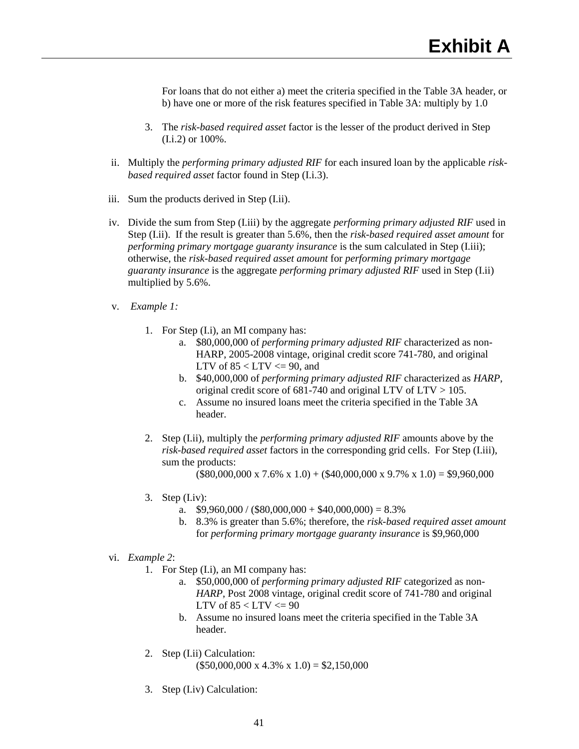For loans that do not either a) meet the criteria specified in the Table 3A header, or b) have one or more of the risk features specified in Table 3A: multiply by 1.0

3. The *risk-based required asset* factor is the lesser of the product derived in Step (I.i.2) or 100%.

ii. Multiply the *performing primary adjusted RIF* for each insured loan by the applicable *risk-based required asset* factor found in Step (I.i.3).

iii. Sum the products derived in Step (I.ii).

iv. Divide the sum from Step (I.iii) by the aggregate *performing primary adjusted RIF* used in Step (I.ii). If the result is greater than 5.6%, then the *risk-based required asset amount* for *performing primary mortgage guaranty insurance* is the sum calculated in Step (I.iii); otherwise, the *risk-based required asset amount* for *performing primary mortgage guaranty insurance* is the aggregate *performing primary adjusted RIF* used in Step (I.ii) multiplied by 5.6%.

v. *Example 1:*

   1. For Step (I.i), an MI company has:
      a. \$80,000,000 of *performing primary adjusted RIF* characterized as non-HARP, 2005-2008 vintage, original credit score 741-780, and original LTV of 85 < LTV <= 90, and
      b. \$40,000,000 of *performing primary adjusted RIF* characterized as *HARP*, original credit score of 681-740 and original LTV of LTV > 105.
      c. Assume no insured loans meet the criteria specified in the Table 3A header.

   2. Step (I.ii), multiply the *performing primary adjusted RIF* amounts above by the *risk-based required asset* factors in the corresponding grid cells. For Step (I.iii), sum the products:

      (\$80,000,000 x 7.6% x 1.0) + (\$40,000,000 x 9.7% x 1.0) = \$9,960,000

   3. Step (I.iv):
      a. \$9,960,000 / (\$80,000,000 + \$40,000,000) = 8.3%
      b. 8.3% is greater than 5.6%; therefore, the *risk-based required asset amount* for *performing primary mortgage guaranty insurance* is \$9,960,000

vi. *Example 2*:

   1. For Step (I.i), an MI company has:
      a. \$50,000,000 of *performing primary adjusted RIF* categorized as non-*HARP*, Post 2008 vintage, original credit score of 741-780 and original LTV of 85 < LTV <= 90
      b. Assume no insured loans meet the criteria specified in the Table 3A header.

   2. Step (I.ii) Calculation:

      (\$50,000,000 x 4.3% x 1.0) = \$2,150,000

   3. Step (I.iv) Calculation: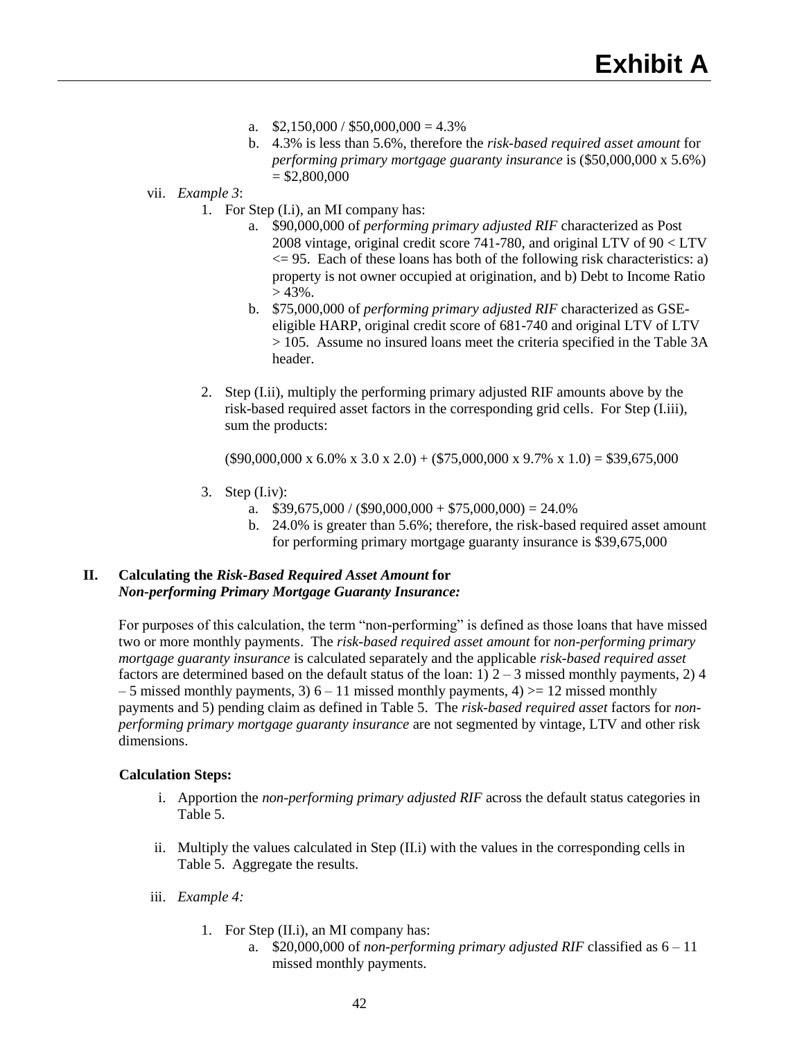a. $2,150,000 / $50,000,000 = 4.3%

b. 4.3% is less than 5.6%, therefore the *risk-based required asset amount* for *performing primary mortgage guaranty insurance* is ($50,000,000 x 5.6%) = $2,800,000

vii. *Example 3*:

1. For Step (I.i), an MI company has:

   a. $90,000,000 of *performing primary adjusted RIF* characterized as Post 2008 vintage, original credit score 741-780, and original LTV of 90 < LTV <= 95. Each of these loans has both of the following risk characteristics: a) property is not owner occupied at origination, and b) Debt to Income Ratio > 43%.

   b. $75,000,000 of *performing primary adjusted RIF* characterized as GSE-eligible HARP, original credit score of 681-740 and original LTV of LTV > 105. Assume no insured loans meet the criteria specified in the Table 3A header.

2. Step (I.ii), multiply the performing primary adjusted RIF amounts above by the risk-based required asset factors in the corresponding grid cells. For Step (I.iii), sum the products:

   ($90,000,000 x 6.0% x 3.0 x 2.0) + ($75,000,000 x 9.7% x 1.0) = $39,675,000

3. Step (I.iv):

   a. $39,675,000 / ($90,000,000 + $75,000,000) = 24.0%

   b. 24.0% is greater than 5.6%; therefore, the risk-based required asset amount for performing primary mortgage guaranty insurance is $39,675,000

## II. Calculating the *Risk-Based Required Asset Amount* for *Non-performing Primary Mortgage Guaranty Insurance:*

For purposes of this calculation, the term "non-performing" is defined as those loans that have missed two or more monthly payments. The *risk-based required asset amount* for *non-performing primary mortgage guaranty insurance* is calculated separately and the applicable *risk-based required asset* factors are determined based on the default status of the loan: 1) 2 – 3 missed monthly payments, 2) 4 – 5 missed monthly payments, 3) 6 – 11 missed monthly payments, 4) >= 12 missed monthly payments and 5) pending claim as defined in Table 5. The *risk-based required asset* factors for *non-performing primary mortgage guaranty insurance* are not segmented by vintage, LTV and other risk dimensions.

**Calculation Steps:**

i. Apportion the *non-performing primary adjusted RIF* across the default status categories in Table 5.

ii. Multiply the values calculated in Step (II.i) with the values in the corresponding cells in Table 5. Aggregate the results.

iii. *Example 4:*

1. For Step (II.i), an MI company has:

   a. $20,000,000 of *non-performing primary adjusted RIF* classified as 6 – 11 missed monthly payments.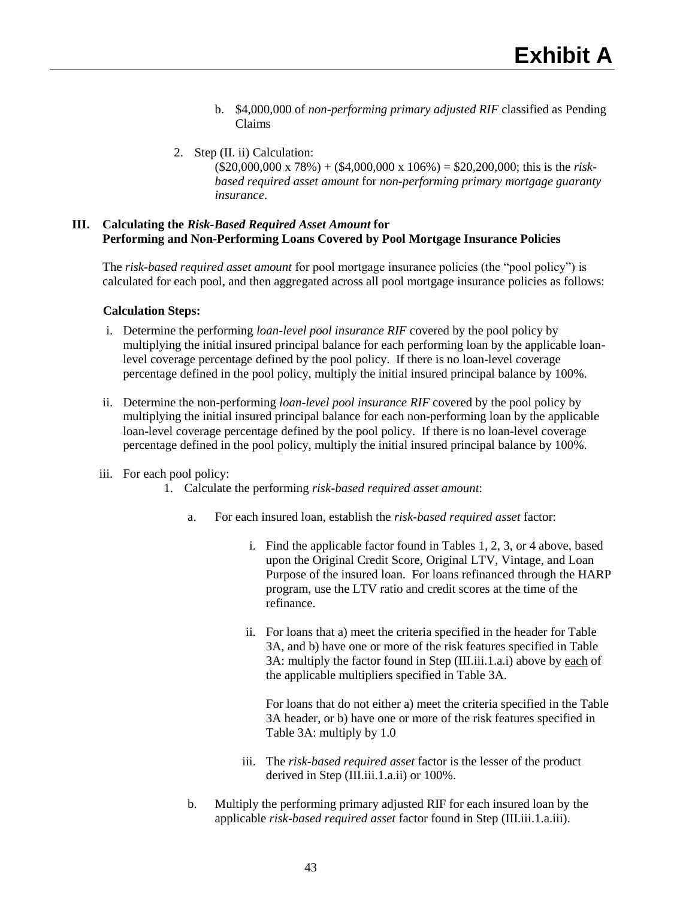b. $4,000,000 of *non-performing primary adjusted RIF* classified as Pending Claims

2. Step (II. ii) Calculation:
   ($20,000,000 x 78%) + ($4,000,000 x 106%) = $20,200,000; this is the *risk-based required asset amount* for *non-performing primary mortgage guaranty insurance*.

## III. Calculating the *Risk-Based Required Asset Amount* for Performing and Non-Performing Loans Covered by Pool Mortgage Insurance Policies

The *risk-based required asset amount* for pool mortgage insurance policies (the "pool policy") is calculated for each pool, and then aggregated across all pool mortgage insurance policies as follows:

**Calculation Steps:**

i. Determine the performing *loan-level pool insurance RIF* covered by the pool policy by multiplying the initial insured principal balance for each performing loan by the applicable loan-level coverage percentage defined by the pool policy. If there is no loan-level coverage percentage defined in the pool policy, multiply the initial insured principal balance by 100%.

ii. Determine the non-performing *loan-level pool insurance RIF* covered by the pool policy by multiplying the initial insured principal balance for each non-performing loan by the applicable loan-level coverage percentage defined by the pool policy. If there is no loan-level coverage percentage defined in the pool policy, multiply the initial insured principal balance by 100%.

iii. For each pool policy:

1. Calculate the performing *risk-based required asset amount*:

   a. For each insured loan, establish the *risk-based required asset* factor:

      i. Find the applicable factor found in Tables 1, 2, 3, or 4 above, based upon the Original Credit Score, Original LTV, Vintage, and Loan Purpose of the insured loan. For loans refinanced through the HARP program, use the LTV ratio and credit scores at the time of the refinance.

      ii. For loans that a) meet the criteria specified in the header for Table 3A, and b) have one or more of the risk features specified in Table 3A: multiply the factor found in Step (III.iii.1.a.i) above by <u>each</u> of the applicable multipliers specified in Table 3A.

      For loans that do not either a) meet the criteria specified in the Table 3A header, or b) have one or more of the risk features specified in Table 3A: multiply by 1.0

      iii. The *risk-based required asset* factor is the lesser of the product derived in Step (III.iii.1.a.ii) or 100%.

   b. Multiply the performing primary adjusted RIF for each insured loan by the applicable *risk-based required asset* factor found in Step (III.iii.1.a.iii).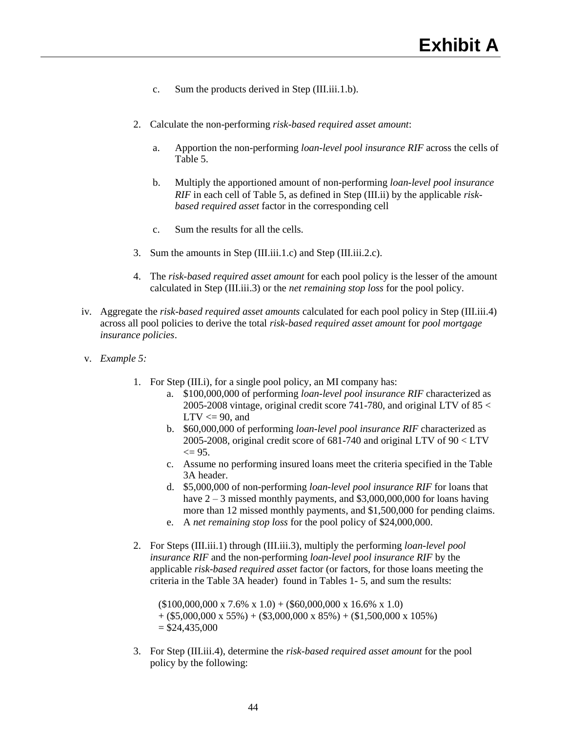c. Sum the products derived in Step (III.iii.1.b).

2. Calculate the non-performing *risk-based required asset amount*:

   a. Apportion the non-performing *loan-level pool insurance RIF* across the cells of Table 5.

   b. Multiply the apportioned amount of non-performing *loan-level pool insurance RIF* in each cell of Table 5, as defined in Step (III.ii) by the applicable *risk-based required asset* factor in the corresponding cell

   c. Sum the results for all the cells.

3. Sum the amounts in Step (III.iii.1.c) and Step (III.iii.2.c).

4. The *risk-based required asset amount* for each pool policy is the lesser of the amount calculated in Step (III.iii.3) or the *net remaining stop loss* for the pool policy.

iv. Aggregate the *risk-based required asset amounts* calculated for each pool policy in Step (III.iii.4) across all pool policies to derive the total *risk-based required asset amount* for *pool mortgage insurance policies*.

v. *Example 5:*

1. For Step (III.i), for a single pool policy, an MI company has:
   a. \$100,000,000 of performing *loan-level pool insurance RIF* characterized as 2005-2008 vintage, original credit score 741-780, and original LTV of 85 < LTV <= 90, and
   b. \$60,000,000 of performing *loan-level pool insurance RIF* characterized as 2005-2008, original credit score of 681-740 and original LTV of 90 < LTV <= 95.
   c. Assume no performing insured loans meet the criteria specified in the Table 3A header.
   d. \$5,000,000 of non-performing *loan-level pool insurance RIF* for loans that have 2 – 3 missed monthly payments, and \$3,000,000,000 for loans having more than 12 missed monthly payments, and \$1,500,000 for pending claims.
   e. A *net remaining stop loss* for the pool policy of \$24,000,000.

2. For Steps (III.iii.1) through (III.iii.3), multiply the performing *loan-level pool insurance RIF* and the non-performing *loan-level pool insurance RIF* by the applicable *risk-based required asset* factor (or factors, for those loans meeting the criteria in the Table 3A header) found in Tables 1- 5, and sum the results:

   (\$100,000,000 x 7.6% x 1.0) + (\$60,000,000 x 16.6% x 1.0)
   + (\$5,000,000 x 55%) + (\$3,000,000 x 85%) + (\$1,500,000 x 105%)
   = \$24,435,000

3. For Step (III.iii.4), determine the *risk-based required asset amount* for the pool policy by the following: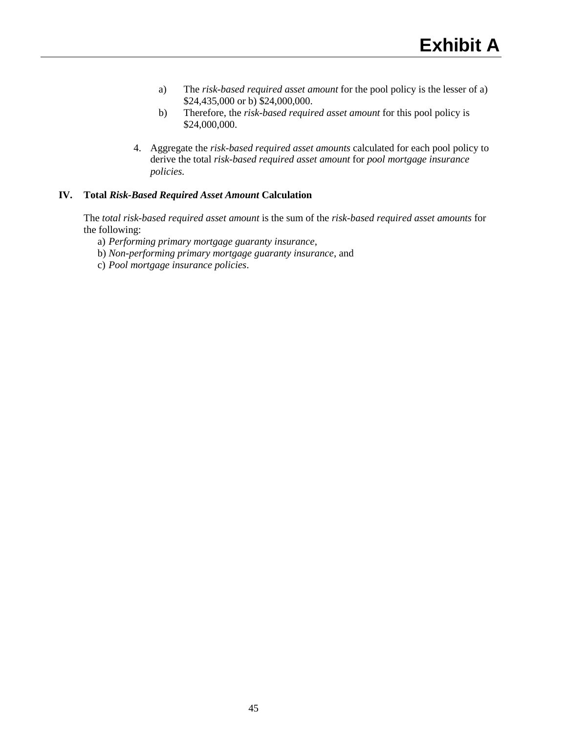a) The *risk-based required asset amount* for the pool policy is the lesser of a) $24,435,000 or b) $24,000,000.

b) Therefore, the *risk-based required asset amount* for this pool policy is $24,000,000.

4. Aggregate the *risk-based required asset amounts* calculated for each pool policy to derive the total *risk-based required asset amount* for *pool mortgage insurance policies.*

## IV. Total *Risk-Based Required Asset Amount* Calculation

The *total risk-based required asset amount* is the sum of the *risk-based required asset amounts* for the following:

a) *Performing primary mortgage guaranty insurance*,
b) *Non-performing primary mortgage guaranty insurance*, and
c) *Pool mortgage insurance policies*.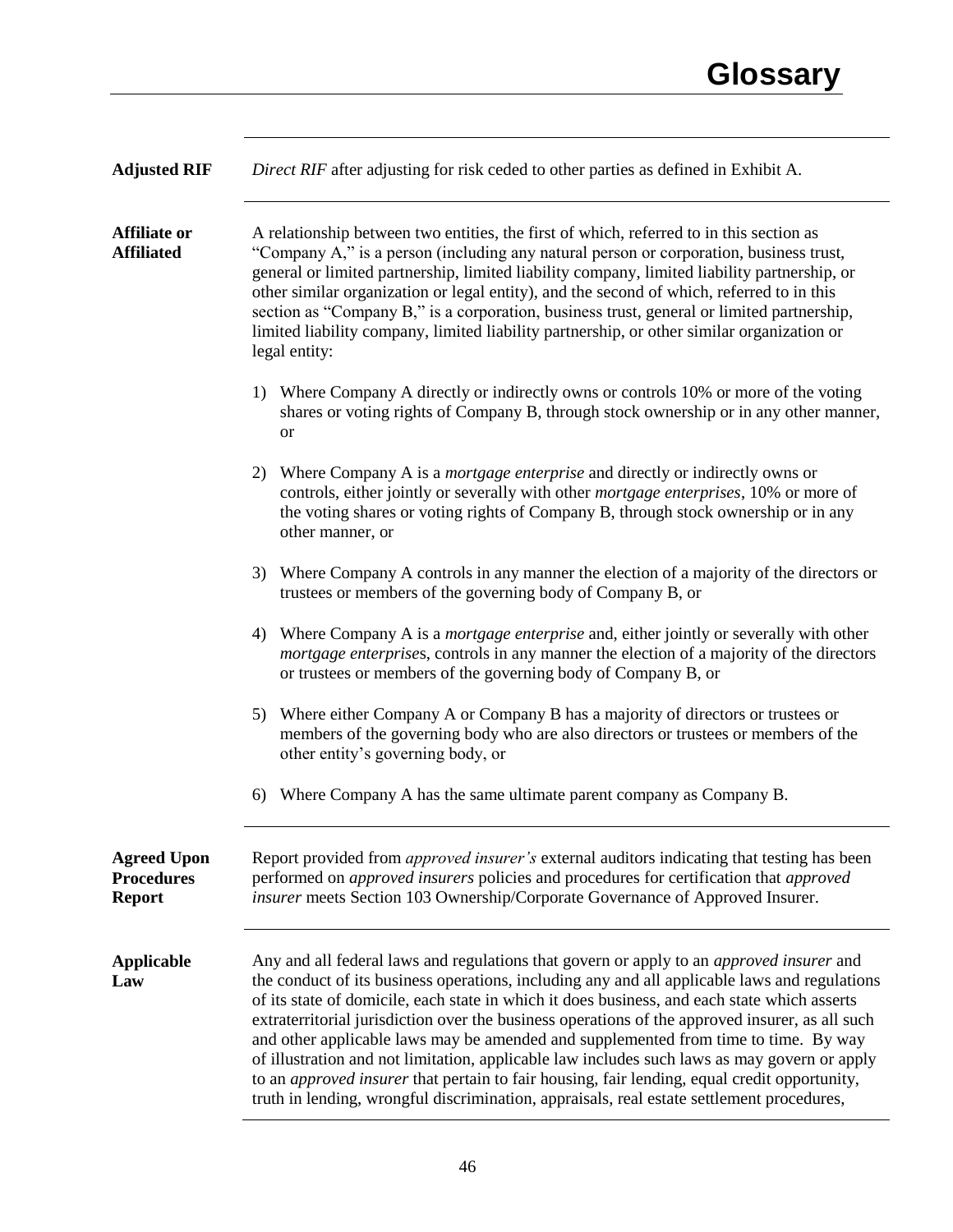# Glossary

**Adjusted RIF**

*Direct RIF* after adjusting for risk ceded to other parties as defined in Exhibit A.

**Affiliate or Affiliated**

A relationship between two entities, the first of which, referred to in this section as "Company A," is a person (including any natural person or corporation, business trust, general or limited partnership, limited liability company, limited liability partnership, or other similar organization or legal entity), and the second of which, referred to in this section as "Company B," is a corporation, business trust, general or limited partnership, limited liability company, limited liability partnership, or other similar organization or legal entity:

1) Where Company A directly or indirectly owns or controls 10% or more of the voting shares or voting rights of Company B, through stock ownership or in any other manner, or

2) Where Company A is a *mortgage enterprise* and directly or indirectly owns or controls, either jointly or severally with other *mortgage enterprises*, 10% or more of the voting shares or voting rights of Company B, through stock ownership or in any other manner, or

3) Where Company A controls in any manner the election of a majority of the directors or trustees or members of the governing body of Company B, or

4) Where Company A is a *mortgage enterprise* and, either jointly or severally with other *mortgage enterprise*s, controls in any manner the election of a majority of the directors or trustees or members of the governing body of Company B, or

5) Where either Company A or Company B has a majority of directors or trustees or members of the governing body who are also directors or trustees or members of the other entity's governing body, or

6) Where Company A has the same ultimate parent company as Company B.

**Agreed Upon Procedures Report**

Report provided from *approved insurer's* external auditors indicating that testing has been performed on *approved insurers* policies and procedures for certification that *approved insurer* meets Section 103 Ownership/Corporate Governance of Approved Insurer.

**Applicable Law**

Any and all federal laws and regulations that govern or apply to an *approved insurer* and the conduct of its business operations, including any and all applicable laws and regulations of its state of domicile, each state in which it does business, and each state which asserts extraterritorial jurisdiction over the business operations of the approved insurer, as all such and other applicable laws may be amended and supplemented from time to time. By way of illustration and not limitation, applicable law includes such laws as may govern or apply to an *approved insurer* that pertain to fair housing, fair lending, equal credit opportunity, truth in lending, wrongful discrimination, appraisals, real estate settlement procedures,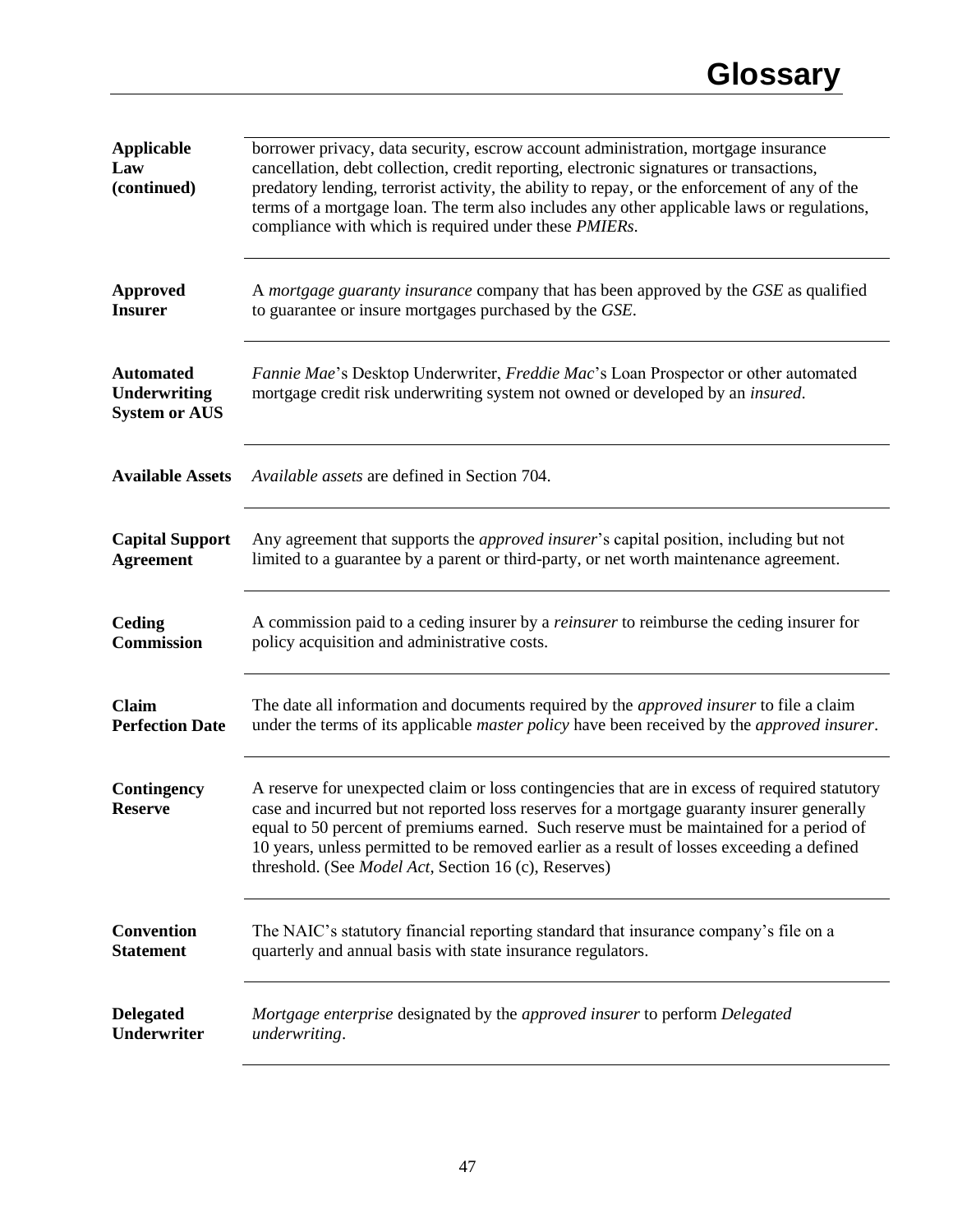# Glossary

| | |
|---|---|
| **Applicable Law (continued)** | borrower privacy, data security, escrow account administration, mortgage insurance cancellation, debt collection, credit reporting, electronic signatures or transactions, predatory lending, terrorist activity, the ability to repay, or the enforcement of any of the terms of a mortgage loan. The term also includes any other applicable laws or regulations, compliance with which is required under these *PMIERs*. |
| **Approved Insurer** | A *mortgage guaranty insurance* company that has been approved by the *GSE* as qualified to guarantee or insure mortgages purchased by the *GSE*. |
| **Automated Underwriting System or AUS** | *Fannie Mae*'s Desktop Underwriter, *Freddie Mac*'s Loan Prospector or other automated mortgage credit risk underwriting system not owned or developed by an *insured*. |
| **Available Assets** | *Available assets* are defined in Section 704. |
| **Capital Support Agreement** | Any agreement that supports the *approved insurer*'s capital position, including but not limited to a guarantee by a parent or third-party, or net worth maintenance agreement. |
| **Ceding Commission** | A commission paid to a ceding insurer by a *reinsurer* to reimburse the ceding insurer for policy acquisition and administrative costs. |
| **Claim Perfection Date** | The date all information and documents required by the *approved insurer* to file a claim under the terms of its applicable *master policy* have been received by the *approved insurer*. |
| **Contingency Reserve** | A reserve for unexpected claim or loss contingencies that are in excess of required statutory case and incurred but not reported loss reserves for a mortgage guaranty insurer generally equal to 50 percent of premiums earned. Such reserve must be maintained for a period of 10 years, unless permitted to be removed earlier as a result of losses exceeding a defined threshold. (See *Model Act*, Section 16 (c), Reserves) |
| **Convention Statement** | The NAIC's statutory financial reporting standard that insurance company's file on a quarterly and annual basis with state insurance regulators. |
| **Delegated Underwriter** | *Mortgage enterprise* designated by the *approved insurer* to perform *Delegated underwriting*. |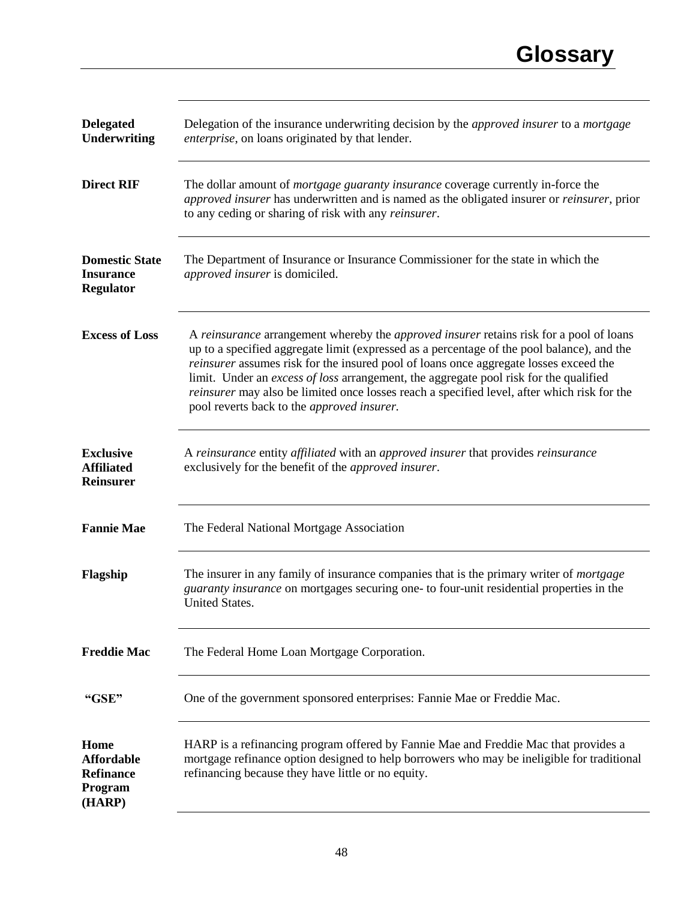# Glossary

| | |
|---|---|
| **Delegated Underwriting** | Delegation of the insurance underwriting decision by the *approved insurer* to a *mortgage enterprise*, on loans originated by that lender. |
| **Direct RIF** | The dollar amount of *mortgage guaranty insurance* coverage currently in-force the *approved insurer* has underwritten and is named as the obligated insurer or *reinsurer*, prior to any ceding or sharing of risk with any *reinsurer*. |
| **Domestic State Insurance Regulator** | The Department of Insurance or Insurance Commissioner for the state in which the *approved insurer* is domiciled. |
| **Excess of Loss** | A *reinsurance* arrangement whereby the *approved insurer* retains risk for a pool of loans up to a specified aggregate limit (expressed as a percentage of the pool balance), and the *reinsurer* assumes risk for the insured pool of loans once aggregate losses exceed the limit. Under an *excess of loss* arrangement, the aggregate pool risk for the qualified *reinsurer* may also be limited once losses reach a specified level, after which risk for the pool reverts back to the *approved insurer.* |
| **Exclusive Affiliated Reinsurer** | A *reinsurance* entity *affiliated* with an *approved insurer* that provides *reinsurance* exclusively for the benefit of the *approved insurer*. |
| **Fannie Mae** | The Federal National Mortgage Association |
| **Flagship** | The insurer in any family of insurance companies that is the primary writer of *mortgage guaranty insurance* on mortgages securing one- to four-unit residential properties in the United States. |
| **Freddie Mac** | The Federal Home Loan Mortgage Corporation. |
| **"GSE"** | One of the government sponsored enterprises: Fannie Mae or Freddie Mac. |
| **Home Affordable Refinance Program (HARP)** | HARP is a refinancing program offered by Fannie Mae and Freddie Mac that provides a mortgage refinance option designed to help borrowers who may be ineligible for traditional refinancing because they have little or no equity. |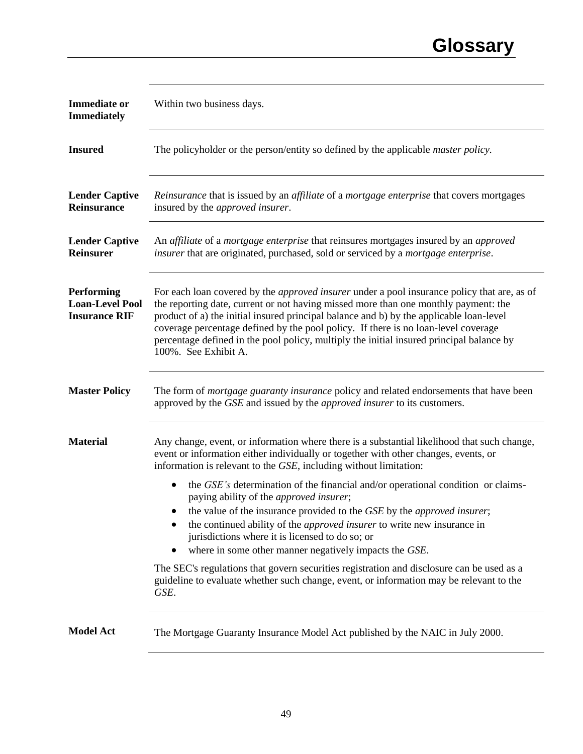# Glossary

| | |
|---|---|
| **Immediate or Immediately** | Within two business days. |
| **Insured** | The policyholder or the person/entity so defined by the applicable *master policy.* |
| **Lender Captive Reinsurance** | *Reinsurance* that is issued by an *affiliate* of a *mortgage enterprise* that covers mortgages insured by the *approved insurer*. |
| **Lender Captive Reinsurer** | An *affiliate* of a *mortgage enterprise* that reinsures mortgages insured by an *approved insurer* that are originated, purchased, sold or serviced by a *mortgage enterprise*. |
| **Performing Loan-Level Pool Insurance RIF** | For each loan covered by the *approved insurer* under a pool insurance policy that are, as of the reporting date, current or not having missed more than one monthly payment: the product of a) the initial insured principal balance and b) by the applicable loan-level coverage percentage defined by the pool policy. If there is no loan-level coverage percentage defined in the pool policy, multiply the initial insured principal balance by 100%. See Exhibit A. |
| **Master Policy** | The form of *mortgage guaranty insurance* policy and related endorsements that have been approved by the *GSE* and issued by the *approved insurer* to its customers. |
| **Material** | Any change, event, or information where there is a substantial likelihood that such change, event or information either individually or together with other changes, events, or information is relevant to the *GSE*, including without limitation:<br>• the *GSE's* determination of the financial and/or operational condition or claims-paying ability of the *approved insurer*;<br>• the value of the insurance provided to the *GSE* by the *approved insurer*;<br>• the continued ability of the *approved insurer* to write new insurance in jurisdictions where it is licensed to do so; or<br>• where in some other manner negatively impacts the *GSE*.<br><br>The SEC's regulations that govern securities registration and disclosure can be used as a guideline to evaluate whether such change, event, or information may be relevant to the *GSE*. |
| **Model Act** | The Mortgage Guaranty Insurance Model Act published by the NAIC in July 2000. |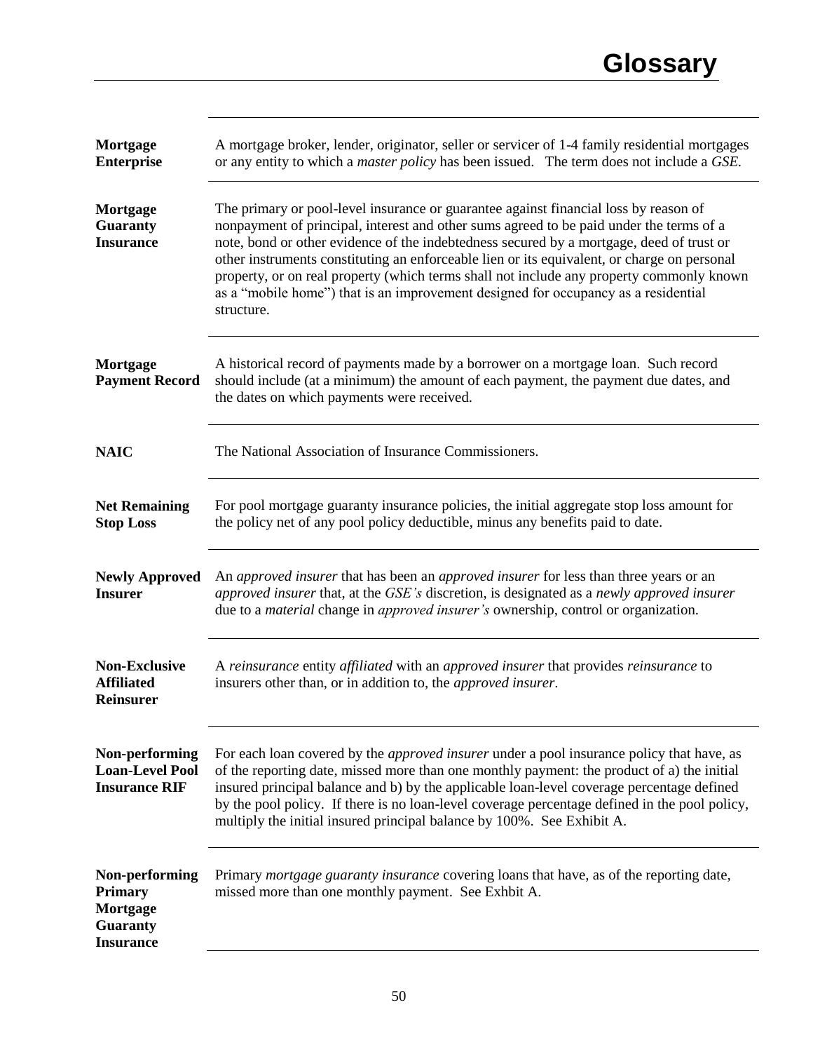# Glossary

| | |
|---|---|
| **Mortgage Enterprise** | A mortgage broker, lender, originator, seller or servicer of 1-4 family residential mortgages or any entity to which a *master policy* has been issued. The term does not include a *GSE.* |
| **Mortgage Guaranty Insurance** | The primary or pool-level insurance or guarantee against financial loss by reason of nonpayment of principal, interest and other sums agreed to be paid under the terms of a note, bond or other evidence of the indebtedness secured by a mortgage, deed of trust or other instruments constituting an enforceable lien or its equivalent, or charge on personal property, or on real property (which terms shall not include any property commonly known as a "mobile home") that is an improvement designed for occupancy as a residential structure. |
| **Mortgage Payment Record** | A historical record of payments made by a borrower on a mortgage loan. Such record should include (at a minimum) the amount of each payment, the payment due dates, and the dates on which payments were received. |
| **NAIC** | The National Association of Insurance Commissioners. |
| **Net Remaining Stop Loss** | For pool mortgage guaranty insurance policies, the initial aggregate stop loss amount for the policy net of any pool policy deductible, minus any benefits paid to date. |
| **Newly Approved Insurer** | An *approved insurer* that has been an *approved insurer* for less than three years or an *approved insurer* that, at the *GSE's* discretion, is designated as a *newly approved insurer* due to a *material* change in *approved insurer's* ownership, control or organization. |
| **Non-Exclusive Affiliated Reinsurer** | A *reinsurance* entity *affiliated* with an *approved insurer* that provides *reinsurance* to insurers other than, or in addition to, the *approved insurer*. |
| **Non-performing Loan-Level Pool Insurance RIF** | For each loan covered by the *approved insurer* under a pool insurance policy that have, as of the reporting date, missed more than one monthly payment: the product of a) the initial insured principal balance and b) by the applicable loan-level coverage percentage defined by the pool policy. If there is no loan-level coverage percentage defined in the pool policy, multiply the initial insured principal balance by 100%. See Exhibit A. |
| **Non-performing Primary Mortgage Guaranty Insurance** | Primary *mortgage guaranty insurance* covering loans that have, as of the reporting date, missed more than one monthly payment. See Exhbit A. |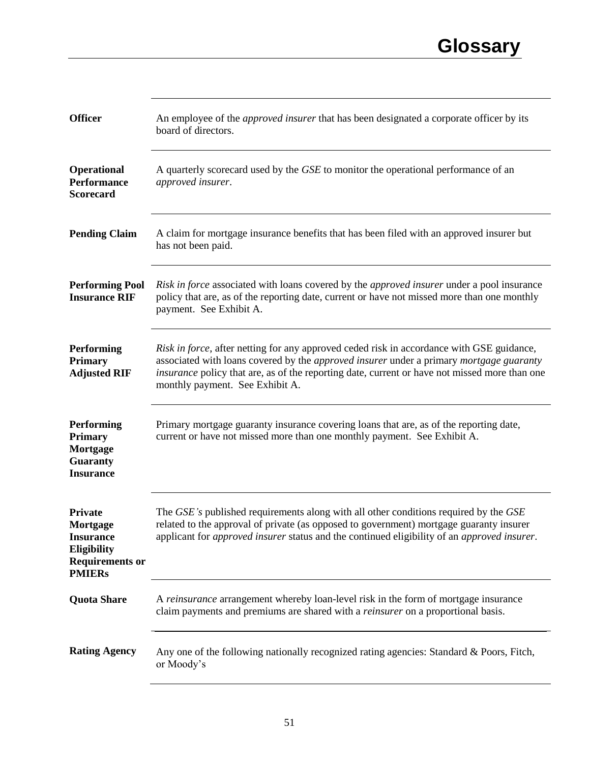# Glossary

| | |
|---|---|
| **Officer** | An employee of the *approved insurer* that has been designated a corporate officer by its board of directors. |
| **Operational Performance Scorecard** | A quarterly scorecard used by the *GSE* to monitor the operational performance of an *approved insurer*. |
| **Pending Claim** | A claim for mortgage insurance benefits that has been filed with an approved insurer but has not been paid. |
| **Performing Pool Insurance RIF** | *Risk in force* associated with loans covered by the *approved insurer* under a pool insurance policy that are, as of the reporting date, current or have not missed more than one monthly payment. See Exhibit A. |
| **Performing Primary Adjusted RIF** | *Risk in force*, after netting for any approved ceded risk in accordance with GSE guidance, associated with loans covered by the *approved insurer* under a primary *mortgage guaranty insurance* policy that are, as of the reporting date, current or have not missed more than one monthly payment. See Exhibit A. |
| **Performing Primary Mortgage Guaranty Insurance** | Primary mortgage guaranty insurance covering loans that are, as of the reporting date, current or have not missed more than one monthly payment. See Exhibit A. |
| **Private Mortgage Insurance Eligibility Requirements or PMIERs** | The *GSE's* published requirements along with all other conditions required by the *GSE* related to the approval of private (as opposed to government) mortgage guaranty insurer applicant for *approved insurer* status and the continued eligibility of an *approved insurer*. |
| **Quota Share** | A *reinsurance* arrangement whereby loan-level risk in the form of mortgage insurance claim payments and premiums are shared with a *reinsurer* on a proportional basis. |
| **Rating Agency** | Any one of the following nationally recognized rating agencies: Standard & Poors, Fitch, or Moody's |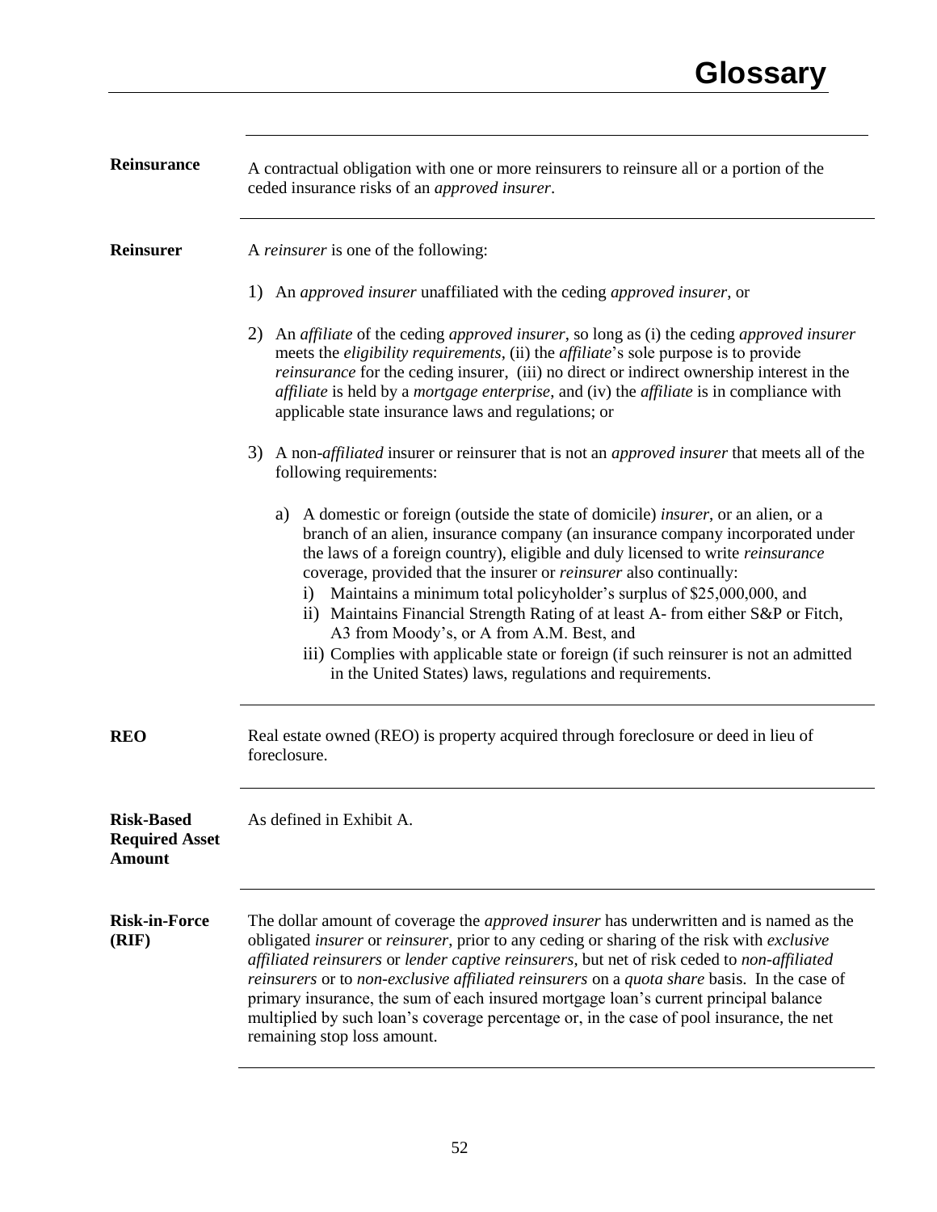# Glossary

**Reinsurance**

A contractual obligation with one or more reinsurers to reinsure all or a portion of the ceded insurance risks of an *approved insurer*.

---

**Reinsurer**

A *reinsurer* is one of the following:

1) An *approved insurer* unaffiliated with the ceding *approved insurer*, or

2) An *affiliate* of the ceding *approved insurer*, so long as (i) the ceding *approved insurer* meets the *eligibility requirements*, (ii) the *affiliate*'s sole purpose is to provide *reinsurance* for the ceding insurer, (iii) no direct or indirect ownership interest in the *affiliate* is held by a *mortgage enterprise*, and (iv) the *affiliate* is in compliance with applicable state insurance laws and regulations; or

3) A non-*affiliated* insurer or reinsurer that is not an *approved insurer* that meets all of the following requirements:

   a) A domestic or foreign (outside the state of domicile) *insurer*, or an alien, or a branch of an alien, insurance company (an insurance company incorporated under the laws of a foreign country), eligible and duly licensed to write *reinsurance* coverage, provided that the insurer or *reinsurer* also continually:
      i) Maintains a minimum total policyholder's surplus of $25,000,000, and
      ii) Maintains Financial Strength Rating of at least A- from either S&P or Fitch, A3 from Moody's, or A from A.M. Best, and
      iii) Complies with applicable state or foreign (if such reinsurer is not an admitted in the United States) laws, regulations and requirements.

---

**REO**

Real estate owned (REO) is property acquired through foreclosure or deed in lieu of foreclosure.

---

**Risk-Based Required Asset Amount**

As defined in Exhibit A.

---

**Risk-in-Force (RIF)**

The dollar amount of coverage the *approved insurer* has underwritten and is named as the obligated *insurer* or *reinsurer*, prior to any ceding or sharing of the risk with *exclusive affiliated reinsurers* or *lender captive reinsurers*, but net of risk ceded to *non-affiliated reinsurers* or to *non-exclusive affiliated reinsurers* on a *quota share* basis. In the case of primary insurance, the sum of each insured mortgage loan's current principal balance multiplied by such loan's coverage percentage or, in the case of pool insurance, the net remaining stop loss amount.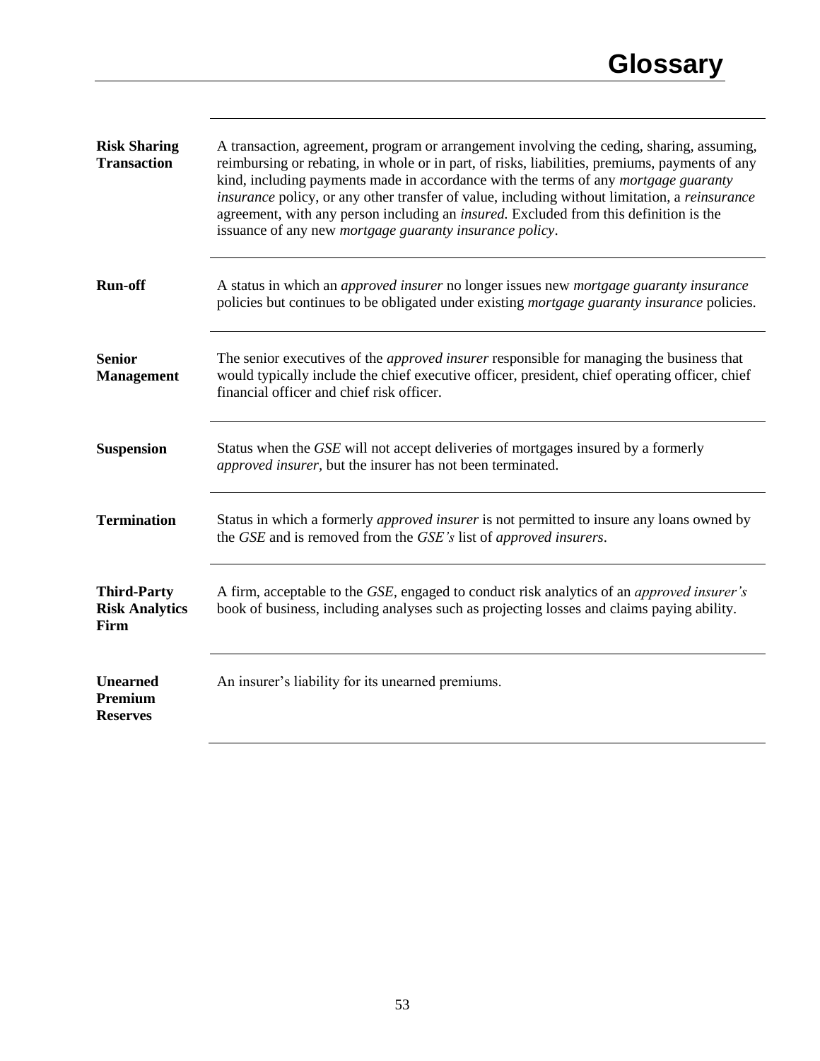# Glossary

| | |
|---|---|
| **Risk Sharing Transaction** | A transaction, agreement, program or arrangement involving the ceding, sharing, assuming, reimbursing or rebating, in whole or in part, of risks, liabilities, premiums, payments of any kind, including payments made in accordance with the terms of any *mortgage guaranty insurance* policy, or any other transfer of value, including without limitation, a *reinsurance* agreement, with any person including an *insured.* Excluded from this definition is the issuance of any new *mortgage guaranty insurance policy*. |
| **Run-off** | A status in which an *approved insurer* no longer issues new *mortgage guaranty insurance* policies but continues to be obligated under existing *mortgage guaranty insurance* policies. |
| **Senior Management** | The senior executives of the *approved insurer* responsible for managing the business that would typically include the chief executive officer, president, chief operating officer, chief financial officer and chief risk officer. |
| **Suspension** | Status when the *GSE* will not accept deliveries of mortgages insured by a formerly *approved insurer*, but the insurer has not been terminated. |
| **Termination** | Status in which a formerly *approved insurer* is not permitted to insure any loans owned by the *GSE* and is removed from the *GSE's* list of *approved insurers*. |
| **Third-Party Risk Analytics Firm** | A firm, acceptable to the *GSE*, engaged to conduct risk analytics of an *approved insurer's* book of business, including analyses such as projecting losses and claims paying ability. |
| **Unearned Premium Reserves** | An insurer's liability for its unearned premiums. |